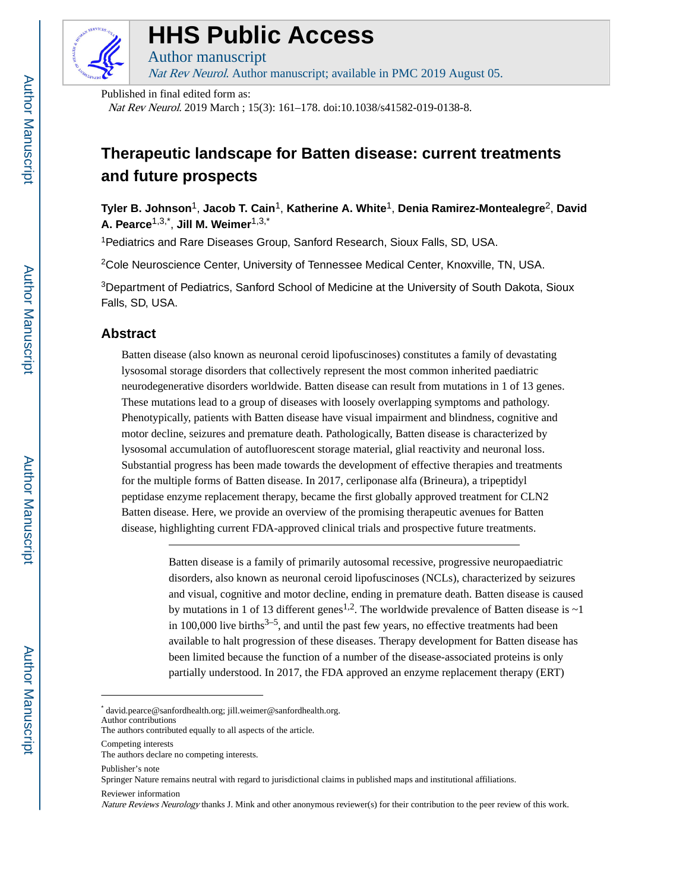# HHS Public Access

Author manuscript

*Nat Rev Neurol*. Author manuscript; available in PMC 2019 August 05.

Published in final edited form as:

*Nat Rev Neurol*. 2019 March ; 15(3): 161–178. doi:10.1038/s41582-019-0138-8.

# Therapeutic landscape for Batten disease: current treatments and future prospects

**Tyler B. Johnson**[1], **Jacob T. Cain**[1], **Katherine A. White**[1], **Denia Ramirez-Montealegre**[2], **David A. Pearce**[1,3,*], **Jill M. Weimer**[1,3,*]

[1]Pediatrics and Rare Diseases Group, Sanford Research, Sioux Falls, SD, USA.

[2]Cole Neuroscience Center, University of Tennessee Medical Center, Knoxville, TN, USA.

[3]Department of Pediatrics, Sanford School of Medicine at the University of South Dakota, Sioux Falls, SD, USA.

## Abstract

Batten disease (also known as neuronal ceroid lipofuscinoses) constitutes a family of devastating lysosomal storage disorders that collectively represent the most common inherited paediatric neurodegenerative disorders worldwide. Batten disease can result from mutations in 1 of 13 genes. These mutations lead to a group of diseases with loosely overlapping symptoms and pathology. Phenotypically, patients with Batten disease have visual impairment and blindness, cognitive and motor decline, seizures and premature death. Pathologically, Batten disease is characterized by lysosomal accumulation of autofluorescent storage material, glial reactivity and neuronal loss. Substantial progress has been made towards the development of effective therapies and treatments for the multiple forms of Batten disease. In 2017, cerliponase alfa (Brineura), a tripeptidyl peptidase enzyme replacement therapy, became the first globally approved treatment for CLN2 Batten disease. Here, we provide an overview of the promising therapeutic avenues for Batten disease, highlighting current FDA-approved clinical trials and prospective future treatments.

---

Batten disease is a family of primarily autosomal recessive, progressive neuropaediatric disorders, also known as neuronal ceroid lipofuscinoses (NCLs), characterized by seizures and visual, cognitive and motor decline, ending in premature death. Batten disease is caused by mutations in 1 of 13 different genes[1,2]. The worldwide prevalence of Batten disease is ~1 in 100,000 live births[3–5], and until the past few years, no effective treatments had been available to halt progression of these diseases. Therapy development for Batten disease has been limited because the function of a number of the disease-associated proteins is only partially understood. In 2017, the FDA approved an enzyme replacement therapy (ERT)

---

[*] david.pearce@sanfordhealth.org; jill.weimer@sanfordhealth.org.

Author contributions

The authors contributed equally to all aspects of the article.

Competing interests

The authors declare no competing interests.

Publisher's note

Springer Nature remains neutral with regard to jurisdictional claims in published maps and institutional affiliations.

Reviewer information

*Nature Reviews Neurology* thanks J. Mink and other anonymous reviewer(s) for their contribution to the peer review of this work.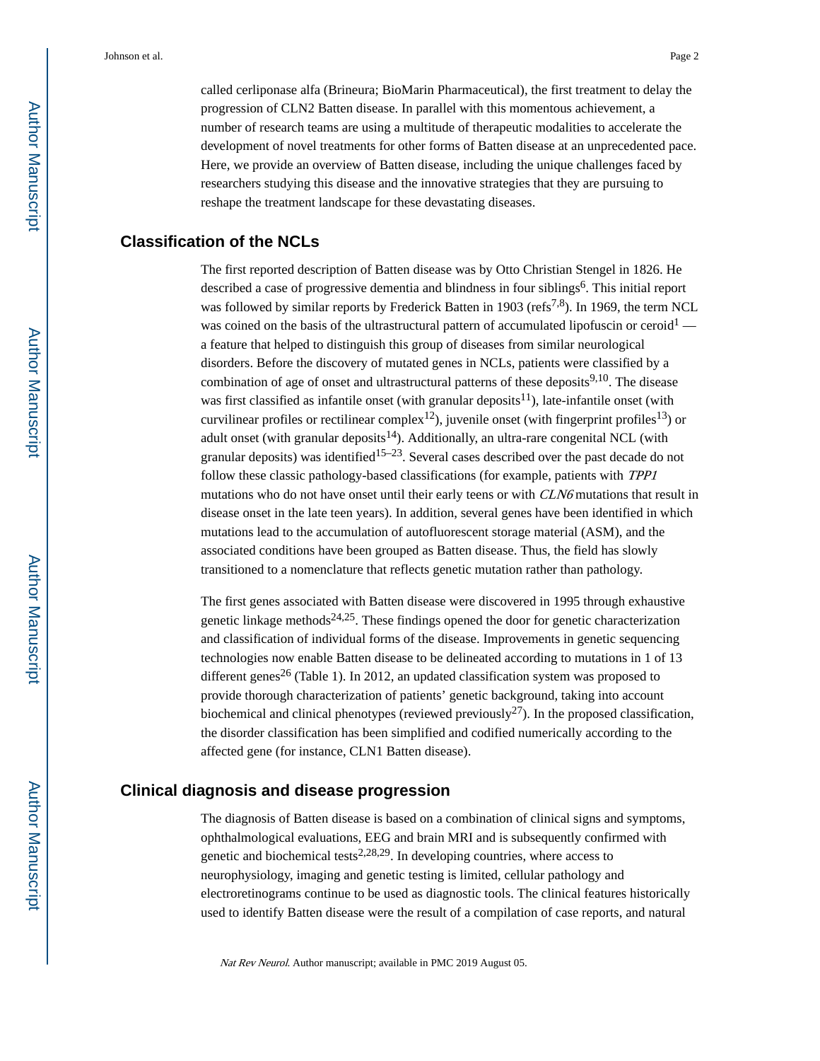called cerliponase alfa (Brineura; BioMarin Pharmaceutical), the first treatment to delay the progression of CLN2 Batten disease. In parallel with this momentous achievement, a number of research teams are using a multitude of therapeutic modalities to accelerate the development of novel treatments for other forms of Batten disease at an unprecedented pace. Here, we provide an overview of Batten disease, including the unique challenges faced by researchers studying this disease and the innovative strategies that they are pursuing to reshape the treatment landscape for these devastating diseases.

## Classification of the NCLs

The first reported description of Batten disease was by Otto Christian Stengel in 1826. He described a case of progressive dementia and blindness in four siblings[6]. This initial report was followed by similar reports by Frederick Batten in 1903 (refs[7,8]). In 1969, the term NCL was coined on the basis of the ultrastructural pattern of accumulated lipofuscin or ceroid[1] — a feature that helped to distinguish this group of diseases from similar neurological disorders. Before the discovery of mutated genes in NCLs, patients were classified by a combination of age of onset and ultrastructural patterns of these deposits[9,10]. The disease was first classified as infantile onset (with granular deposits[11]), late-infantile onset (with curvilinear profiles or rectilinear complex[12]), juvenile onset (with fingerprint profiles[13]) or adult onset (with granular deposits[14]). Additionally, an ultra-rare congenital NCL (with granular deposits) was identified[15–23]. Several cases described over the past decade do not follow these classic pathology-based classifications (for example, patients with *TPP1* mutations who do not have onset until their early teens or with *CLN6* mutations that result in disease onset in the late teen years). In addition, several genes have been identified in which mutations lead to the accumulation of autofluorescent storage material (ASM), and the associated conditions have been grouped as Batten disease. Thus, the field has slowly transitioned to a nomenclature that reflects genetic mutation rather than pathology.

The first genes associated with Batten disease were discovered in 1995 through exhaustive genetic linkage methods[24,25]. These findings opened the door for genetic characterization and classification of individual forms of the disease. Improvements in genetic sequencing technologies now enable Batten disease to be delineated according to mutations in 1 of 13 different genes[26] (Table 1). In 2012, an updated classification system was proposed to provide thorough characterization of patients' genetic background, taking into account biochemical and clinical phenotypes (reviewed previously[27]). In the proposed classification, the disorder classification has been simplified and codified numerically according to the affected gene (for instance, CLN1 Batten disease).

## Clinical diagnosis and disease progression

The diagnosis of Batten disease is based on a combination of clinical signs and symptoms, ophthalmological evaluations, EEG and brain MRI and is subsequently confirmed with genetic and biochemical tests[2,28,29]. In developing countries, where access to neurophysiology, imaging and genetic testing is limited, cellular pathology and electroretinograms continue to be used as diagnostic tools. The clinical features historically used to identify Batten disease were the result of a compilation of case reports, and natural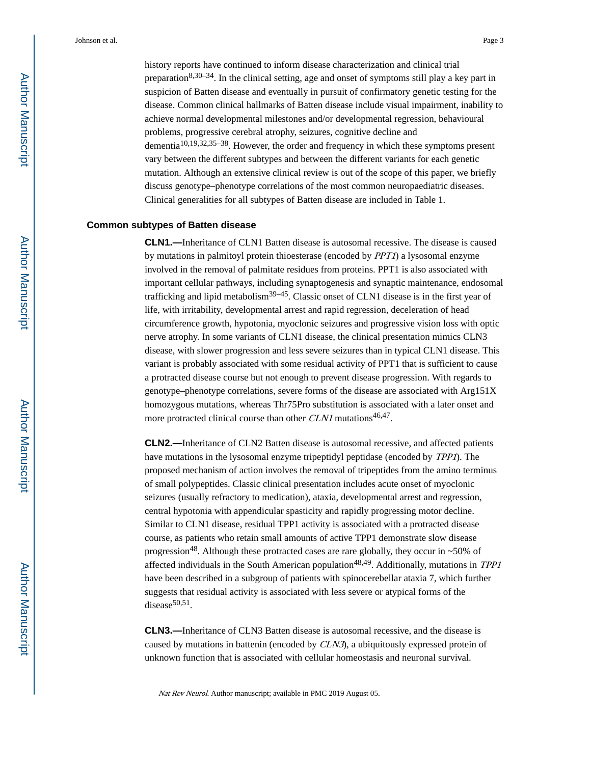history reports have continued to inform disease characterization and clinical trial preparation[8,30–34]. In the clinical setting, age and onset of symptoms still play a key part in suspicion of Batten disease and eventually in pursuit of confirmatory genetic testing for the disease. Common clinical hallmarks of Batten disease include visual impairment, inability to achieve normal developmental milestones and/or developmental regression, behavioural problems, progressive cerebral atrophy, seizures, cognitive decline and dementia[10,19,32,35–38]. However, the order and frequency in which these symptoms present vary between the different subtypes and between the different variants for each genetic mutation. Although an extensive clinical review is out of the scope of this paper, we briefly discuss genotype–phenotype correlations of the most common neuropaediatric diseases. Clinical generalities for all subtypes of Batten disease are included in Table 1.

### Common subtypes of Batten disease

**CLN1.—**Inheritance of CLN1 Batten disease is autosomal recessive. The disease is caused by mutations in palmitoyl protein thioesterase (encoded by *PPT1*) a lysosomal enzyme involved in the removal of palmitate residues from proteins. PPT1 is also associated with important cellular pathways, including synaptogenesis and synaptic maintenance, endosomal trafficking and lipid metabolism[39–45]. Classic onset of CLN1 disease is in the first year of life, with irritability, developmental arrest and rapid regression, deceleration of head circumference growth, hypotonia, myoclonic seizures and progressive vision loss with optic nerve atrophy. In some variants of CLN1 disease, the clinical presentation mimics CLN3 disease, with slower progression and less severe seizures than in typical CLN1 disease. This variant is probably associated with some residual activity of PPT1 that is sufficient to cause a protracted disease course but not enough to prevent disease progression. With regards to genotype–phenotype correlations, severe forms of the disease are associated with Arg151X homozygous mutations, whereas Thr75Pro substitution is associated with a later onset and more protracted clinical course than other *CLN1* mutations[46,47].

**CLN2.—**Inheritance of CLN2 Batten disease is autosomal recessive, and affected patients have mutations in the lysosomal enzyme tripeptidyl peptidase (encoded by *TPP1*). The proposed mechanism of action involves the removal of tripeptides from the amino terminus of small polypeptides. Classic clinical presentation includes acute onset of myoclonic seizures (usually refractory to medication), ataxia, developmental arrest and regression, central hypotonia with appendicular spasticity and rapidly progressing motor decline. Similar to CLN1 disease, residual TPP1 activity is associated with a protracted disease course, as patients who retain small amounts of active TPP1 demonstrate slow disease progression[48]. Although these protracted cases are rare globally, they occur in ~50% of affected individuals in the South American population[48,49]. Additionally, mutations in *TPP1* have been described in a subgroup of patients with spinocerebellar ataxia 7, which further suggests that residual activity is associated with less severe or atypical forms of the disease[50,51].

**CLN3.—**Inheritance of CLN3 Batten disease is autosomal recessive, and the disease is caused by mutations in battenin (encoded by *CLN3*), a ubiquitously expressed protein of unknown function that is associated with cellular homeostasis and neuronal survival.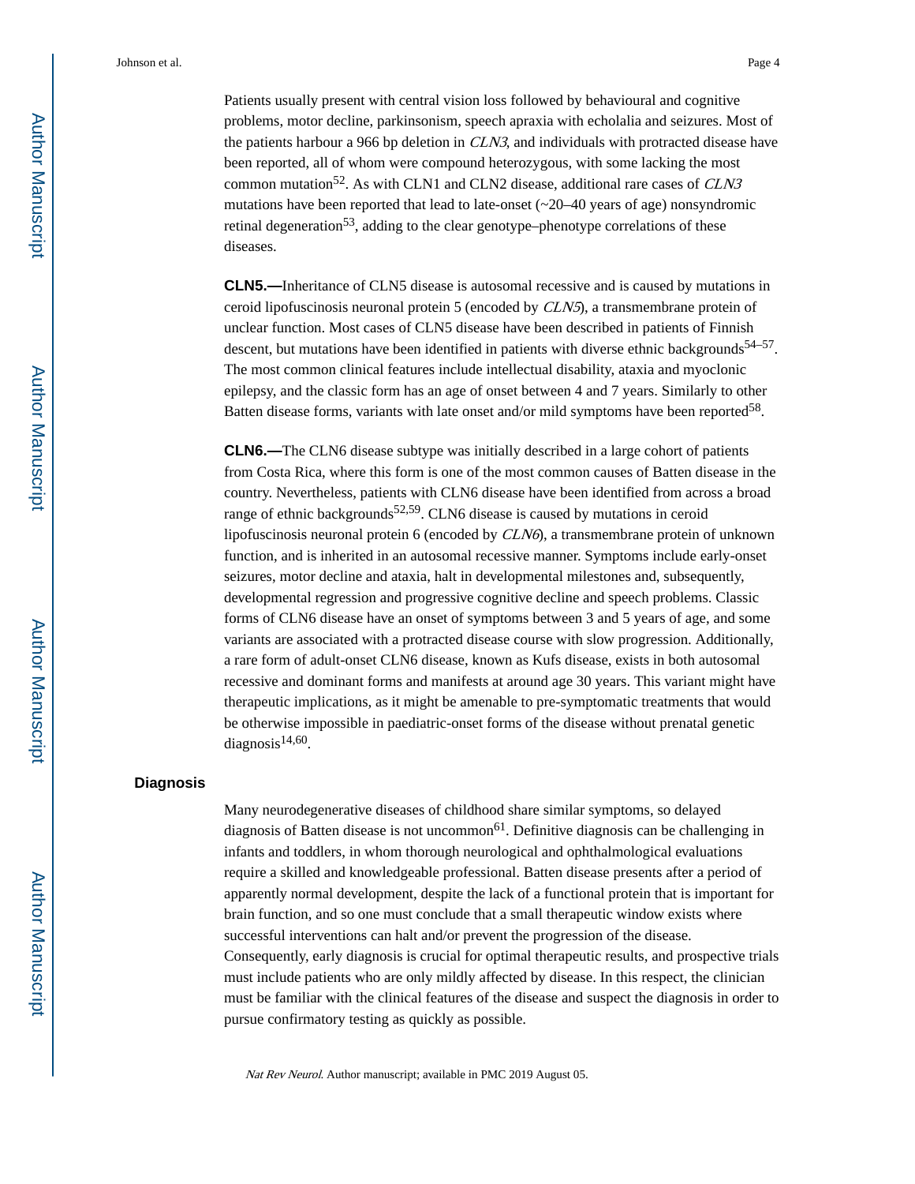Patients usually present with central vision loss followed by behavioural and cognitive problems, motor decline, parkinsonism, speech apraxia with echolalia and seizures. Most of the patients harbour a 966 bp deletion in *CLN3*, and individuals with protracted disease have been reported, all of whom were compound heterozygous, with some lacking the most common mutation[52]. As with CLN1 and CLN2 disease, additional rare cases of *CLN3* mutations have been reported that lead to late-onset (~20–40 years of age) nonsyndromic retinal degeneration[53], adding to the clear genotype–phenotype correlations of these diseases.

**CLN5.—**Inheritance of CLN5 disease is autosomal recessive and is caused by mutations in ceroid lipofuscinosis neuronal protein 5 (encoded by *CLN5*), a transmembrane protein of unclear function. Most cases of CLN5 disease have been described in patients of Finnish descent, but mutations have been identified in patients with diverse ethnic backgrounds[54–57]. The most common clinical features include intellectual disability, ataxia and myoclonic epilepsy, and the classic form has an age of onset between 4 and 7 years. Similarly to other Batten disease forms, variants with late onset and/or mild symptoms have been reported[58].

**CLN6.—**The CLN6 disease subtype was initially described in a large cohort of patients from Costa Rica, where this form is one of the most common causes of Batten disease in the country. Nevertheless, patients with CLN6 disease have been identified from across a broad range of ethnic backgrounds[52,59]. CLN6 disease is caused by mutations in ceroid lipofuscinosis neuronal protein 6 (encoded by *CLN6*), a transmembrane protein of unknown function, and is inherited in an autosomal recessive manner. Symptoms include early-onset seizures, motor decline and ataxia, halt in developmental milestones and, subsequently, developmental regression and progressive cognitive decline and speech problems. Classic forms of CLN6 disease have an onset of symptoms between 3 and 5 years of age, and some variants are associated with a protracted disease course with slow progression. Additionally, a rare form of adult-onset CLN6 disease, known as Kufs disease, exists in both autosomal recessive and dominant forms and manifests at around age 30 years. This variant might have therapeutic implications, as it might be amenable to pre-symptomatic treatments that would be otherwise impossible in paediatric-onset forms of the disease without prenatal genetic diagnosis[14,60].

## Diagnosis

Many neurodegenerative diseases of childhood share similar symptoms, so delayed diagnosis of Batten disease is not uncommon[61]. Definitive diagnosis can be challenging in infants and toddlers, in whom thorough neurological and ophthalmological evaluations require a skilled and knowledgeable professional. Batten disease presents after a period of apparently normal development, despite the lack of a functional protein that is important for brain function, and so one must conclude that a small therapeutic window exists where successful interventions can halt and/or prevent the progression of the disease. Consequently, early diagnosis is crucial for optimal therapeutic results, and prospective trials must include patients who are only mildly affected by disease. In this respect, the clinician must be familiar with the clinical features of the disease and suspect the diagnosis in order to pursue confirmatory testing as quickly as possible.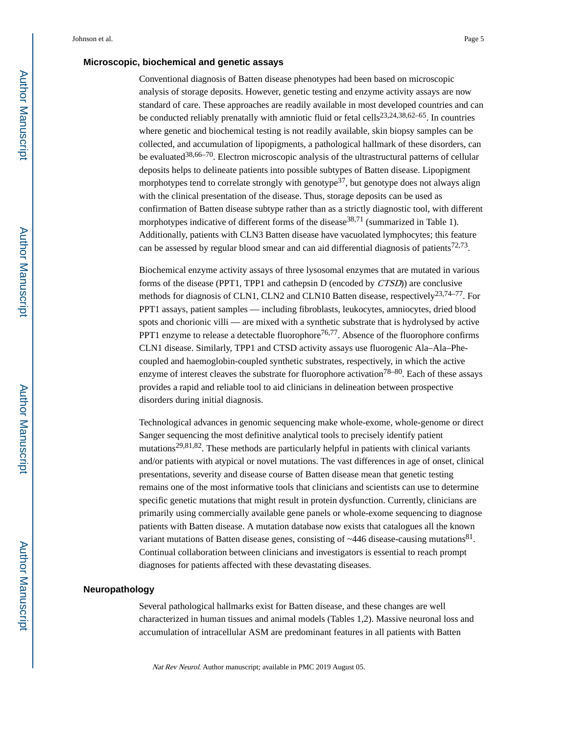## Microscopic, biochemical and genetic assays

Conventional diagnosis of Batten disease phenotypes had been based on microscopic analysis of storage deposits. However, genetic testing and enzyme activity assays are now standard of care. These approaches are readily available in most developed countries and can be conducted reliably prenatally with amniotic fluid or fetal cells[23,24,38,62–65]. In countries where genetic and biochemical testing is not readily available, skin biopsy samples can be collected, and accumulation of lipopigments, a pathological hallmark of these disorders, can be evaluated[38,66–70]. Electron microscopic analysis of the ultrastructural patterns of cellular deposits helps to delineate patients into possible subtypes of Batten disease. Lipopigment morphotypes tend to correlate strongly with genotype[37], but genotype does not always align with the clinical presentation of the disease. Thus, storage deposits can be used as confirmation of Batten disease subtype rather than as a strictly diagnostic tool, with different morphotypes indicative of different forms of the disease[38,71] (summarized in Table 1). Additionally, patients with CLN3 Batten disease have vacuolated lymphocytes; this feature can be assessed by regular blood smear and can aid differential diagnosis of patients[72,73].

Biochemical enzyme activity assays of three lysosomal enzymes that are mutated in various forms of the disease (PPT1, TPP1 and cathepsin D (encoded by *CTSD*)) are conclusive methods for diagnosis of CLN1, CLN2 and CLN10 Batten disease, respectively[23,74–77]. For PPT1 assays, patient samples — including fibroblasts, leukocytes, amniocytes, dried blood spots and chorionic villi — are mixed with a synthetic substrate that is hydrolysed by active PPT1 enzyme to release a detectable fluorophore[76,77]. Absence of the fluorophore confirms CLN1 disease. Similarly, TPP1 and CTSD activity assays use fluorogenic Ala–Ala–Phe-coupled and haemoglobin-coupled synthetic substrates, respectively, in which the active enzyme of interest cleaves the substrate for fluorophore activation[78–80]. Each of these assays provides a rapid and reliable tool to aid clinicians in delineation between prospective disorders during initial diagnosis.

Technological advances in genomic sequencing make whole-exome, whole-genome or direct Sanger sequencing the most definitive analytical tools to precisely identify patient mutations[29,81,82]. These methods are particularly helpful in patients with clinical variants and/or patients with atypical or novel mutations. The vast differences in age of onset, clinical presentations, severity and disease course of Batten disease mean that genetic testing remains one of the most informative tools that clinicians and scientists can use to determine specific genetic mutations that might result in protein dysfunction. Currently, clinicians are primarily using commercially available gene panels or whole-exome sequencing to diagnose patients with Batten disease. A mutation database now exists that catalogues all the known variant mutations of Batten disease genes, consisting of ~446 disease-causing mutations[81]. Continual collaboration between clinicians and investigators is essential to reach prompt diagnoses for patients affected with these devastating diseases.

## Neuropathology

Several pathological hallmarks exist for Batten disease, and these changes are well characterized in human tissues and animal models (Tables 1,2). Massive neuronal loss and accumulation of intracellular ASM are predominant features in all patients with Batten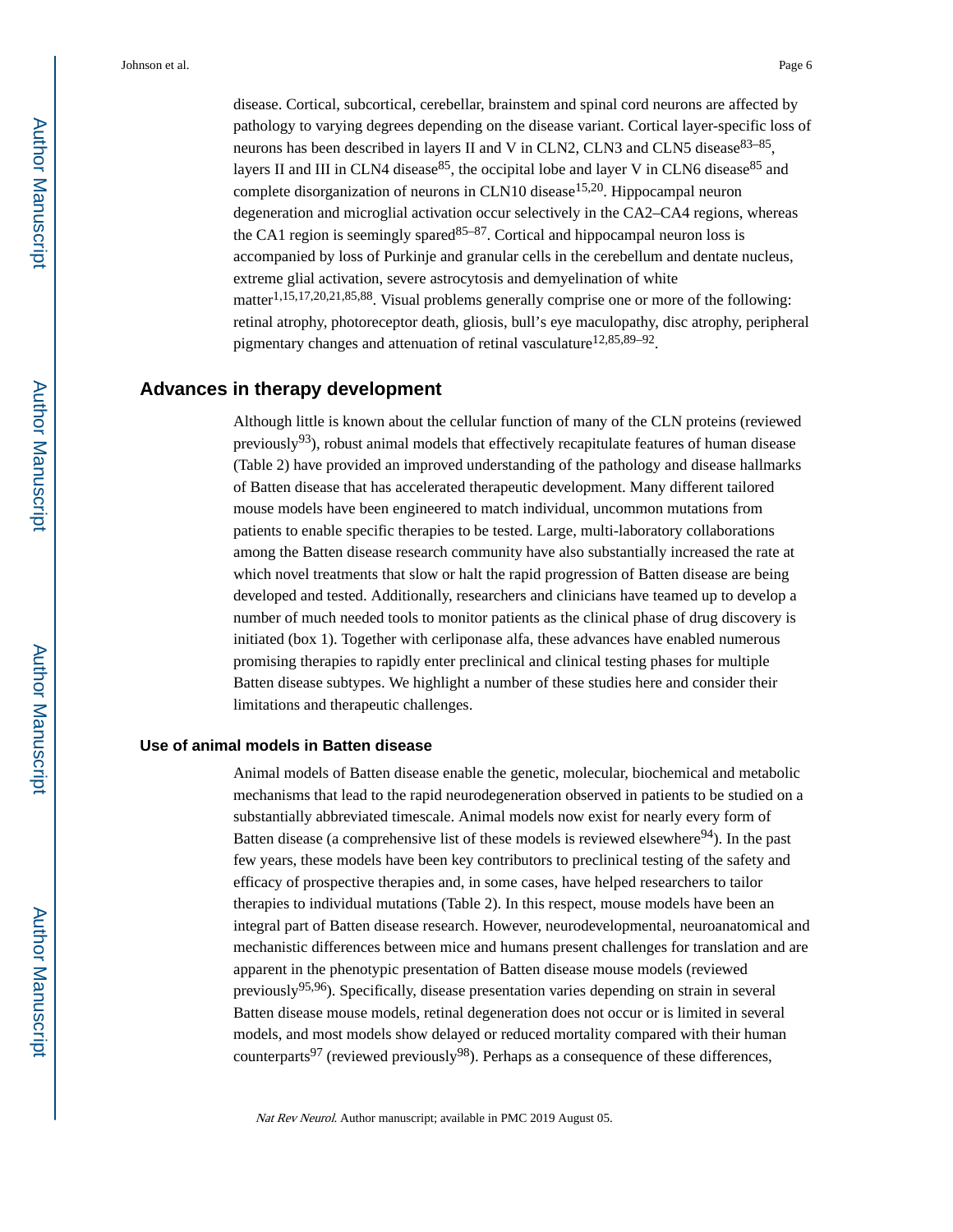disease. Cortical, subcortical, cerebellar, brainstem and spinal cord neurons are affected by pathology to varying degrees depending on the disease variant. Cortical layer-specific loss of neurons has been described in layers II and V in CLN2, CLN3 and CLN5 disease[83–85], layers II and III in CLN4 disease[85], the occipital lobe and layer V in CLN6 disease[85] and complete disorganization of neurons in CLN10 disease[15,20]. Hippocampal neuron degeneration and microglial activation occur selectively in the CA2–CA4 regions, whereas the CA1 region is seemingly spared[85–87]. Cortical and hippocampal neuron loss is accompanied by loss of Purkinje and granular cells in the cerebellum and dentate nucleus, extreme glial activation, severe astrocytosis and demyelination of white matter[1,15,17,20,21,85,88]. Visual problems generally comprise one or more of the following: retinal atrophy, photoreceptor death, gliosis, bull's eye maculopathy, disc atrophy, peripheral pigmentary changes and attenuation of retinal vasculature[12,85,89–92].

## Advances in therapy development

Although little is known about the cellular function of many of the CLN proteins (reviewed previously[93]), robust animal models that effectively recapitulate features of human disease (Table 2) have provided an improved understanding of the pathology and disease hallmarks of Batten disease that has accelerated therapeutic development. Many different tailored mouse models have been engineered to match individual, uncommon mutations from patients to enable specific therapies to be tested. Large, multi-laboratory collaborations among the Batten disease research community have also substantially increased the rate at which novel treatments that slow or halt the rapid progression of Batten disease are being developed and tested. Additionally, researchers and clinicians have teamed up to develop a number of much needed tools to monitor patients as the clinical phase of drug discovery is initiated (box 1). Together with cerliponase alfa, these advances have enabled numerous promising therapies to rapidly enter preclinical and clinical testing phases for multiple Batten disease subtypes. We highlight a number of these studies here and consider their limitations and therapeutic challenges.

### Use of animal models in Batten disease

Animal models of Batten disease enable the genetic, molecular, biochemical and metabolic mechanisms that lead to the rapid neurodegeneration observed in patients to be studied on a substantially abbreviated timescale. Animal models now exist for nearly every form of Batten disease (a comprehensive list of these models is reviewed elsewhere[94]). In the past few years, these models have been key contributors to preclinical testing of the safety and efficacy of prospective therapies and, in some cases, have helped researchers to tailor therapies to individual mutations (Table 2). In this respect, mouse models have been an integral part of Batten disease research. However, neurodevelopmental, neuroanatomical and mechanistic differences between mice and humans present challenges for translation and are apparent in the phenotypic presentation of Batten disease mouse models (reviewed previously[95,96]). Specifically, disease presentation varies depending on strain in several Batten disease mouse models, retinal degeneration does not occur or is limited in several models, and most models show delayed or reduced mortality compared with their human counterparts[97] (reviewed previously[98]). Perhaps as a consequence of these differences,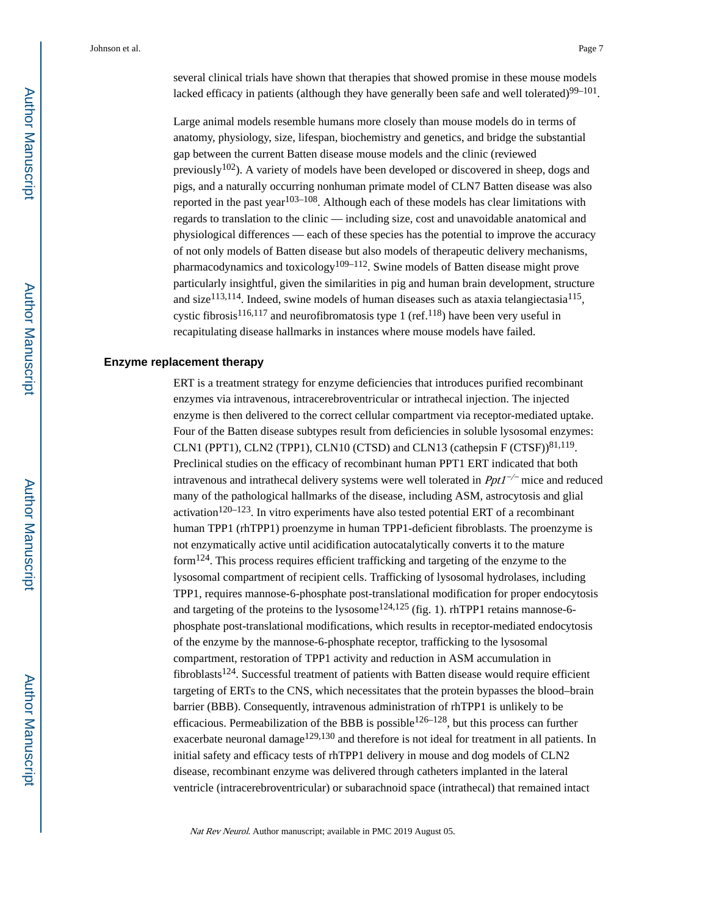several clinical trials have shown that therapies that showed promise in these mouse models lacked efficacy in patients (although they have generally been safe and well tolerated)[99–101].

Large animal models resemble humans more closely than mouse models do in terms of anatomy, physiology, size, lifespan, biochemistry and genetics, and bridge the substantial gap between the current Batten disease mouse models and the clinic (reviewed previously[102]). A variety of models have been developed or discovered in sheep, dogs and pigs, and a naturally occurring nonhuman primate model of CLN7 Batten disease was also reported in the past year[103–108]. Although each of these models has clear limitations with regards to translation to the clinic — including size, cost and unavoidable anatomical and physiological differences — each of these species has the potential to improve the accuracy of not only models of Batten disease but also models of therapeutic delivery mechanisms, pharmacodynamics and toxicology[109–112]. Swine models of Batten disease might prove particularly insightful, given the similarities in pig and human brain development, structure and size[113,114]. Indeed, swine models of human diseases such as ataxia telangiectasia[115], cystic fibrosis[116,117] and neurofibromatosis type 1 (ref.[118]) have been very useful in recapitulating disease hallmarks in instances where mouse models have failed.

## Enzyme replacement therapy

ERT is a treatment strategy for enzyme deficiencies that introduces purified recombinant enzymes via intravenous, intracerebroventricular or intrathecal injection. The injected enzyme is then delivered to the correct cellular compartment via receptor-mediated uptake. Four of the Batten disease subtypes result from deficiencies in soluble lysosomal enzymes: CLN1 (PPT1), CLN2 (TPP1), CLN10 (CTSD) and CLN13 (cathepsin F (CTSF))[81,119]. Preclinical studies on the efficacy of recombinant human PPT1 ERT indicated that both intravenous and intrathecal delivery systems were well tolerated in *Ppt1*$^{-/-}$ mice and reduced many of the pathological hallmarks of the disease, including ASM, astrocytosis and glial activation[120–123]. In vitro experiments have also tested potential ERT of a recombinant human TPP1 (rhTPP1) proenzyme in human TPP1-deficient fibroblasts. The proenzyme is not enzymatically active until acidification autocatalytically converts it to the mature form[124]. This process requires efficient trafficking and targeting of the enzyme to the lysosomal compartment of recipient cells. Trafficking of lysosomal hydrolases, including TPP1, requires mannose-6-phosphate post-translational modification for proper endocytosis and targeting of the proteins to the lysosome[124,125] (fig. 1). rhTPP1 retains mannose-6-phosphate post-translational modifications, which results in receptor-mediated endocytosis of the enzyme by the mannose-6-phosphate receptor, trafficking to the lysosomal compartment, restoration of TPP1 activity and reduction in ASM accumulation in fibroblasts[124]. Successful treatment of patients with Batten disease would require efficient targeting of ERTs to the CNS, which necessitates that the protein bypasses the blood–brain barrier (BBB). Consequently, intravenous administration of rhTPP1 is unlikely to be efficacious. Permeabilization of the BBB is possible[126–128], but this process can further exacerbate neuronal damage[129,130] and therefore is not ideal for treatment in all patients. In initial safety and efficacy tests of rhTPP1 delivery in mouse and dog models of CLN2 disease, recombinant enzyme was delivered through catheters implanted in the lateral ventricle (intracerebroventricular) or subarachnoid space (intrathecal) that remained intact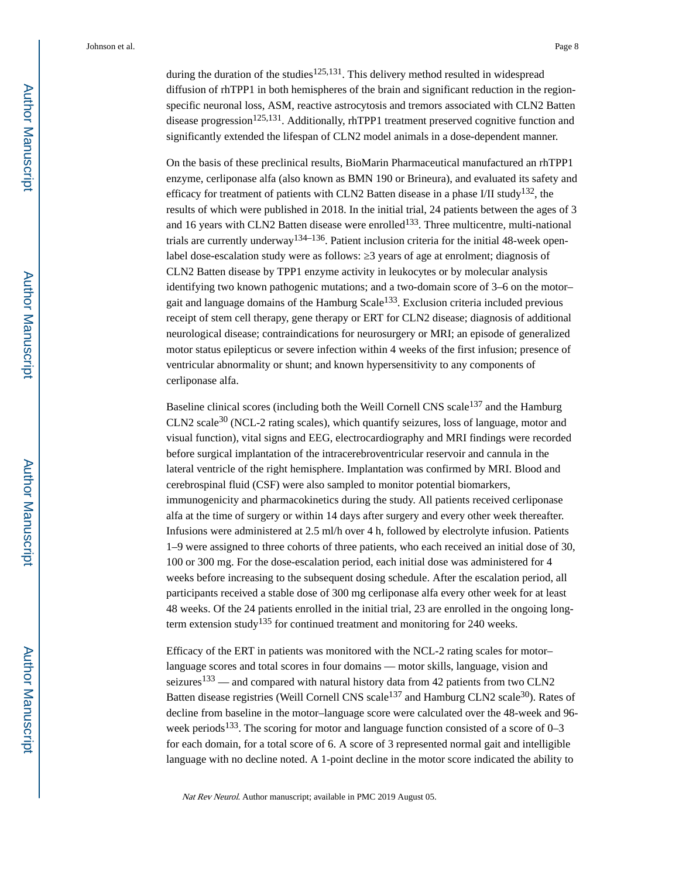during the duration of the studies[125,131]. This delivery method resulted in widespread diffusion of rhTPP1 in both hemispheres of the brain and significant reduction in the region-specific neuronal loss, ASM, reactive astrocytosis and tremors associated with CLN2 Batten disease progression[125,131]. Additionally, rhTPP1 treatment preserved cognitive function and significantly extended the lifespan of CLN2 model animals in a dose-dependent manner.

On the basis of these preclinical results, BioMarin Pharmaceutical manufactured an rhTPP1 enzyme, cerliponase alfa (also known as BMN 190 or Brineura), and evaluated its safety and efficacy for treatment of patients with CLN2 Batten disease in a phase I/II study[132], the results of which were published in 2018. In the initial trial, 24 patients between the ages of 3 and 16 years with CLN2 Batten disease were enrolled[133]. Three multicentre, multi-national trials are currently underway[134–136]. Patient inclusion criteria for the initial 48-week open-label dose-escalation study were as follows: ≥3 years of age at enrolment; diagnosis of CLN2 Batten disease by TPP1 enzyme activity in leukocytes or by molecular analysis identifying two known pathogenic mutations; and a two-domain score of 3–6 on the motor–gait and language domains of the Hamburg Scale[133]. Exclusion criteria included previous receipt of stem cell therapy, gene therapy or ERT for CLN2 disease; diagnosis of additional neurological disease; contraindications for neurosurgery or MRI; an episode of generalized motor status epilepticus or severe infection within 4 weeks of the first infusion; presence of ventricular abnormality or shunt; and known hypersensitivity to any components of cerliponase alfa.

Baseline clinical scores (including both the Weill Cornell CNS scale[137] and the Hamburg CLN2 scale[30] (NCL-2 rating scales), which quantify seizures, loss of language, motor and visual function), vital signs and EEG, electrocardiography and MRI findings were recorded before surgical implantation of the intracerebroventricular reservoir and cannula in the lateral ventricle of the right hemisphere. Implantation was confirmed by MRI. Blood and cerebrospinal fluid (CSF) were also sampled to monitor potential biomarkers, immunogenicity and pharmacokinetics during the study. All patients received cerliponase alfa at the time of surgery or within 14 days after surgery and every other week thereafter. Infusions were administered at 2.5 ml/h over 4 h, followed by electrolyte infusion. Patients 1–9 were assigned to three cohorts of three patients, who each received an initial dose of 30, 100 or 300 mg. For the dose-escalation period, each initial dose was administered for 4 weeks before increasing to the subsequent dosing schedule. After the escalation period, all participants received a stable dose of 300 mg cerliponase alfa every other week for at least 48 weeks. Of the 24 patients enrolled in the initial trial, 23 are enrolled in the ongoing long-term extension study[135] for continued treatment and monitoring for 240 weeks.

Efficacy of the ERT in patients was monitored with the NCL-2 rating scales for motor–language scores and total scores in four domains — motor skills, language, vision and seizures[133] — and compared with natural history data from 42 patients from two CLN2 Batten disease registries (Weill Cornell CNS scale[137] and Hamburg CLN2 scale[30]). Rates of decline from baseline in the motor–language score were calculated over the 48-week and 96-week periods[133]. The scoring for motor and language function consisted of a score of 0–3 for each domain, for a total score of 6. A score of 3 represented normal gait and intelligible language with no decline noted. A 1-point decline in the motor score indicated the ability to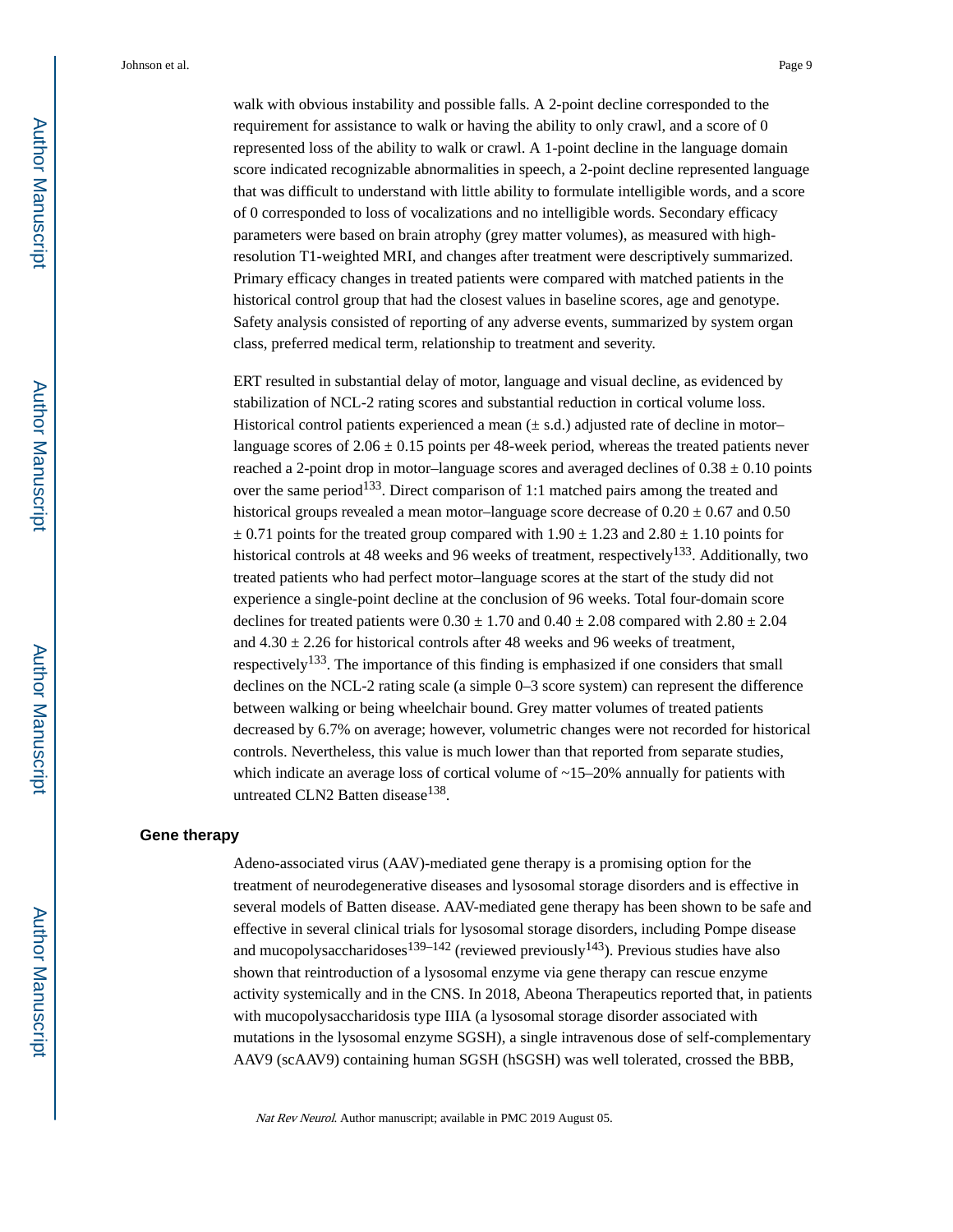walk with obvious instability and possible falls. A 2-point decline corresponded to the requirement for assistance to walk or having the ability to only crawl, and a score of 0 represented loss of the ability to walk or crawl. A 1-point decline in the language domain score indicated recognizable abnormalities in speech, a 2-point decline represented language that was difficult to understand with little ability to formulate intelligible words, and a score of 0 corresponded to loss of vocalizations and no intelligible words. Secondary efficacy parameters were based on brain atrophy (grey matter volumes), as measured with high-resolution T1-weighted MRI, and changes after treatment were descriptively summarized. Primary efficacy changes in treated patients were compared with matched patients in the historical control group that had the closest values in baseline scores, age and genotype. Safety analysis consisted of reporting of any adverse events, summarized by system organ class, preferred medical term, relationship to treatment and severity.

ERT resulted in substantial delay of motor, language and visual decline, as evidenced by stabilization of NCL-2 rating scores and substantial reduction in cortical volume loss. Historical control patients experienced a mean (± s.d.) adjusted rate of decline in motor–language scores of 2.06 ± 0.15 points per 48-week period, whereas the treated patients never reached a 2-point drop in motor–language scores and averaged declines of 0.38 ± 0.10 points over the same period[133]. Direct comparison of 1:1 matched pairs among the treated and historical groups revealed a mean motor–language score decrease of 0.20 ± 0.67 and 0.50 ± 0.71 points for the treated group compared with 1.90 ± 1.23 and 2.80 ± 1.10 points for historical controls at 48 weeks and 96 weeks of treatment, respectively[133]. Additionally, two treated patients who had perfect motor–language scores at the start of the study did not experience a single-point decline at the conclusion of 96 weeks. Total four-domain score declines for treated patients were 0.30 ± 1.70 and 0.40 ± 2.08 compared with 2.80 ± 2.04 and 4.30 ± 2.26 for historical controls after 48 weeks and 96 weeks of treatment, respectively[133]. The importance of this finding is emphasized if one considers that small declines on the NCL-2 rating scale (a simple 0–3 score system) can represent the difference between walking or being wheelchair bound. Grey matter volumes of treated patients decreased by 6.7% on average; however, volumetric changes were not recorded for historical controls. Nevertheless, this value is much lower than that reported from separate studies, which indicate an average loss of cortical volume of ~15–20% annually for patients with untreated CLN2 Batten disease[138].

## Gene therapy

Adeno-associated virus (AAV)-mediated gene therapy is a promising option for the treatment of neurodegenerative diseases and lysosomal storage disorders and is effective in several models of Batten disease. AAV-mediated gene therapy has been shown to be safe and effective in several clinical trials for lysosomal storage disorders, including Pompe disease and mucopolysaccharidoses[139–142] (reviewed previously[143]). Previous studies have also shown that reintroduction of a lysosomal enzyme via gene therapy can rescue enzyme activity systemically and in the CNS. In 2018, Abeona Therapeutics reported that, in patients with mucopolysaccharidosis type IIIA (a lysosomal storage disorder associated with mutations in the lysosomal enzyme SGSH), a single intravenous dose of self-complementary AAV9 (scAAV9) containing human SGSH (hSGSH) was well tolerated, crossed the BBB,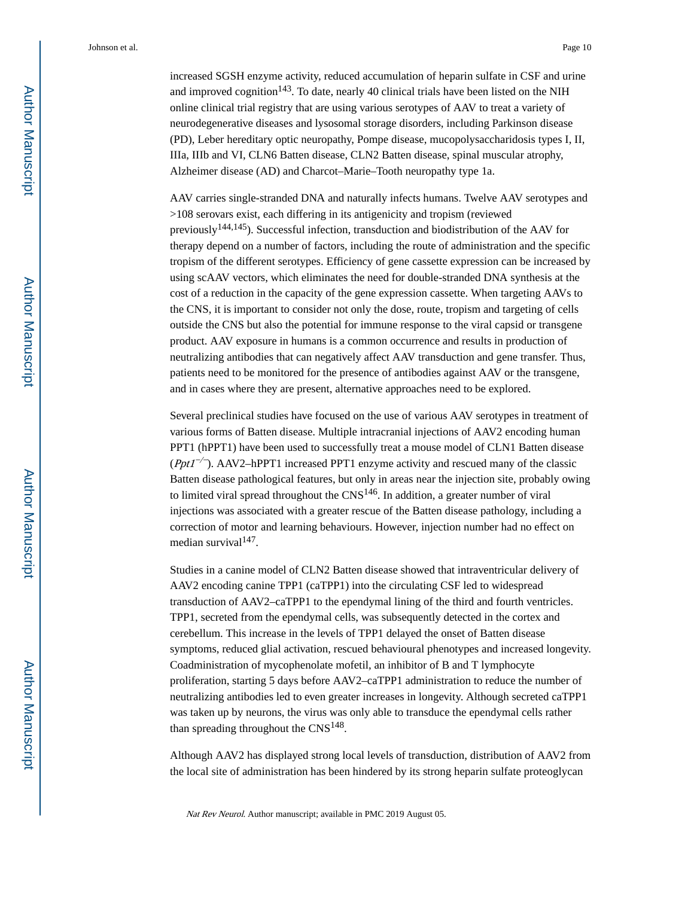increased SGSH enzyme activity, reduced accumulation of heparin sulfate in CSF and urine and improved cognition[143]. To date, nearly 40 clinical trials have been listed on the NIH online clinical trial registry that are using various serotypes of AAV to treat a variety of neurodegenerative diseases and lysosomal storage disorders, including Parkinson disease (PD), Leber hereditary optic neuropathy, Pompe disease, mucopolysaccharidosis types I, II, IIIa, IIIb and VI, CLN6 Batten disease, CLN2 Batten disease, spinal muscular atrophy, Alzheimer disease (AD) and Charcot–Marie–Tooth neuropathy type 1a.

AAV carries single-stranded DNA and naturally infects humans. Twelve AAV serotypes and >108 serovars exist, each differing in its antigenicity and tropism (reviewed previously[144,145]). Successful infection, transduction and biodistribution of the AAV for therapy depend on a number of factors, including the route of administration and the specific tropism of the different serotypes. Efficiency of gene cassette expression can be increased by using scAAV vectors, which eliminates the need for double-stranded DNA synthesis at the cost of a reduction in the capacity of the gene expression cassette. When targeting AAVs to the CNS, it is important to consider not only the dose, route, tropism and targeting of cells outside the CNS but also the potential for immune response to the viral capsid or transgene product. AAV exposure in humans is a common occurrence and results in production of neutralizing antibodies that can negatively affect AAV transduction and gene transfer. Thus, patients need to be monitored for the presence of antibodies against AAV or the transgene, and in cases where they are present, alternative approaches need to be explored.

Several preclinical studies have focused on the use of various AAV serotypes in treatment of various forms of Batten disease. Multiple intracranial injections of AAV2 encoding human PPT1 (hPPT1) have been used to successfully treat a mouse model of CLN1 Batten disease (*Ppt1*$^{-/-}$). AAV2–hPPT1 increased PPT1 enzyme activity and rescued many of the classic Batten disease pathological features, but only in areas near the injection site, probably owing to limited viral spread throughout the CNS[146]. In addition, a greater number of viral injections was associated with a greater rescue of the Batten disease pathology, including a correction of motor and learning behaviours. However, injection number had no effect on median survival[147].

Studies in a canine model of CLN2 Batten disease showed that intraventricular delivery of AAV2 encoding canine TPP1 (caTPP1) into the circulating CSF led to widespread transduction of AAV2–caTPP1 to the ependymal lining of the third and fourth ventricles. TPP1, secreted from the ependymal cells, was subsequently detected in the cortex and cerebellum. This increase in the levels of TPP1 delayed the onset of Batten disease symptoms, reduced glial activation, rescued behavioural phenotypes and increased longevity. Coadministration of mycophenolate mofetil, an inhibitor of B and T lymphocyte proliferation, starting 5 days before AAV2–caTPP1 administration to reduce the number of neutralizing antibodies led to even greater increases in longevity. Although secreted caTPP1 was taken up by neurons, the virus was only able to transduce the ependymal cells rather than spreading throughout the CNS[148].

Although AAV2 has displayed strong local levels of transduction, distribution of AAV2 from the local site of administration has been hindered by its strong heparin sulfate proteoglycan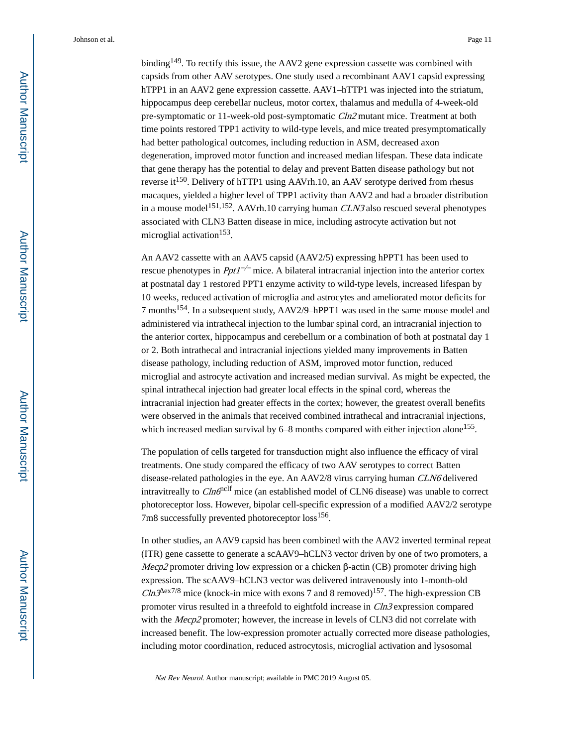binding[149]. To rectify this issue, the AAV2 gene expression cassette was combined with capsids from other AAV serotypes. One study used a recombinant AAV1 capsid expressing hTPP1 in an AAV2 gene expression cassette. AAV1–hTTP1 was injected into the striatum, hippocampus deep cerebellar nucleus, motor cortex, thalamus and medulla of 4-week-old pre-symptomatic or 11-week-old post-symptomatic *Cln2* mutant mice. Treatment at both time points restored TPP1 activity to wild-type levels, and mice treated presymptomatically had better pathological outcomes, including reduction in ASM, decreased axon degeneration, improved motor function and increased median lifespan. These data indicate that gene therapy has the potential to delay and prevent Batten disease pathology but not reverse it[150]. Delivery of hTTP1 using AAVrh.10, an AAV serotype derived from rhesus macaques, yielded a higher level of TPP1 activity than AAV2 and had a broader distribution in a mouse model[151,152]. AAVrh.10 carrying human *CLN3* also rescued several phenotypes associated with CLN3 Batten disease in mice, including astrocyte activation but not microglial activation[153].

An AAV2 cassette with an AAV5 capsid (AAV2/5) expressing hPPT1 has been used to rescue phenotypes in *Ppt1*$^{-/-}$ mice. A bilateral intracranial injection into the anterior cortex at postnatal day 1 restored PPT1 enzyme activity to wild-type levels, increased lifespan by 10 weeks, reduced activation of microglia and astrocytes and ameliorated motor deficits for 7 months[154]. In a subsequent study, AAV2/9–hPPT1 was used in the same mouse model and administered via intrathecal injection to the lumbar spinal cord, an intracranial injection to the anterior cortex, hippocampus and cerebellum or a combination of both at postnatal day 1 or 2. Both intrathecal and intracranial injections yielded many improvements in Batten disease pathology, including reduction of ASM, improved motor function, reduced microglial and astrocyte activation and increased median survival. As might be expected, the spinal intrathecal injection had greater local effects in the spinal cord, whereas the intracranial injection had greater effects in the cortex; however, the greatest overall benefits were observed in the animals that received combined intrathecal and intracranial injections, which increased median survival by 6–8 months compared with either injection alone[155].

The population of cells targeted for transduction might also influence the efficacy of viral treatments. One study compared the efficacy of two AAV serotypes to correct Batten disease-related pathologies in the eye. An AAV2/8 virus carrying human *CLN6* delivered intravitreally to *Cln6*$^{nclf}$ mice (an established model of CLN6 disease) was unable to correct photoreceptor loss. However, bipolar cell-specific expression of a modified AAV2/2 serotype 7m8 successfully prevented photoreceptor loss[156].

In other studies, an AAV9 capsid has been combined with the AAV2 inverted terminal repeat (ITR) gene cassette to generate a scAAV9–hCLN3 vector driven by one of two promoters, a *Mecp2* promoter driving low expression or a chicken β-actin (CB) promoter driving high expression. The scAAV9–hCLN3 vector was delivered intravenously into 1-month-old *Cln3*$^{\Delta ex7/8}$ mice (knock-in mice with exons 7 and 8 removed)[157]. The high-expression CB promoter virus resulted in a threefold to eightfold increase in *Cln3* expression compared with the *Mecp2* promoter; however, the increase in levels of CLN3 did not correlate with increased benefit. The low-expression promoter actually corrected more disease pathologies, including motor coordination, reduced astrocytosis, microglial activation and lysosomal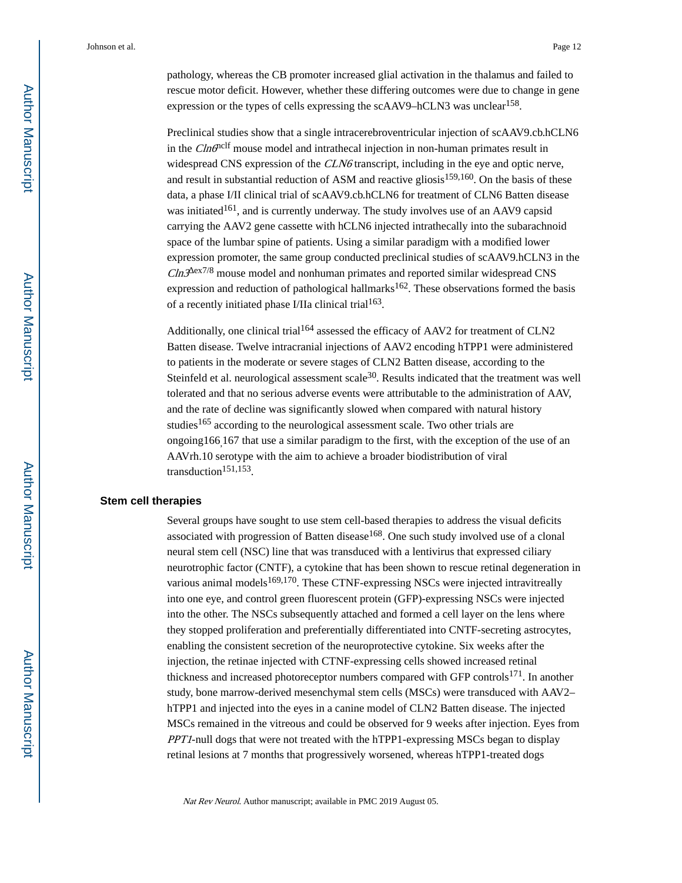pathology, whereas the CB promoter increased glial activation in the thalamus and failed to rescue motor deficit. However, whether these differing outcomes were due to change in gene expression or the types of cells expressing the scAAV9–hCLN3 was unclear[158].

Preclinical studies show that a single intracerebroventricular injection of scAAV9.cb.hCLN6 in the *Cln6*$^{nclf}$ mouse model and intrathecal injection in non-human primates result in widespread CNS expression of the *CLN6* transcript, including in the eye and optic nerve, and result in substantial reduction of ASM and reactive gliosis[159,160]. On the basis of these data, a phase I/II clinical trial of scAAV9.cb.hCLN6 for treatment of CLN6 Batten disease was initiated[161], and is currently underway. The study involves use of an AAV9 capsid carrying the AAV2 gene cassette with hCLN6 injected intrathecally into the subarachnoid space of the lumbar spine of patients. Using a similar paradigm with a modified lower expression promoter, the same group conducted preclinical studies of scAAV9.hCLN3 in the *Cln3*$^{\Delta ex7/8}$ mouse model and nonhuman primates and reported similar widespread CNS expression and reduction of pathological hallmarks[162]. These observations formed the basis of a recently initiated phase I/IIa clinical trial[163].

Additionally, one clinical trial[164] assessed the efficacy of AAV2 for treatment of CLN2 Batten disease. Twelve intracranial injections of AAV2 encoding hTPP1 were administered to patients in the moderate or severe stages of CLN2 Batten disease, according to the Steinfeld et al. neurological assessment scale[30]. Results indicated that the treatment was well tolerated and that no serious adverse events were attributable to the administration of AAV, and the rate of decline was significantly slowed when compared with natural history studies[165] according to the neurological assessment scale. Two other trials are ongoing[166,167] that use a similar paradigm to the first, with the exception of the use of an AAVrh.10 serotype with the aim to achieve a broader biodistribution of viral transduction[151,153].

## Stem cell therapies

Several groups have sought to use stem cell-based therapies to address the visual deficits associated with progression of Batten disease[168]. One such study involved use of a clonal neural stem cell (NSC) line that was transduced with a lentivirus that expressed ciliary neurotrophic factor (CNTF), a cytokine that has been shown to rescue retinal degeneration in various animal models[169,170]. These CTNF-expressing NSCs were injected intravitreally into one eye, and control green fluorescent protein (GFP)-expressing NSCs were injected into the other. The NSCs subsequently attached and formed a cell layer on the lens where they stopped proliferation and preferentially differentiated into CNTF-secreting astrocytes, enabling the consistent secretion of the neuroprotective cytokine. Six weeks after the injection, the retinae injected with CTNF-expressing cells showed increased retinal thickness and increased photoreceptor numbers compared with GFP controls[171]. In another study, bone marrow-derived mesenchymal stem cells (MSCs) were transduced with AAV2–hTPP1 and injected into the eyes in a canine model of CLN2 Batten disease. The injected MSCs remained in the vitreous and could be observed for 9 weeks after injection. Eyes from *PPT1*-null dogs that were not treated with the hTPP1-expressing MSCs began to display retinal lesions at 7 months that progressively worsened, whereas hTPP1-treated dogs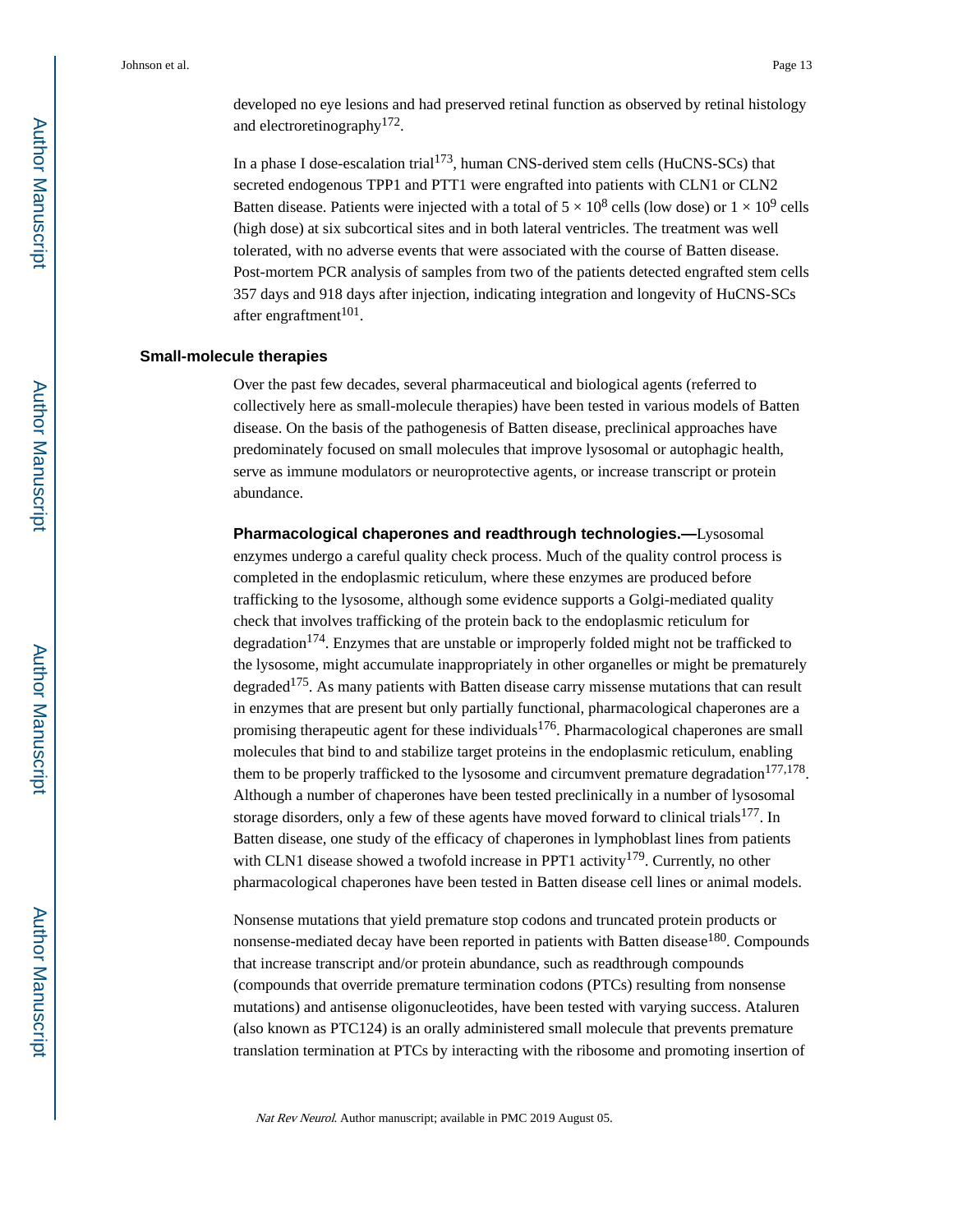developed no eye lesions and had preserved retinal function as observed by retinal histology and electroretinography[172].

In a phase I dose-escalation trial[173], human CNS-derived stem cells (HuCNS-SCs) that secreted endogenous TPP1 and PTT1 were engrafted into patients with CLN1 or CLN2 Batten disease. Patients were injected with a total of $5 \times 10^8$ cells (low dose) or $1 \times 10^9$ cells (high dose) at six subcortical sites and in both lateral ventricles. The treatment was well tolerated, with no adverse events that were associated with the course of Batten disease. Post-mortem PCR analysis of samples from two of the patients detected engrafted stem cells 357 days and 918 days after injection, indicating integration and longevity of HuCNS-SCs after engraftment[101].

## Small-molecule therapies

Over the past few decades, several pharmaceutical and biological agents (referred to collectively here as small-molecule therapies) have been tested in various models of Batten disease. On the basis of the pathogenesis of Batten disease, preclinical approaches have predominately focused on small molecules that improve lysosomal or autophagic health, serve as immune modulators or neuroprotective agents, or increase transcript or protein abundance.

**Pharmacological chaperones and readthrough technologies.—**Lysosomal enzymes undergo a careful quality check process. Much of the quality control process is completed in the endoplasmic reticulum, where these enzymes are produced before trafficking to the lysosome, although some evidence supports a Golgi-mediated quality check that involves trafficking of the protein back to the endoplasmic reticulum for degradation[174]. Enzymes that are unstable or improperly folded might not be trafficked to the lysosome, might accumulate inappropriately in other organelles or might be prematurely degraded[175]. As many patients with Batten disease carry missense mutations that can result in enzymes that are present but only partially functional, pharmacological chaperones are a promising therapeutic agent for these individuals[176]. Pharmacological chaperones are small molecules that bind to and stabilize target proteins in the endoplasmic reticulum, enabling them to be properly trafficked to the lysosome and circumvent premature degradation[177,178]. Although a number of chaperones have been tested preclinically in a number of lysosomal storage disorders, only a few of these agents have moved forward to clinical trials[177]. In Batten disease, one study of the efficacy of chaperones in lymphoblast lines from patients with CLN1 disease showed a twofold increase in PPT1 activity[179]. Currently, no other pharmacological chaperones have been tested in Batten disease cell lines or animal models.

Nonsense mutations that yield premature stop codons and truncated protein products or nonsense-mediated decay have been reported in patients with Batten disease[180]. Compounds that increase transcript and/or protein abundance, such as readthrough compounds (compounds that override premature termination codons (PTCs) resulting from nonsense mutations) and antisense oligonucleotides, have been tested with varying success. Ataluren (also known as PTC124) is an orally administered small molecule that prevents premature translation termination at PTCs by interacting with the ribosome and promoting insertion of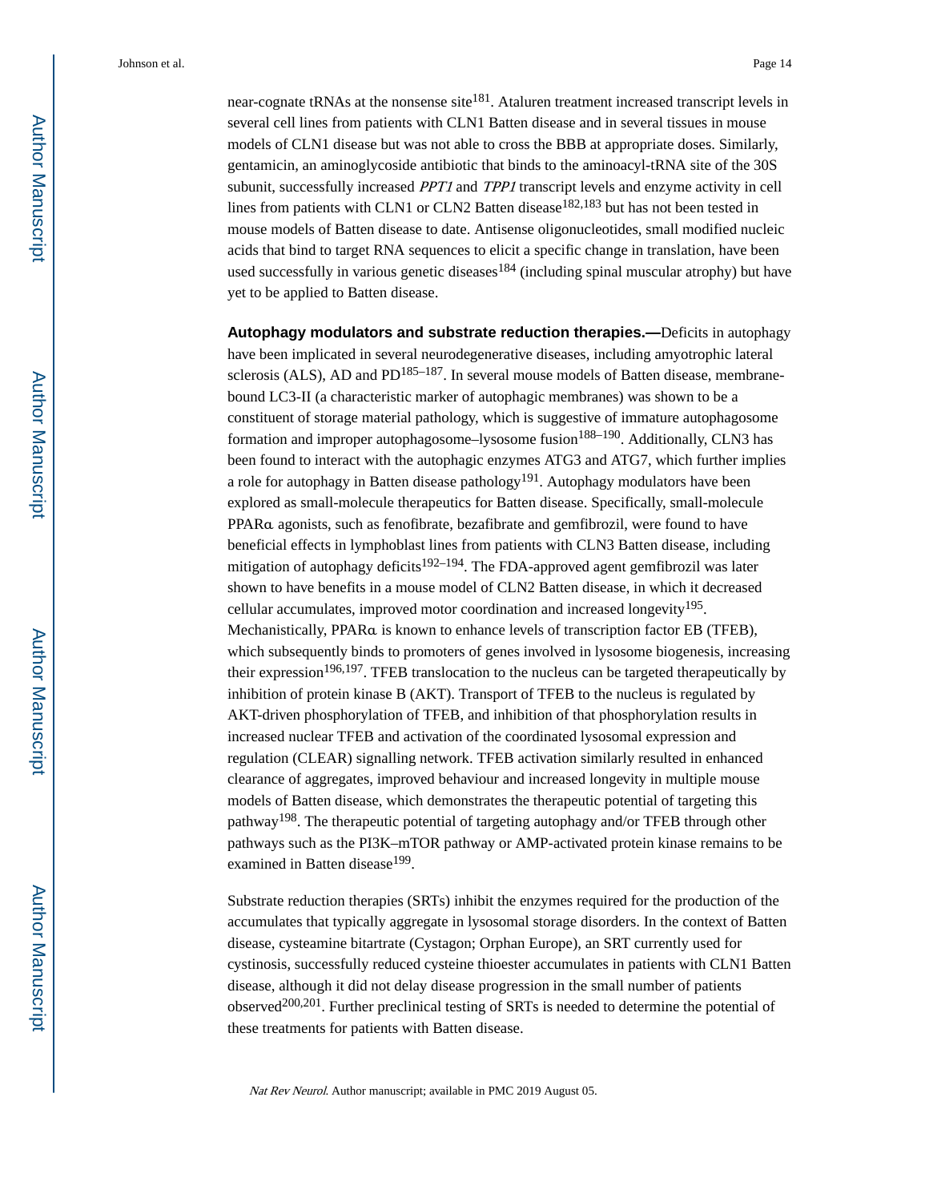near-cognate tRNAs at the nonsense site[181]. Ataluren treatment increased transcript levels in several cell lines from patients with CLN1 Batten disease and in several tissues in mouse models of CLN1 disease but was not able to cross the BBB at appropriate doses. Similarly, gentamicin, an aminoglycoside antibiotic that binds to the aminoacyl-tRNA site of the 30S subunit, successfully increased *PPT1* and *TPP1* transcript levels and enzyme activity in cell lines from patients with CLN1 or CLN2 Batten disease[182,183] but has not been tested in mouse models of Batten disease to date. Antisense oligonucleotides, small modified nucleic acids that bind to target RNA sequences to elicit a specific change in translation, have been used successfully in various genetic diseases[184] (including spinal muscular atrophy) but have yet to be applied to Batten disease.

**Autophagy modulators and substrate reduction therapies.—**Deficits in autophagy have been implicated in several neurodegenerative diseases, including amyotrophic lateral sclerosis (ALS), AD and PD[185–187]. In several mouse models of Batten disease, membrane-bound LC3-II (a characteristic marker of autophagic membranes) was shown to be a constituent of storage material pathology, which is suggestive of immature autophagosome formation and improper autophagosome–lysosome fusion[188–190]. Additionally, CLN3 has been found to interact with the autophagic enzymes ATG3 and ATG7, which further implies a role for autophagy in Batten disease pathology[191]. Autophagy modulators have been explored as small-molecule therapeutics for Batten disease. Specifically, small-molecule PPARα agonists, such as fenofibrate, bezafibrate and gemfibrozil, were found to have beneficial effects in lymphoblast lines from patients with CLN3 Batten disease, including mitigation of autophagy deficits[192–194]. The FDA-approved agent gemfibrozil was later shown to have benefits in a mouse model of CLN2 Batten disease, in which it decreased cellular accumulates, improved motor coordination and increased longevity[195]. Mechanistically, PPARα is known to enhance levels of transcription factor EB (TFEB), which subsequently binds to promoters of genes involved in lysosome biogenesis, increasing their expression[196,197]. TFEB translocation to the nucleus can be targeted therapeutically by inhibition of protein kinase B (AKT). Transport of TFEB to the nucleus is regulated by AKT-driven phosphorylation of TFEB, and inhibition of that phosphorylation results in increased nuclear TFEB and activation of the coordinated lysosomal expression and regulation (CLEAR) signalling network. TFEB activation similarly resulted in enhanced clearance of aggregates, improved behaviour and increased longevity in multiple mouse models of Batten disease, which demonstrates the therapeutic potential of targeting this pathway[198]. The therapeutic potential of targeting autophagy and/or TFEB through other pathways such as the PI3K–mTOR pathway or AMP-activated protein kinase remains to be examined in Batten disease[199].

Substrate reduction therapies (SRTs) inhibit the enzymes required for the production of the accumulates that typically aggregate in lysosomal storage disorders. In the context of Batten disease, cysteamine bitartrate (Cystagon; Orphan Europe), an SRT currently used for cystinosis, successfully reduced cysteine thioester accumulates in patients with CLN1 Batten disease, although it did not delay disease progression in the small number of patients observed[200,201]. Further preclinical testing of SRTs is needed to determine the potential of these treatments for patients with Batten disease.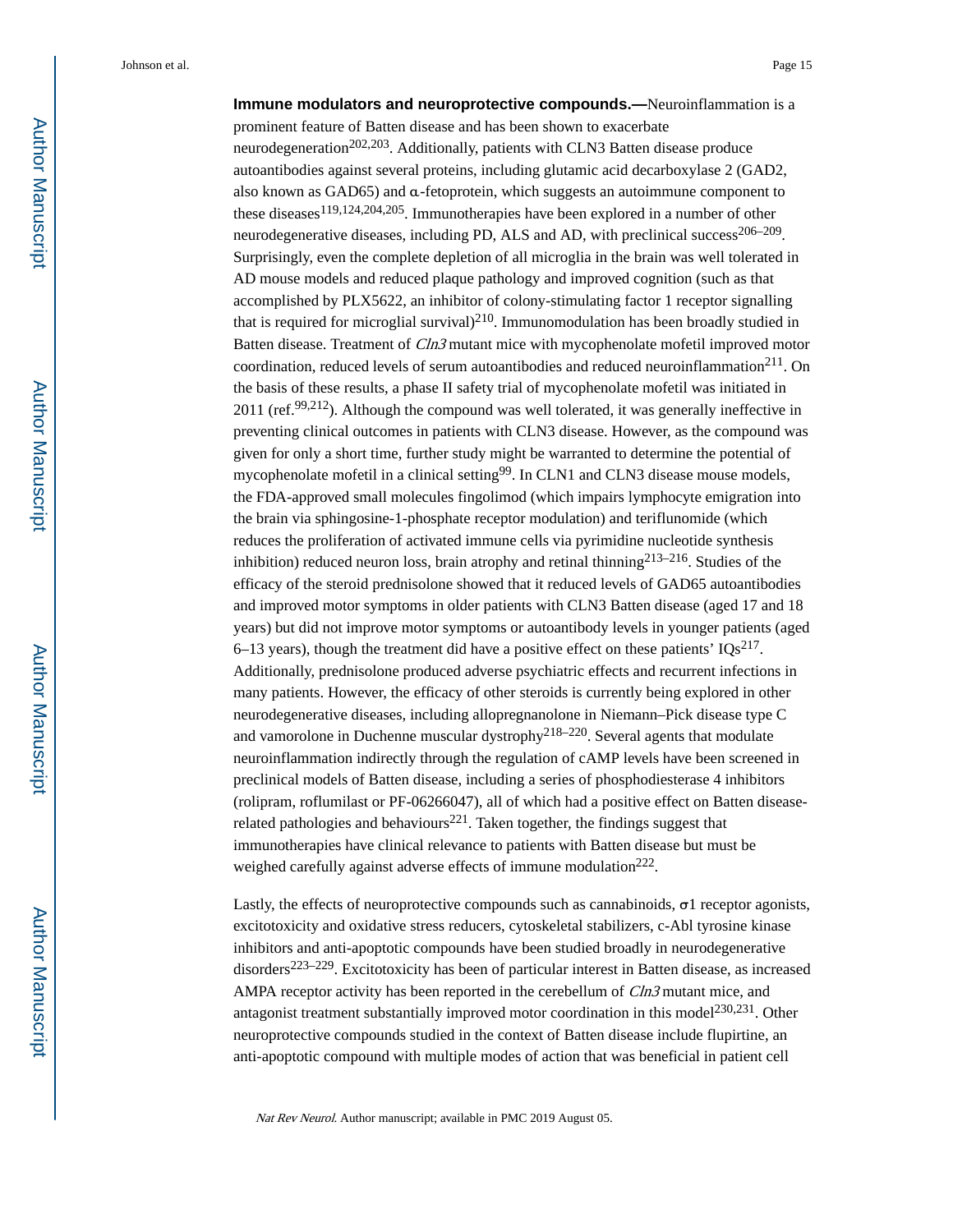**Immune modulators and neuroprotective compounds.—**Neuroinflammation is a prominent feature of Batten disease and has been shown to exacerbate neurodegeneration[202,203]. Additionally, patients with CLN3 Batten disease produce autoantibodies against several proteins, including glutamic acid decarboxylase 2 (GAD2, also known as GAD65) and α-fetoprotein, which suggests an autoimmune component to these diseases[119,124,204,205]. Immunotherapies have been explored in a number of other neurodegenerative diseases, including PD, ALS and AD, with preclinical success[206–209]. Surprisingly, even the complete depletion of all microglia in the brain was well tolerated in AD mouse models and reduced plaque pathology and improved cognition (such as that accomplished by PLX5622, an inhibitor of colony-stimulating factor 1 receptor signalling that is required for microglial survival)[210]. Immunomodulation has been broadly studied in Batten disease. Treatment of *Cln3* mutant mice with mycophenolate mofetil improved motor coordination, reduced levels of serum autoantibodies and reduced neuroinflammation[211]. On the basis of these results, a phase II safety trial of mycophenolate mofetil was initiated in 2011 (ref.[99,212]). Although the compound was well tolerated, it was generally ineffective in preventing clinical outcomes in patients with CLN3 disease. However, as the compound was given for only a short time, further study might be warranted to determine the potential of mycophenolate mofetil in a clinical setting[99]. In CLN1 and CLN3 disease mouse models, the FDA-approved small molecules fingolimod (which impairs lymphocyte emigration into the brain via sphingosine-1-phosphate receptor modulation) and teriflunomide (which reduces the proliferation of activated immune cells via pyrimidine nucleotide synthesis inhibition) reduced neuron loss, brain atrophy and retinal thinning[213–216]. Studies of the efficacy of the steroid prednisolone showed that it reduced levels of GAD65 autoantibodies and improved motor symptoms in older patients with CLN3 Batten disease (aged 17 and 18 years) but did not improve motor symptoms or autoantibody levels in younger patients (aged 6–13 years), though the treatment did have a positive effect on these patients' IQs[217]. Additionally, prednisolone produced adverse psychiatric effects and recurrent infections in many patients. However, the efficacy of other steroids is currently being explored in other neurodegenerative diseases, including allopregnanolone in Niemann–Pick disease type C and vamorolone in Duchenne muscular dystrophy[218–220]. Several agents that modulate neuroinflammation indirectly through the regulation of cAMP levels have been screened in preclinical models of Batten disease, including a series of phosphodiesterase 4 inhibitors (rolipram, roflumilast or PF-06266047), all of which had a positive effect on Batten disease-related pathologies and behaviours[221]. Taken together, the findings suggest that immunotherapies have clinical relevance to patients with Batten disease but must be weighed carefully against adverse effects of immune modulation[222].

Lastly, the effects of neuroprotective compounds such as cannabinoids, σ1 receptor agonists, excitotoxicity and oxidative stress reducers, cytoskeletal stabilizers, c-Abl tyrosine kinase inhibitors and anti-apoptotic compounds have been studied broadly in neurodegenerative disorders[223–229]. Excitotoxicity has been of particular interest in Batten disease, as increased AMPA receptor activity has been reported in the cerebellum of *Cln3* mutant mice, and antagonist treatment substantially improved motor coordination in this model[230,231]. Other neuroprotective compounds studied in the context of Batten disease include flupirtine, an anti-apoptotic compound with multiple modes of action that was beneficial in patient cell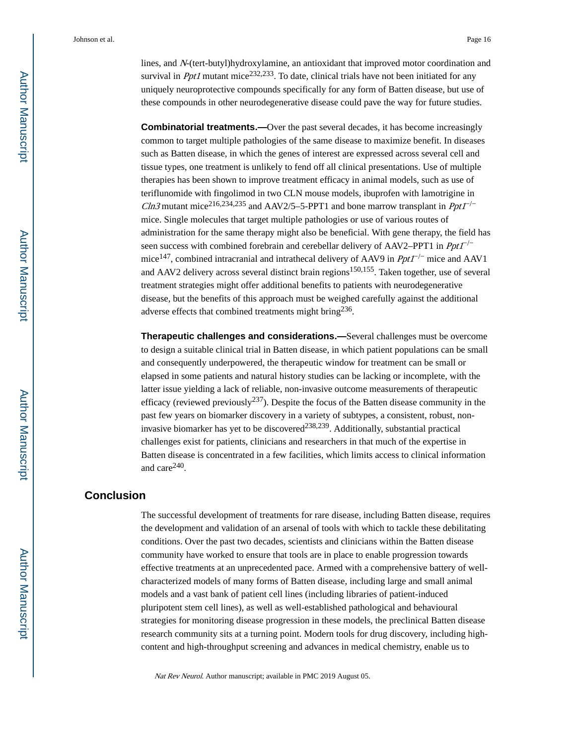lines, and *N*-(tert-butyl)hydroxylamine, an antioxidant that improved motor coordination and survival in *Ppt1* mutant mice[232,233]. To date, clinical trials have not been initiated for any uniquely neuroprotective compounds specifically for any form of Batten disease, but use of these compounds in other neurodegenerative disease could pave the way for future studies.

**Combinatorial treatments.—**Over the past several decades, it has become increasingly common to target multiple pathologies of the same disease to maximize benefit. In diseases such as Batten disease, in which the genes of interest are expressed across several cell and tissue types, one treatment is unlikely to fend off all clinical presentations. Use of multiple therapies has been shown to improve treatment efficacy in animal models, such as use of teriflunomide with fingolimod in two CLN mouse models, ibuprofen with lamotrigine in *Cln3* mutant mice[216,234,235] and AAV2/5–5-PPT1 and bone marrow transplant in *Ppt1*$^{-/-}$ mice. Single molecules that target multiple pathologies or use of various routes of administration for the same therapy might also be beneficial. With gene therapy, the field has seen success with combined forebrain and cerebellar delivery of AAV2–PPT1 in *Ppt1*$^{-/-}$ mice[147], combined intracranial and intrathecal delivery of AAV9 in *Ppt1*$^{-/-}$ mice and AAV1 and AAV2 delivery across several distinct brain regions[150,155]. Taken together, use of several treatment strategies might offer additional benefits to patients with neurodegenerative disease, but the benefits of this approach must be weighed carefully against the additional adverse effects that combined treatments might bring[236].

**Therapeutic challenges and considerations.—**Several challenges must be overcome to design a suitable clinical trial in Batten disease, in which patient populations can be small and consequently underpowered, the therapeutic window for treatment can be small or elapsed in some patients and natural history studies can be lacking or incomplete, with the latter issue yielding a lack of reliable, non-invasive outcome measurements of therapeutic efficacy (reviewed previously[237]). Despite the focus of the Batten disease community in the past few years on biomarker discovery in a variety of subtypes, a consistent, robust, non-invasive biomarker has yet to be discovered[238,239]. Additionally, substantial practical challenges exist for patients, clinicians and researchers in that much of the expertise in Batten disease is concentrated in a few facilities, which limits access to clinical information and care[240].

## Conclusion

The successful development of treatments for rare disease, including Batten disease, requires the development and validation of an arsenal of tools with which to tackle these debilitating conditions. Over the past two decades, scientists and clinicians within the Batten disease community have worked to ensure that tools are in place to enable progression towards effective treatments at an unprecedented pace. Armed with a comprehensive battery of well-characterized models of many forms of Batten disease, including large and small animal models and a vast bank of patient cell lines (including libraries of patient-induced pluripotent stem cell lines), as well as well-established pathological and behavioural strategies for monitoring disease progression in these models, the preclinical Batten disease research community sits at a turning point. Modern tools for drug discovery, including high-content and high-throughput screening and advances in medical chemistry, enable us to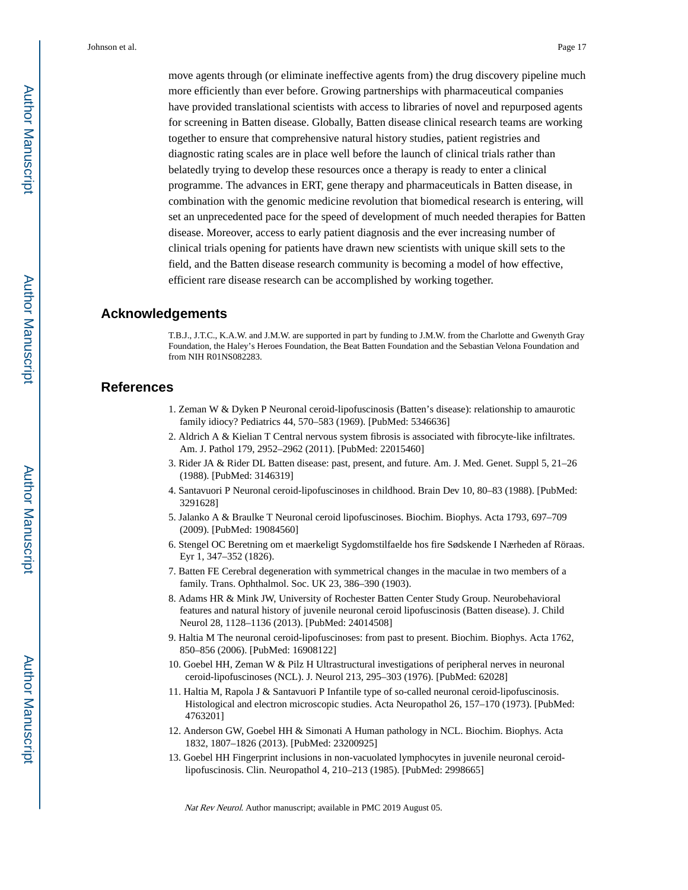move agents through (or eliminate ineffective agents from) the drug discovery pipeline much more efficiently than ever before. Growing partnerships with pharmaceutical companies have provided translational scientists with access to libraries of novel and repurposed agents for screening in Batten disease. Globally, Batten disease clinical research teams are working together to ensure that comprehensive natural history studies, patient registries and diagnostic rating scales are in place well before the launch of clinical trials rather than belatedly trying to develop these resources once a therapy is ready to enter a clinical programme. The advances in ERT, gene therapy and pharmaceuticals in Batten disease, in combination with the genomic medicine revolution that biomedical research is entering, will set an unprecedented pace for the speed of development of much needed therapies for Batten disease. Moreover, access to early patient diagnosis and the ever increasing number of clinical trials opening for patients have drawn new scientists with unique skill sets to the field, and the Batten disease research community is becoming a model of how effective, efficient rare disease research can be accomplished by working together.

## Acknowledgements

T.B.J., J.T.C., K.A.W. and J.M.W. are supported in part by funding to J.M.W. from the Charlotte and Gwenyth Gray Foundation, the Haley's Heroes Foundation, the Beat Batten Foundation and the Sebastian Velona Foundation and from NIH R01NS082283.

## References

1. Zeman W & Dyken P Neuronal ceroid-lipofuscinosis (Batten's disease): relationship to amaurotic family idiocy? Pediatrics 44, 570–583 (1969). [PubMed: 5346636]
2. Aldrich A & Kielian T Central nervous system fibrosis is associated with fibrocyte-like infiltrates. Am. J. Pathol 179, 2952–2962 (2011). [PubMed: 22015460]
3. Rider JA & Rider DL Batten disease: past, present, and future. Am. J. Med. Genet. Suppl 5, 21–26 (1988). [PubMed: 3146319]
4. Santavuori P Neuronal ceroid-lipofuscinoses in childhood. Brain Dev 10, 80–83 (1988). [PubMed: 3291628]
5. Jalanko A & Braulke T Neuronal ceroid lipofuscinoses. Biochim. Biophys. Acta 1793, 697–709 (2009). [PubMed: 19084560]
6. Stengel OC Beretning om et maerkeligt Sygdomstilfaelde hos fire Sødskende I Nærheden af Röraas. Eyr 1, 347–352 (1826).
7. Batten FE Cerebral degeneration with symmetrical changes in the maculae in two members of a family. Trans. Ophthalmol. Soc. UK 23, 386–390 (1903).
8. Adams HR & Mink JW, University of Rochester Batten Center Study Group. Neurobehavioral features and natural history of juvenile neuronal ceroid lipofuscinosis (Batten disease). J. Child Neurol 28, 1128–1136 (2013). [PubMed: 24014508]
9. Haltia M The neuronal ceroid-lipofuscinoses: from past to present. Biochim. Biophys. Acta 1762, 850–856 (2006). [PubMed: 16908122]
10. Goebel HH, Zeman W & Pilz H Ultrastructural investigations of peripheral nerves in neuronal ceroid-lipofuscinoses (NCL). J. Neurol 213, 295–303 (1976). [PubMed: 62028]
11. Haltia M, Rapola J & Santavuori P Infantile type of so-called neuronal ceroid-lipofuscinosis. Histological and electron microscopic studies. Acta Neuropathol 26, 157–170 (1973). [PubMed: 4763201]
12. Anderson GW, Goebel HH & Simonati A Human pathology in NCL. Biochim. Biophys. Acta 1832, 1807–1826 (2013). [PubMed: 23200925]
13. Goebel HH Fingerprint inclusions in non-vacuolated lymphocytes in juvenile neuronal ceroid-lipofuscinosis. Clin. Neuropathol 4, 210–213 (1985). [PubMed: 2998665]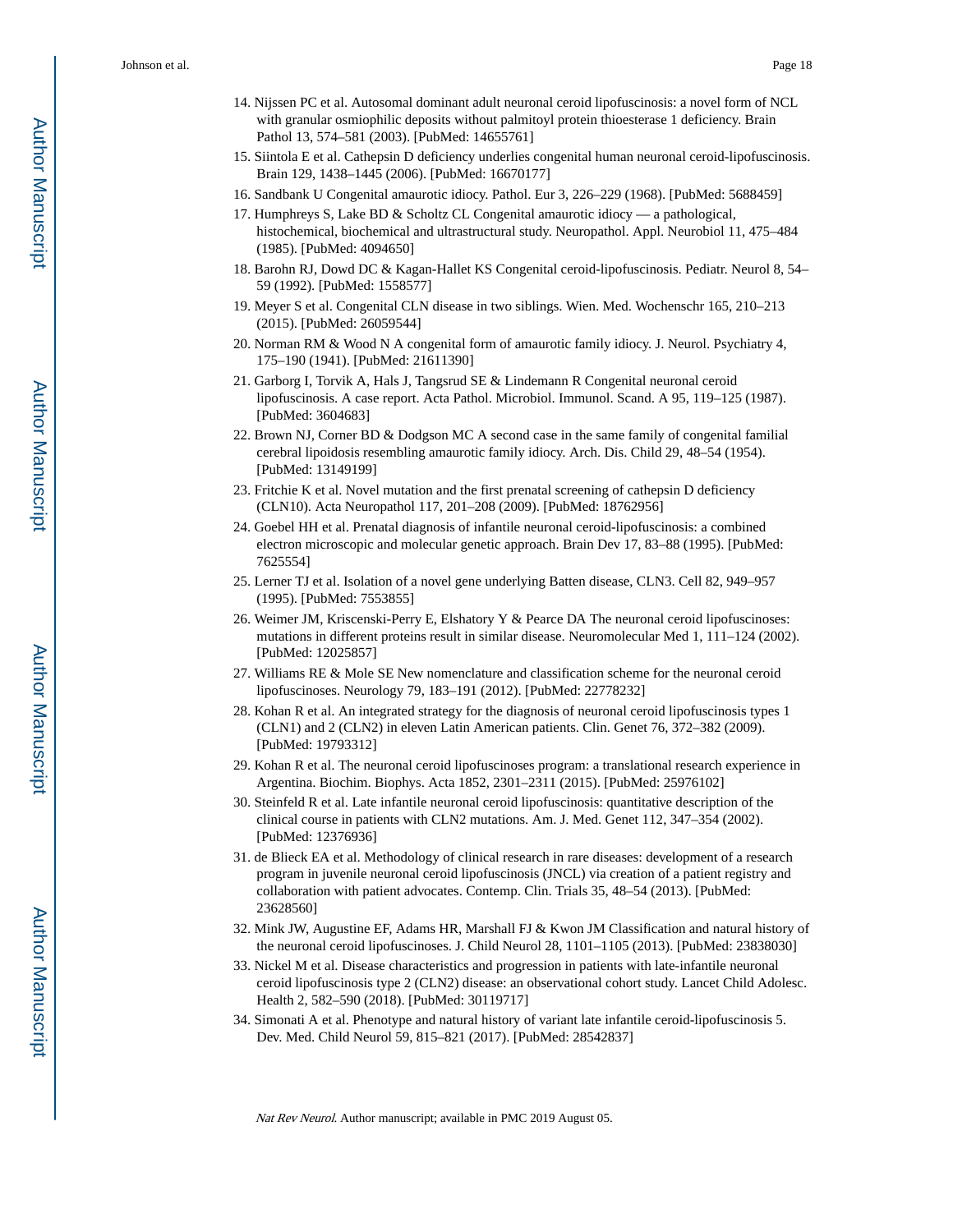14. Nijssen PC et al. Autosomal dominant adult neuronal ceroid lipofuscinosis: a novel form of NCL with granular osmiophilic deposits without palmitoyl protein thioesterase 1 deficiency. Brain Pathol 13, 574–581 (2003). [PubMed: 14655761]
15. Siintola E et al. Cathepsin D deficiency underlies congenital human neuronal ceroid-lipofuscinosis. Brain 129, 1438–1445 (2006). [PubMed: 16670177]
16. Sandbank U Congenital amaurotic idiocy. Pathol. Eur 3, 226–229 (1968). [PubMed: 5688459]
17. Humphreys S, Lake BD & Scholtz CL Congenital amaurotic idiocy — a pathological, histochemical, biochemical and ultrastructural study. Neuropathol. Appl. Neurobiol 11, 475–484 (1985). [PubMed: 4094650]
18. Barohn RJ, Dowd DC & Kagan-Hallet KS Congenital ceroid-lipofuscinosis. Pediatr. Neurol 8, 54–59 (1992). [PubMed: 1558577]
19. Meyer S et al. Congenital CLN disease in two siblings. Wien. Med. Wochenschr 165, 210–213 (2015). [PubMed: 26059544]
20. Norman RM & Wood N A congenital form of amaurotic family idiocy. J. Neurol. Psychiatry 4, 175–190 (1941). [PubMed: 21611390]
21. Garborg I, Torvik A, Hals J, Tangsrud SE & Lindemann R Congenital neuronal ceroid lipofuscinosis. A case report. Acta Pathol. Microbiol. Immunol. Scand. A 95, 119–125 (1987). [PubMed: 3604683]
22. Brown NJ, Corner BD & Dodgson MC A second case in the same family of congenital familial cerebral lipoidosis resembling amaurotic family idiocy. Arch. Dis. Child 29, 48–54 (1954). [PubMed: 13149199]
23. Fritchie K et al. Novel mutation and the first prenatal screening of cathepsin D deficiency (CLN10). Acta Neuropathol 117, 201–208 (2009). [PubMed: 18762956]
24. Goebel HH et al. Prenatal diagnosis of infantile neuronal ceroid-lipofuscinosis: a combined electron microscopic and molecular genetic approach. Brain Dev 17, 83–88 (1995). [PubMed: 7625554]
25. Lerner TJ et al. Isolation of a novel gene underlying Batten disease, CLN3. Cell 82, 949–957 (1995). [PubMed: 7553855]
26. Weimer JM, Kriscenski-Perry E, Elshatory Y & Pearce DA The neuronal ceroid lipofuscinoses: mutations in different proteins result in similar disease. Neuromolecular Med 1, 111–124 (2002). [PubMed: 12025857]
27. Williams RE & Mole SE New nomenclature and classification scheme for the neuronal ceroid lipofuscinoses. Neurology 79, 183–191 (2012). [PubMed: 22778232]
28. Kohan R et al. An integrated strategy for the diagnosis of neuronal ceroid lipofuscinosis types 1 (CLN1) and 2 (CLN2) in eleven Latin American patients. Clin. Genet 76, 372–382 (2009). [PubMed: 19793312]
29. Kohan R et al. The neuronal ceroid lipofuscinoses program: a translational research experience in Argentina. Biochim. Biophys. Acta 1852, 2301–2311 (2015). [PubMed: 25976102]
30. Steinfeld R et al. Late infantile neuronal ceroid lipofuscinosis: quantitative description of the clinical course in patients with CLN2 mutations. Am. J. Med. Genet 112, 347–354 (2002). [PubMed: 12376936]
31. de Blieck EA et al. Methodology of clinical research in rare diseases: development of a research program in juvenile neuronal ceroid lipofuscinosis (JNCL) via creation of a patient registry and collaboration with patient advocates. Contemp. Clin. Trials 35, 48–54 (2013). [PubMed: 23628560]
32. Mink JW, Augustine EF, Adams HR, Marshall FJ & Kwon JM Classification and natural history of the neuronal ceroid lipofuscinoses. J. Child Neurol 28, 1101–1105 (2013). [PubMed: 23838030]
33. Nickel M et al. Disease characteristics and progression in patients with late-infantile neuronal ceroid lipofuscinosis type 2 (CLN2) disease: an observational cohort study. Lancet Child Adolesc. Health 2, 582–590 (2018). [PubMed: 30119717]
34. Simonati A et al. Phenotype and natural history of variant late infantile ceroid-lipofuscinosis 5. Dev. Med. Child Neurol 59, 815–821 (2017). [PubMed: 28542837]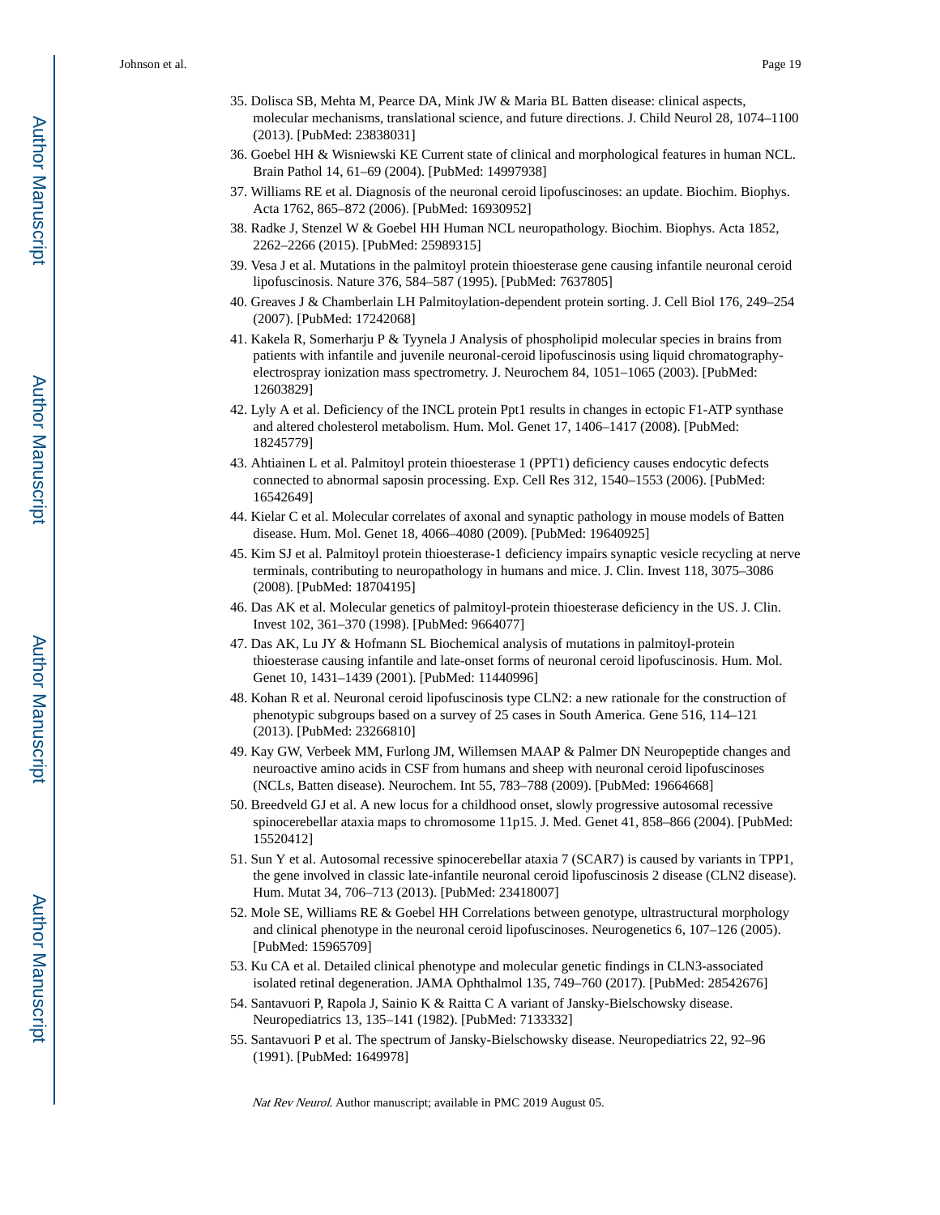35. Dolisca SB, Mehta M, Pearce DA, Mink JW & Maria BL Batten disease: clinical aspects, molecular mechanisms, translational science, and future directions. J. Child Neurol 28, 1074–1100 (2013). [PubMed: 23838031]
36. Goebel HH & Wisniewski KE Current state of clinical and morphological features in human NCL. Brain Pathol 14, 61–69 (2004). [PubMed: 14997938]
37. Williams RE et al. Diagnosis of the neuronal ceroid lipofuscinoses: an update. Biochim. Biophys. Acta 1762, 865–872 (2006). [PubMed: 16930952]
38. Radke J, Stenzel W & Goebel HH Human NCL neuropathology. Biochim. Biophys. Acta 1852, 2262–2266 (2015). [PubMed: 25989315]
39. Vesa J et al. Mutations in the palmitoyl protein thioesterase gene causing infantile neuronal ceroid lipofuscinosis. Nature 376, 584–587 (1995). [PubMed: 7637805]
40. Greaves J & Chamberlain LH Palmitoylation-dependent protein sorting. J. Cell Biol 176, 249–254 (2007). [PubMed: 17242068]
41. Kakela R, Somerharju P & Tyynela J Analysis of phospholipid molecular species in brains from patients with infantile and juvenile neuronal-ceroid lipofuscinosis using liquid chromatography-electrospray ionization mass spectrometry. J. Neurochem 84, 1051–1065 (2003). [PubMed: 12603829]
42. Lyly A et al. Deficiency of the INCL protein Ppt1 results in changes in ectopic F1-ATP synthase and altered cholesterol metabolism. Hum. Mol. Genet 17, 1406–1417 (2008). [PubMed: 18245779]
43. Ahtiainen L et al. Palmitoyl protein thioesterase 1 (PPT1) deficiency causes endocytic defects connected to abnormal saposin processing. Exp. Cell Res 312, 1540–1553 (2006). [PubMed: 16542649]
44. Kielar C et al. Molecular correlates of axonal and synaptic pathology in mouse models of Batten disease. Hum. Mol. Genet 18, 4066–4080 (2009). [PubMed: 19640925]
45. Kim SJ et al. Palmitoyl protein thioesterase-1 deficiency impairs synaptic vesicle recycling at nerve terminals, contributing to neuropathology in humans and mice. J. Clin. Invest 118, 3075–3086 (2008). [PubMed: 18704195]
46. Das AK et al. Molecular genetics of palmitoyl-protein thioesterase deficiency in the US. J. Clin. Invest 102, 361–370 (1998). [PubMed: 9664077]
47. Das AK, Lu JY & Hofmann SL Biochemical analysis of mutations in palmitoyl-protein thioesterase causing infantile and late-onset forms of neuronal ceroid lipofuscinosis. Hum. Mol. Genet 10, 1431–1439 (2001). [PubMed: 11440996]
48. Kohan R et al. Neuronal ceroid lipofuscinosis type CLN2: a new rationale for the construction of phenotypic subgroups based on a survey of 25 cases in South America. Gene 516, 114–121 (2013). [PubMed: 23266810]
49. Kay GW, Verbeek MM, Furlong JM, Willemsen MAAP & Palmer DN Neuropeptide changes and neuroactive amino acids in CSF from humans and sheep with neuronal ceroid lipofuscinoses (NCLs, Batten disease). Neurochem. Int 55, 783–788 (2009). [PubMed: 19664668]
50. Breedveld GJ et al. A new locus for a childhood onset, slowly progressive autosomal recessive spinocerebellar ataxia maps to chromosome 11p15. J. Med. Genet 41, 858–866 (2004). [PubMed: 15520412]
51. Sun Y et al. Autosomal recessive spinocerebellar ataxia 7 (SCAR7) is caused by variants in TPP1, the gene involved in classic late-infantile neuronal ceroid lipofuscinosis 2 disease (CLN2 disease). Hum. Mutat 34, 706–713 (2013). [PubMed: 23418007]
52. Mole SE, Williams RE & Goebel HH Correlations between genotype, ultrastructural morphology and clinical phenotype in the neuronal ceroid lipofuscinoses. Neurogenetics 6, 107–126 (2005). [PubMed: 15965709]
53. Ku CA et al. Detailed clinical phenotype and molecular genetic findings in CLN3-associated isolated retinal degeneration. JAMA Ophthalmol 135, 749–760 (2017). [PubMed: 28542676]
54. Santavuori P, Rapola J, Sainio K & Raitta C A variant of Jansky-Bielschowsky disease. Neuropediatrics 13, 135–141 (1982). [PubMed: 7133332]
55. Santavuori P et al. The spectrum of Jansky-Bielschowsky disease. Neuropediatrics 22, 92–96 (1991). [PubMed: 1649978]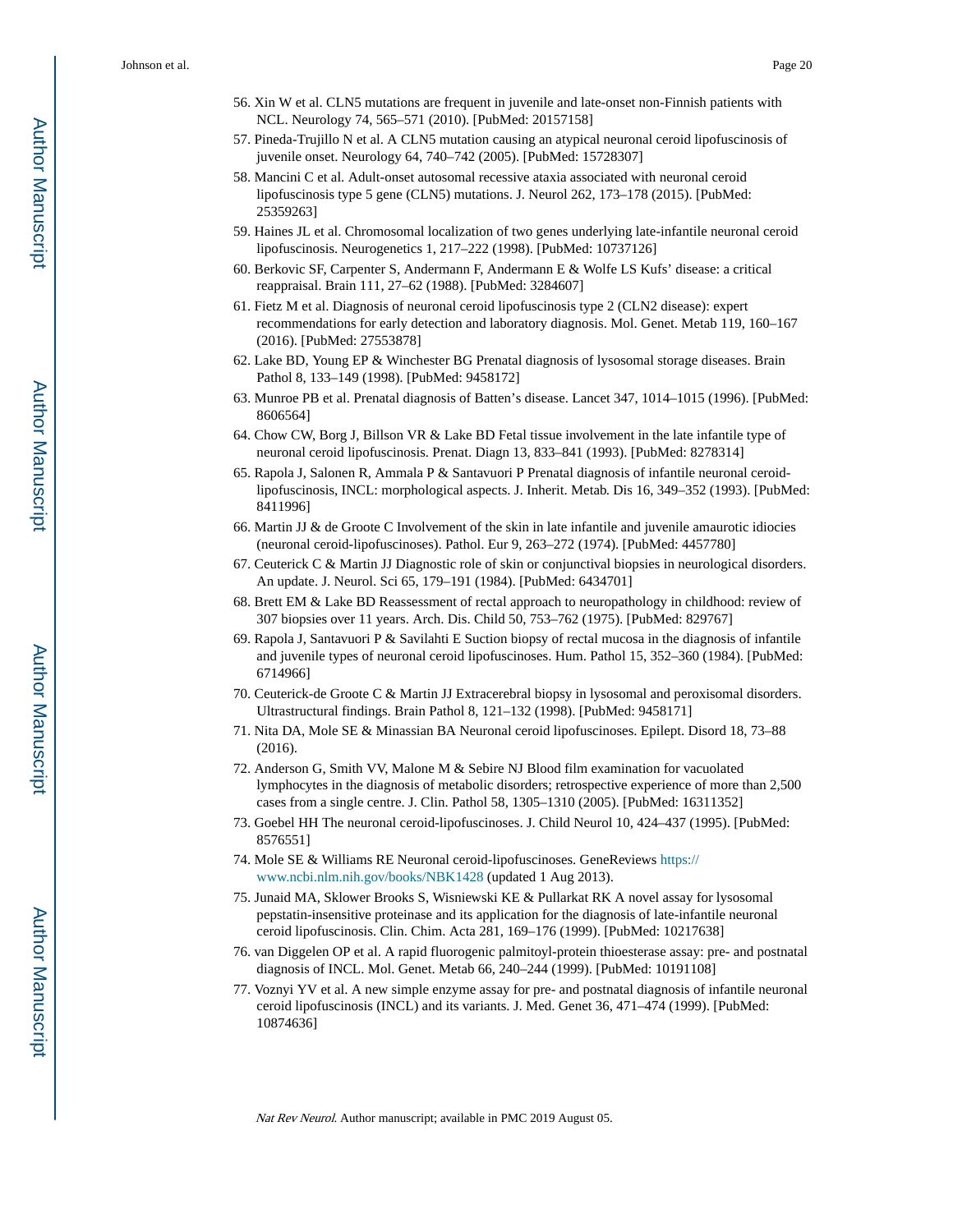56. Xin W et al. CLN5 mutations are frequent in juvenile and late-onset non-Finnish patients with NCL. Neurology 74, 565–571 (2010). [PubMed: 20157158]
57. Pineda-Trujillo N et al. A CLN5 mutation causing an atypical neuronal ceroid lipofuscinosis of juvenile onset. Neurology 64, 740–742 (2005). [PubMed: 15728307]
58. Mancini C et al. Adult-onset autosomal recessive ataxia associated with neuronal ceroid lipofuscinosis type 5 gene (CLN5) mutations. J. Neurol 262, 173–178 (2015). [PubMed: 25359263]
59. Haines JL et al. Chromosomal localization of two genes underlying late-infantile neuronal ceroid lipofuscinosis. Neurogenetics 1, 217–222 (1998). [PubMed: 10737126]
60. Berkovic SF, Carpenter S, Andermann F, Andermann E & Wolfe LS Kufs' disease: a critical reappraisal. Brain 111, 27–62 (1988). [PubMed: 3284607]
61. Fietz M et al. Diagnosis of neuronal ceroid lipofuscinosis type 2 (CLN2 disease): expert recommendations for early detection and laboratory diagnosis. Mol. Genet. Metab 119, 160–167 (2016). [PubMed: 27553878]
62. Lake BD, Young EP & Winchester BG Prenatal diagnosis of lysosomal storage diseases. Brain Pathol 8, 133–149 (1998). [PubMed: 9458172]
63. Munroe PB et al. Prenatal diagnosis of Batten's disease. Lancet 347, 1014–1015 (1996). [PubMed: 8606564]
64. Chow CW, Borg J, Billson VR & Lake BD Fetal tissue involvement in the late infantile type of neuronal ceroid lipofuscinosis. Prenat. Diagn 13, 833–841 (1993). [PubMed: 8278314]
65. Rapola J, Salonen R, Ammala P & Santavuori P Prenatal diagnosis of infantile neuronal ceroid-lipofuscinosis, INCL: morphological aspects. J. Inherit. Metab. Dis 16, 349–352 (1993). [PubMed: 8411996]
66. Martin JJ & de Groote C Involvement of the skin in late infantile and juvenile amaurotic idiocies (neuronal ceroid-lipofuscinoses). Pathol. Eur 9, 263–272 (1974). [PubMed: 4457780]
67. Ceuterick C & Martin JJ Diagnostic role of skin or conjunctival biopsies in neurological disorders. An update. J. Neurol. Sci 65, 179–191 (1984). [PubMed: 6434701]
68. Brett EM & Lake BD Reassessment of rectal approach to neuropathology in childhood: review of 307 biopsies over 11 years. Arch. Dis. Child 50, 753–762 (1975). [PubMed: 829767]
69. Rapola J, Santavuori P & Savilahti E Suction biopsy of rectal mucosa in the diagnosis of infantile and juvenile types of neuronal ceroid lipofuscinoses. Hum. Pathol 15, 352–360 (1984). [PubMed: 6714966]
70. Ceuterick-de Groote C & Martin JJ Extracerebral biopsy in lysosomal and peroxisomal disorders. Ultrastructural findings. Brain Pathol 8, 121–132 (1998). [PubMed: 9458171]
71. Nita DA, Mole SE & Minassian BA Neuronal ceroid lipofuscinoses. Epilept. Disord 18, 73–88 (2016).
72. Anderson G, Smith VV, Malone M & Sebire NJ Blood film examination for vacuolated lymphocytes in the diagnosis of metabolic disorders; retrospective experience of more than 2,500 cases from a single centre. J. Clin. Pathol 58, 1305–1310 (2005). [PubMed: 16311352]
73. Goebel HH The neuronal ceroid-lipofuscinoses. J. Child Neurol 10, 424–437 (1995). [PubMed: 8576551]
74. Mole SE & Williams RE Neuronal ceroid-lipofuscinoses. GeneReviews https://www.ncbi.nlm.nih.gov/books/NBK1428 (updated 1 Aug 2013).
75. Junaid MA, Sklower Brooks S, Wisniewski KE & Pullarkat RK A novel assay for lysosomal pepstatin-insensitive proteinase and its application for the diagnosis of late-infantile neuronal ceroid lipofuscinosis. Clin. Chim. Acta 281, 169–176 (1999). [PubMed: 10217638]
76. van Diggelen OP et al. A rapid fluorogenic palmitoyl-protein thioesterase assay: pre- and postnatal diagnosis of INCL. Mol. Genet. Metab 66, 240–244 (1999). [PubMed: 10191108]
77. Voznyi YV et al. A new simple enzyme assay for pre- and postnatal diagnosis of infantile neuronal ceroid lipofuscinosis (INCL) and its variants. J. Med. Genet 36, 471–474 (1999). [PubMed: 10874636]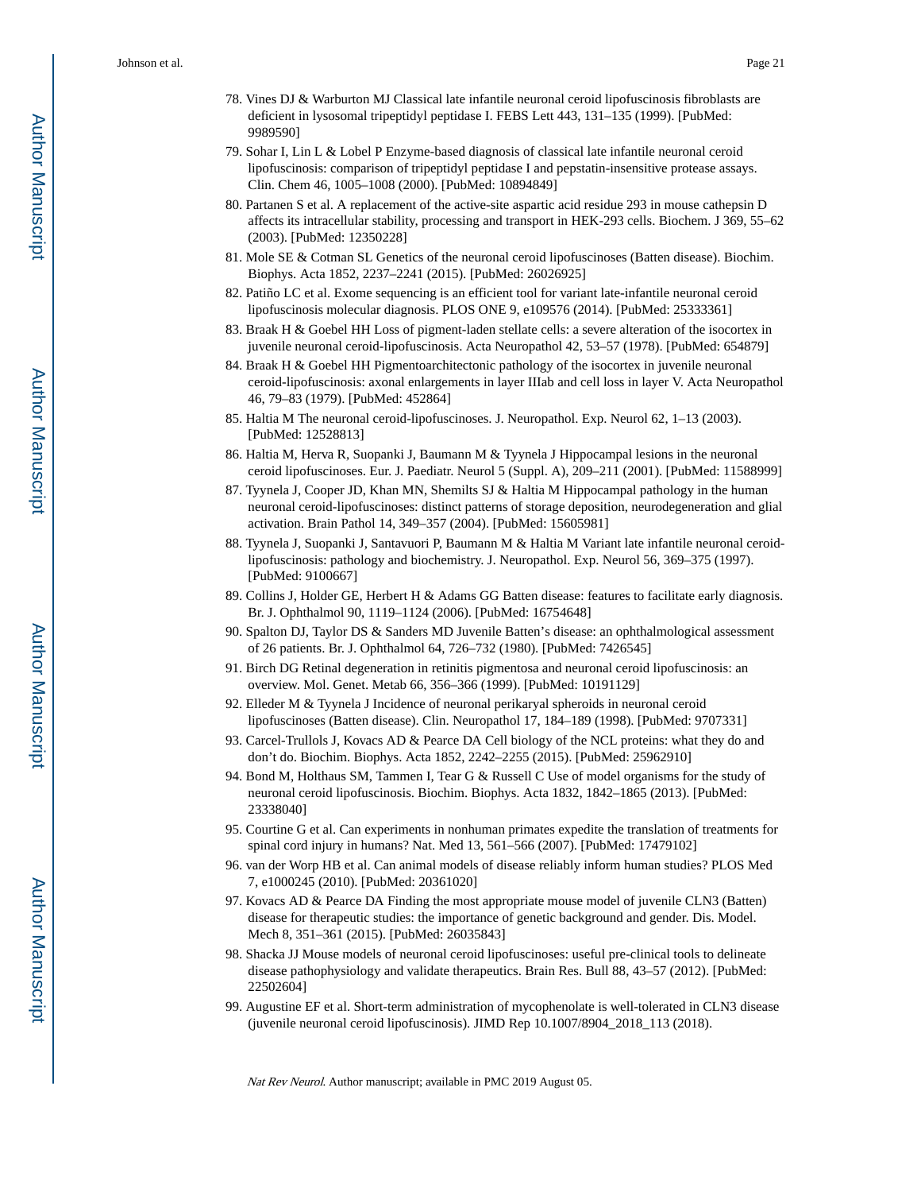78. Vines DJ & Warburton MJ Classical late infantile neuronal ceroid lipofuscinosis fibroblasts are deficient in lysosomal tripeptidyl peptidase I. FEBS Lett 443, 131–135 (1999). [PubMed: 9989590]
79. Sohar I, Lin L & Lobel P Enzyme-based diagnosis of classical late infantile neuronal ceroid lipofuscinosis: comparison of tripeptidyl peptidase I and pepstatin-insensitive protease assays. Clin. Chem 46, 1005–1008 (2000). [PubMed: 10894849]
80. Partanen S et al. A replacement of the active-site aspartic acid residue 293 in mouse cathepsin D affects its intracellular stability, processing and transport in HEK-293 cells. Biochem. J 369, 55–62 (2003). [PubMed: 12350228]
81. Mole SE & Cotman SL Genetics of the neuronal ceroid lipofuscinoses (Batten disease). Biochim. Biophys. Acta 1852, 2237–2241 (2015). [PubMed: 26026925]
82. Patiño LC et al. Exome sequencing is an efficient tool for variant late-infantile neuronal ceroid lipofuscinosis molecular diagnosis. PLOS ONE 9, e109576 (2014). [PubMed: 25333361]
83. Braak H & Goebel HH Loss of pigment-laden stellate cells: a severe alteration of the isocortex in juvenile neuronal ceroid-lipofuscinosis. Acta Neuropathol 42, 53–57 (1978). [PubMed: 654879]
84. Braak H & Goebel HH Pigmentoarchitectonic pathology of the isocortex in juvenile neuronal ceroid-lipofuscinosis: axonal enlargements in layer IIIab and cell loss in layer V. Acta Neuropathol 46, 79–83 (1979). [PubMed: 452864]
85. Haltia M The neuronal ceroid-lipofuscinoses. J. Neuropathol. Exp. Neurol 62, 1–13 (2003). [PubMed: 12528813]
86. Haltia M, Herva R, Suopanki J, Baumann M & Tyynela J Hippocampal lesions in the neuronal ceroid lipofuscinoses. Eur. J. Paediatr. Neurol 5 (Suppl. A), 209–211 (2001). [PubMed: 11588999]
87. Tyynela J, Cooper JD, Khan MN, Shemilts SJ & Haltia M Hippocampal pathology in the human neuronal ceroid-lipofuscinoses: distinct patterns of storage deposition, neurodegeneration and glial activation. Brain Pathol 14, 349–357 (2004). [PubMed: 15605981]
88. Tyynela J, Suopanki J, Santavuori P, Baumann M & Haltia M Variant late infantile neuronal ceroid-lipofuscinosis: pathology and biochemistry. J. Neuropathol. Exp. Neurol 56, 369–375 (1997). [PubMed: 9100667]
89. Collins J, Holder GE, Herbert H & Adams GG Batten disease: features to facilitate early diagnosis. Br. J. Ophthalmol 90, 1119–1124 (2006). [PubMed: 16754648]
90. Spalton DJ, Taylor DS & Sanders MD Juvenile Batten's disease: an ophthalmological assessment of 26 patients. Br. J. Ophthalmol 64, 726–732 (1980). [PubMed: 7426545]
91. Birch DG Retinal degeneration in retinitis pigmentosa and neuronal ceroid lipofuscinosis: an overview. Mol. Genet. Metab 66, 356–366 (1999). [PubMed: 10191129]
92. Elleder M & Tyynela J Incidence of neuronal perikaryal spheroids in neuronal ceroid lipofuscinoses (Batten disease). Clin. Neuropathol 17, 184–189 (1998). [PubMed: 9707331]
93. Carcel-Trullols J, Kovacs AD & Pearce DA Cell biology of the NCL proteins: what they do and don't do. Biochim. Biophys. Acta 1852, 2242–2255 (2015). [PubMed: 25962910]
94. Bond M, Holthaus SM, Tammen I, Tear G & Russell C Use of model organisms for the study of neuronal ceroid lipofuscinosis. Biochim. Biophys. Acta 1832, 1842–1865 (2013). [PubMed: 23338040]
95. Courtine G et al. Can experiments in nonhuman primates expedite the translation of treatments for spinal cord injury in humans? Nat. Med 13, 561–566 (2007). [PubMed: 17479102]
96. van der Worp HB et al. Can animal models of disease reliably inform human studies? PLOS Med 7, e1000245 (2010). [PubMed: 20361020]
97. Kovacs AD & Pearce DA Finding the most appropriate mouse model of juvenile CLN3 (Batten) disease for therapeutic studies: the importance of genetic background and gender. Dis. Model. Mech 8, 351–361 (2015). [PubMed: 26035843]
98. Shacka JJ Mouse models of neuronal ceroid lipofuscinoses: useful pre-clinical tools to delineate disease pathophysiology and validate therapeutics. Brain Res. Bull 88, 43–57 (2012). [PubMed: 22502604]
99. Augustine EF et al. Short-term administration of mycophenolate is well-tolerated in CLN3 disease (juvenile neuronal ceroid lipofuscinosis). JIMD Rep 10.1007/8904_2018_113 (2018).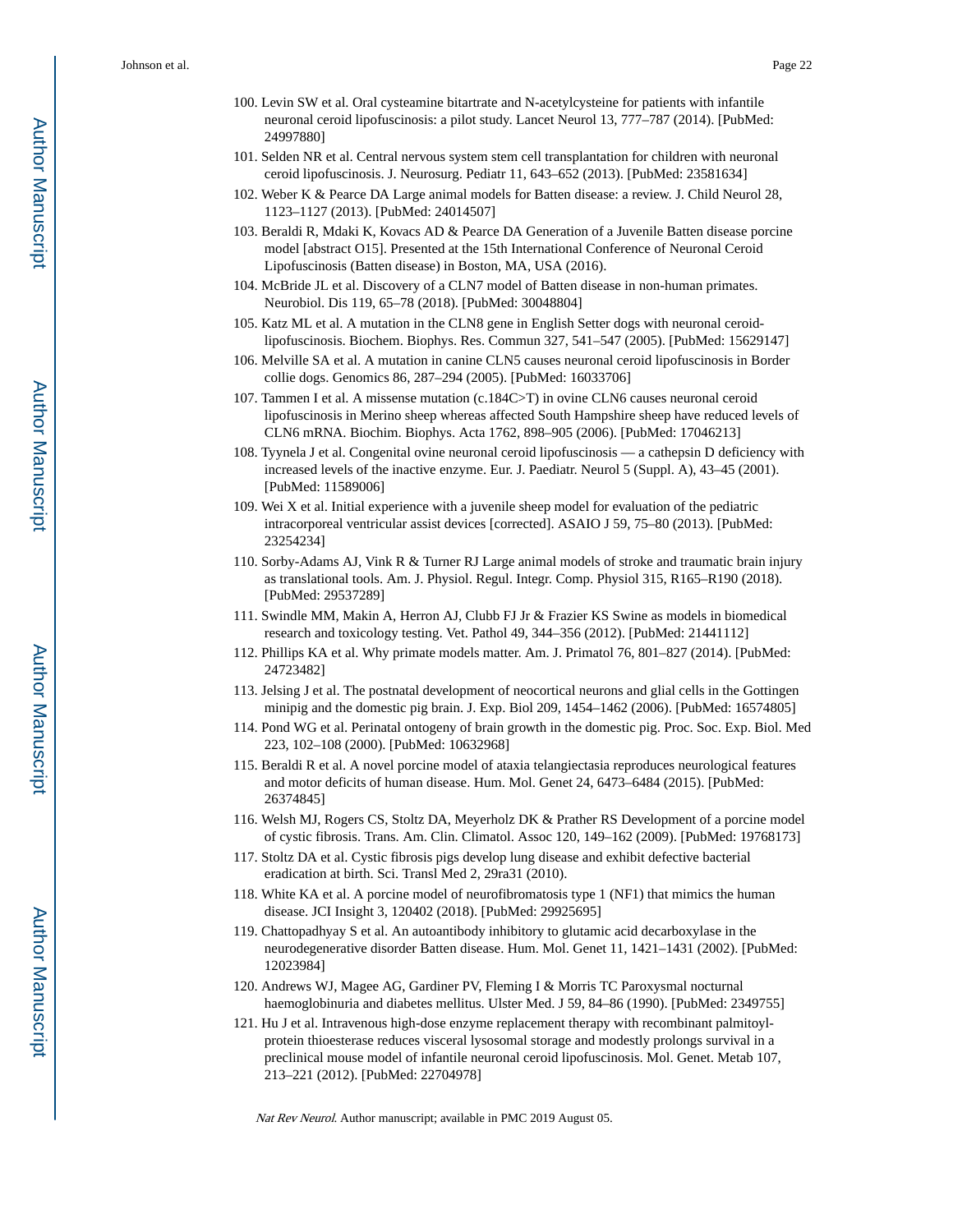100. Levin SW et al. Oral cysteamine bitartrate and N-acetylcysteine for patients with infantile neuronal ceroid lipofuscinosis: a pilot study. Lancet Neurol 13, 777–787 (2014). [PubMed: 24997880]

101. Selden NR et al. Central nervous system stem cell transplantation for children with neuronal ceroid lipofuscinosis. J. Neurosurg. Pediatr 11, 643–652 (2013). [PubMed: 23581634]

102. Weber K & Pearce DA Large animal models for Batten disease: a review. J. Child Neurol 28, 1123–1127 (2013). [PubMed: 24014507]

103. Beraldi R, Mdaki K, Kovacs AD & Pearce DA Generation of a Juvenile Batten disease porcine model [abstract O15]. Presented at the 15th International Conference of Neuronal Ceroid Lipofuscinosis (Batten disease) in Boston, MA, USA (2016).

104. McBride JL et al. Discovery of a CLN7 model of Batten disease in non-human primates. Neurobiol. Dis 119, 65–78 (2018). [PubMed: 30048804]

105. Katz ML et al. A mutation in the CLN8 gene in English Setter dogs with neuronal ceroid-lipofuscinosis. Biochem. Biophys. Res. Commun 327, 541–547 (2005). [PubMed: 15629147]

106. Melville SA et al. A mutation in canine CLN5 causes neuronal ceroid lipofuscinosis in Border collie dogs. Genomics 86, 287–294 (2005). [PubMed: 16033706]

107. Tammen I et al. A missense mutation (c.184C>T) in ovine CLN6 causes neuronal ceroid lipofuscinosis in Merino sheep whereas affected South Hampshire sheep have reduced levels of CLN6 mRNA. Biochim. Biophys. Acta 1762, 898–905 (2006). [PubMed: 17046213]

108. Tyynela J et al. Congenital ovine neuronal ceroid lipofuscinosis — a cathepsin D deficiency with increased levels of the inactive enzyme. Eur. J. Paediatr. Neurol 5 (Suppl. A), 43–45 (2001). [PubMed: 11589006]

109. Wei X et al. Initial experience with a juvenile sheep model for evaluation of the pediatric intracorporeal ventricular assist devices [corrected]. ASAIO J 59, 75–80 (2013). [PubMed: 23254234]

110. Sorby-Adams AJ, Vink R & Turner RJ Large animal models of stroke and traumatic brain injury as translational tools. Am. J. Physiol. Regul. Integr. Comp. Physiol 315, R165–R190 (2018). [PubMed: 29537289]

111. Swindle MM, Makin A, Herron AJ, Clubb FJ Jr & Frazier KS Swine as models in biomedical research and toxicology testing. Vet. Pathol 49, 344–356 (2012). [PubMed: 21441112]

112. Phillips KA et al. Why primate models matter. Am. J. Primatol 76, 801–827 (2014). [PubMed: 24723482]

113. Jelsing J et al. The postnatal development of neocortical neurons and glial cells in the Gottingen minipig and the domestic pig brain. J. Exp. Biol 209, 1454–1462 (2006). [PubMed: 16574805]

114. Pond WG et al. Perinatal ontogeny of brain growth in the domestic pig. Proc. Soc. Exp. Biol. Med 223, 102–108 (2000). [PubMed: 10632968]

115. Beraldi R et al. A novel porcine model of ataxia telangiectasia reproduces neurological features and motor deficits of human disease. Hum. Mol. Genet 24, 6473–6484 (2015). [PubMed: 26374845]

116. Welsh MJ, Rogers CS, Stoltz DA, Meyerholz DK & Prather RS Development of a porcine model of cystic fibrosis. Trans. Am. Clin. Climatol. Assoc 120, 149–162 (2009). [PubMed: 19768173]

117. Stoltz DA et al. Cystic fibrosis pigs develop lung disease and exhibit defective bacterial eradication at birth. Sci. Transl Med 2, 29ra31 (2010).

118. White KA et al. A porcine model of neurofibromatosis type 1 (NF1) that mimics the human disease. JCI Insight 3, 120402 (2018). [PubMed: 29925695]

119. Chattopadhyay S et al. An autoantibody inhibitory to glutamic acid decarboxylase in the neurodegenerative disorder Batten disease. Hum. Mol. Genet 11, 1421–1431 (2002). [PubMed: 12023984]

120. Andrews WJ, Magee AG, Gardiner PV, Fleming I & Morris TC Paroxysmal nocturnal haemoglobinuria and diabetes mellitus. Ulster Med. J 59, 84–86 (1990). [PubMed: 2349755]

121. Hu J et al. Intravenous high-dose enzyme replacement therapy with recombinant palmitoyl-protein thioesterase reduces visceral lysosomal storage and modestly prolongs survival in a preclinical mouse model of infantile neuronal ceroid lipofuscinosis. Mol. Genet. Metab 107, 213–221 (2012). [PubMed: 22704978]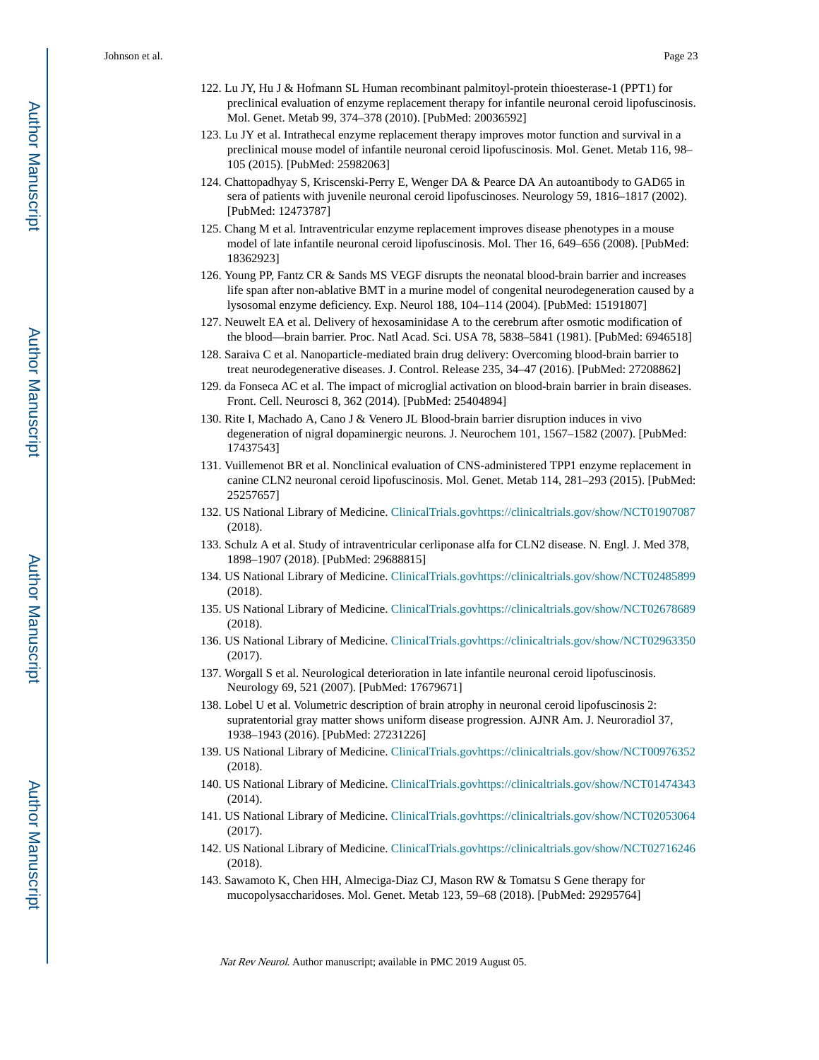122. Lu JY, Hu J & Hofmann SL Human recombinant palmitoyl-protein thioesterase-1 (PPT1) for preclinical evaluation of enzyme replacement therapy for infantile neuronal ceroid lipofuscinosis. Mol. Genet. Metab 99, 374–378 (2010). [PubMed: 20036592]
123. Lu JY et al. Intrathecal enzyme replacement therapy improves motor function and survival in a preclinical mouse model of infantile neuronal ceroid lipofuscinosis. Mol. Genet. Metab 116, 98–105 (2015). [PubMed: 25982063]
124. Chattopadhyay S, Kriscenski-Perry E, Wenger DA & Pearce DA An autoantibody to GAD65 in sera of patients with juvenile neuronal ceroid lipofuscinoses. Neurology 59, 1816–1817 (2002). [PubMed: 12473787]
125. Chang M et al. Intraventricular enzyme replacement improves disease phenotypes in a mouse model of late infantile neuronal ceroid lipofuscinosis. Mol. Ther 16, 649–656 (2008). [PubMed: 18362923]
126. Young PP, Fantz CR & Sands MS VEGF disrupts the neonatal blood-brain barrier and increases life span after non-ablative BMT in a murine model of congenital neurodegeneration caused by a lysosomal enzyme deficiency. Exp. Neurol 188, 104–114 (2004). [PubMed: 15191807]
127. Neuwelt EA et al. Delivery of hexosaminidase A to the cerebrum after osmotic modification of the blood—brain barrier. Proc. Natl Acad. Sci. USA 78, 5838–5841 (1981). [PubMed: 6946518]
128. Saraiva C et al. Nanoparticle-mediated brain drug delivery: Overcoming blood-brain barrier to treat neurodegenerative diseases. J. Control. Release 235, 34–47 (2016). [PubMed: 27208862]
129. da Fonseca AC et al. The impact of microglial activation on blood-brain barrier in brain diseases. Front. Cell. Neurosci 8, 362 (2014). [PubMed: 25404894]
130. Rite I, Machado A, Cano J & Venero JL Blood-brain barrier disruption induces in vivo degeneration of nigral dopaminergic neurons. J. Neurochem 101, 1567–1582 (2007). [PubMed: 17437543]
131. Vuillemenot BR et al. Nonclinical evaluation of CNS-administered TPP1 enzyme replacement in canine CLN2 neuronal ceroid lipofuscinosis. Mol. Genet. Metab 114, 281–293 (2015). [PubMed: 25257657]
132. US National Library of Medicine. ClinicalTrials.govhttps://clinicaltrials.gov/show/NCT01907087 (2018).
133. Schulz A et al. Study of intraventricular cerliponase alfa for CLN2 disease. N. Engl. J. Med 378, 1898–1907 (2018). [PubMed: 29688815]
134. US National Library of Medicine. ClinicalTrials.govhttps://clinicaltrials.gov/show/NCT02485899 (2018).
135. US National Library of Medicine. ClinicalTrials.govhttps://clinicaltrials.gov/show/NCT02678689 (2018).
136. US National Library of Medicine. ClinicalTrials.govhttps://clinicaltrials.gov/show/NCT02963350 (2017).
137. Worgall S et al. Neurological deterioration in late infantile neuronal ceroid lipofuscinosis. Neurology 69, 521 (2007). [PubMed: 17679671]
138. Lobel U et al. Volumetric description of brain atrophy in neuronal ceroid lipofuscinosis 2: supratentorial gray matter shows uniform disease progression. AJNR Am. J. Neuroradiol 37, 1938–1943 (2016). [PubMed: 27231226]
139. US National Library of Medicine. ClinicalTrials.govhttps://clinicaltrials.gov/show/NCT00976352 (2018).
140. US National Library of Medicine. ClinicalTrials.govhttps://clinicaltrials.gov/show/NCT01474343 (2014).
141. US National Library of Medicine. ClinicalTrials.govhttps://clinicaltrials.gov/show/NCT02053064 (2017).
142. US National Library of Medicine. ClinicalTrials.govhttps://clinicaltrials.gov/show/NCT02716246 (2018).
143. Sawamoto K, Chen HH, Almeciga-Diaz CJ, Mason RW & Tomatsu S Gene therapy for mucopolysaccharidoses. Mol. Genet. Metab 123, 59–68 (2018). [PubMed: 29295764]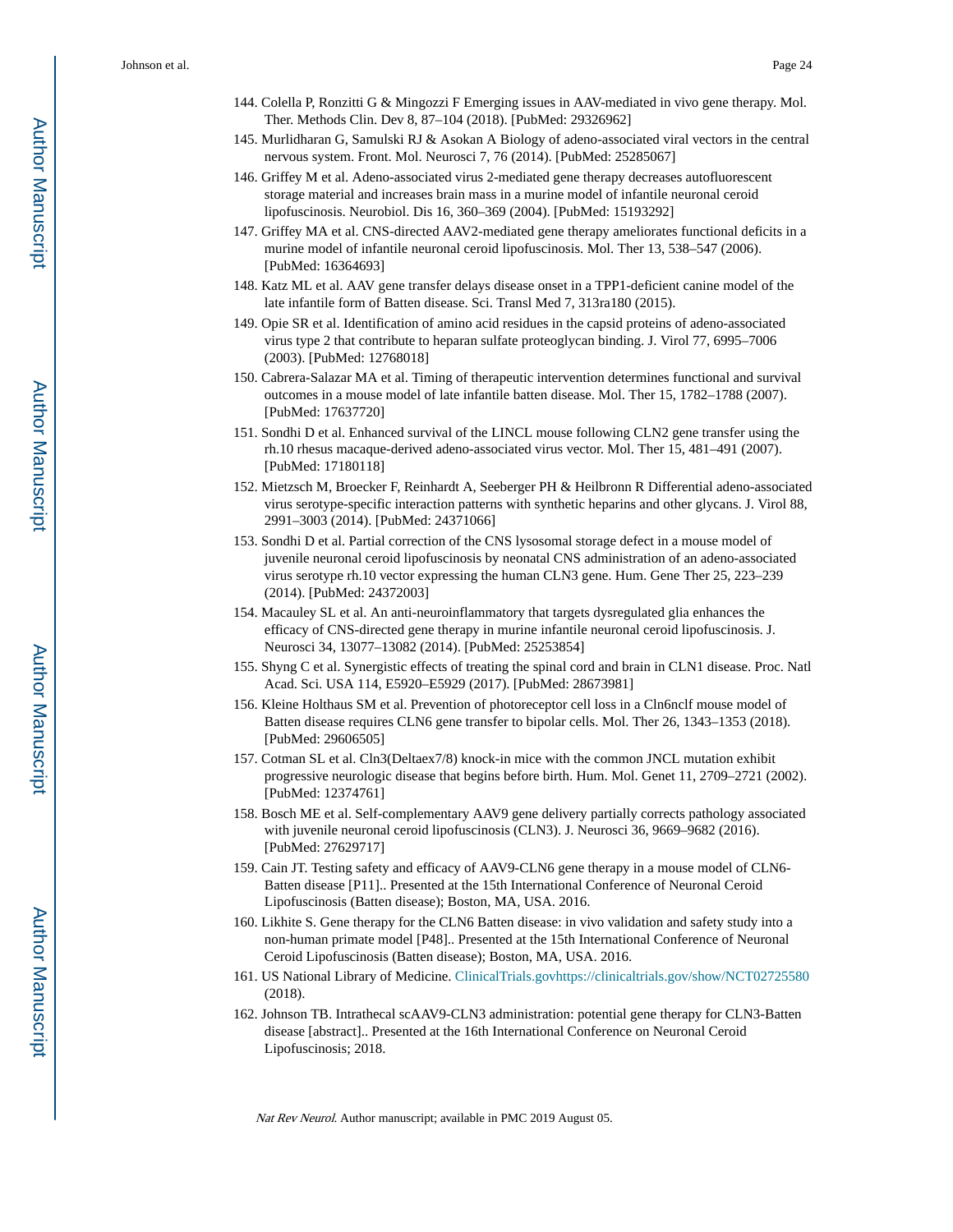144. Colella P, Ronzitti G & Mingozzi F Emerging issues in AAV-mediated in vivo gene therapy. Mol. Ther. Methods Clin. Dev 8, 87–104 (2018). [PubMed: 29326962]
145. Murlidharan G, Samulski RJ & Asokan A Biology of adeno-associated viral vectors in the central nervous system. Front. Mol. Neurosci 7, 76 (2014). [PubMed: 25285067]
146. Griffey M et al. Adeno-associated virus 2-mediated gene therapy decreases autofluorescent storage material and increases brain mass in a murine model of infantile neuronal ceroid lipofuscinosis. Neurobiol. Dis 16, 360–369 (2004). [PubMed: 15193292]
147. Griffey MA et al. CNS-directed AAV2-mediated gene therapy ameliorates functional deficits in a murine model of infantile neuronal ceroid lipofuscinosis. Mol. Ther 13, 538–547 (2006). [PubMed: 16364693]
148. Katz ML et al. AAV gene transfer delays disease onset in a TPP1-deficient canine model of the late infantile form of Batten disease. Sci. Transl Med 7, 313ra180 (2015).
149. Opie SR et al. Identification of amino acid residues in the capsid proteins of adeno-associated virus type 2 that contribute to heparan sulfate proteoglycan binding. J. Virol 77, 6995–7006 (2003). [PubMed: 12768018]
150. Cabrera-Salazar MA et al. Timing of therapeutic intervention determines functional and survival outcomes in a mouse model of late infantile batten disease. Mol. Ther 15, 1782–1788 (2007). [PubMed: 17637720]
151. Sondhi D et al. Enhanced survival of the LINCL mouse following CLN2 gene transfer using the rh.10 rhesus macaque-derived adeno-associated virus vector. Mol. Ther 15, 481–491 (2007). [PubMed: 17180118]
152. Mietzsch M, Broecker F, Reinhardt A, Seeberger PH & Heilbronn R Differential adeno-associated virus serotype-specific interaction patterns with synthetic heparins and other glycans. J. Virol 88, 2991–3003 (2014). [PubMed: 24371066]
153. Sondhi D et al. Partial correction of the CNS lysosomal storage defect in a mouse model of juvenile neuronal ceroid lipofuscinosis by neonatal CNS administration of an adeno-associated virus serotype rh.10 vector expressing the human CLN3 gene. Hum. Gene Ther 25, 223–239 (2014). [PubMed: 24372003]
154. Macauley SL et al. An anti-neuroinflammatory that targets dysregulated glia enhances the efficacy of CNS-directed gene therapy in murine infantile neuronal ceroid lipofuscinosis. J. Neurosci 34, 13077–13082 (2014). [PubMed: 25253854]
155. Shyng C et al. Synergistic effects of treating the spinal cord and brain in CLN1 disease. Proc. Natl Acad. Sci. USA 114, E5920–E5929 (2017). [PubMed: 28673981]
156. Kleine Holthaus SM et al. Prevention of photoreceptor cell loss in a Cln6nclf mouse model of Batten disease requires CLN6 gene transfer to bipolar cells. Mol. Ther 26, 1343–1353 (2018). [PubMed: 29606505]
157. Cotman SL et al. Cln3(Deltaex7/8) knock-in mice with the common JNCL mutation exhibit progressive neurologic disease that begins before birth. Hum. Mol. Genet 11, 2709–2721 (2002). [PubMed: 12374761]
158. Bosch ME et al. Self-complementary AAV9 gene delivery partially corrects pathology associated with juvenile neuronal ceroid lipofuscinosis (CLN3). J. Neurosci 36, 9669–9682 (2016). [PubMed: 27629717]
159. Cain JT. Testing safety and efficacy of AAV9-CLN6 gene therapy in a mouse model of CLN6-Batten disease [P11].. Presented at the 15th International Conference of Neuronal Ceroid Lipofuscinosis (Batten disease); Boston, MA, USA. 2016.
160. Likhite S. Gene therapy for the CLN6 Batten disease: in vivo validation and safety study into a non-human primate model [P48].. Presented at the 15th International Conference of Neuronal Ceroid Lipofuscinosis (Batten disease); Boston, MA, USA. 2016.
161. US National Library of Medicine. ClinicalTrials.govhttps://clinicaltrials.gov/show/NCT02725580 (2018).
162. Johnson TB. Intrathecal scAAV9-CLN3 administration: potential gene therapy for CLN3-Batten disease [abstract].. Presented at the 16th International Conference on Neuronal Ceroid Lipofuscinosis; 2018.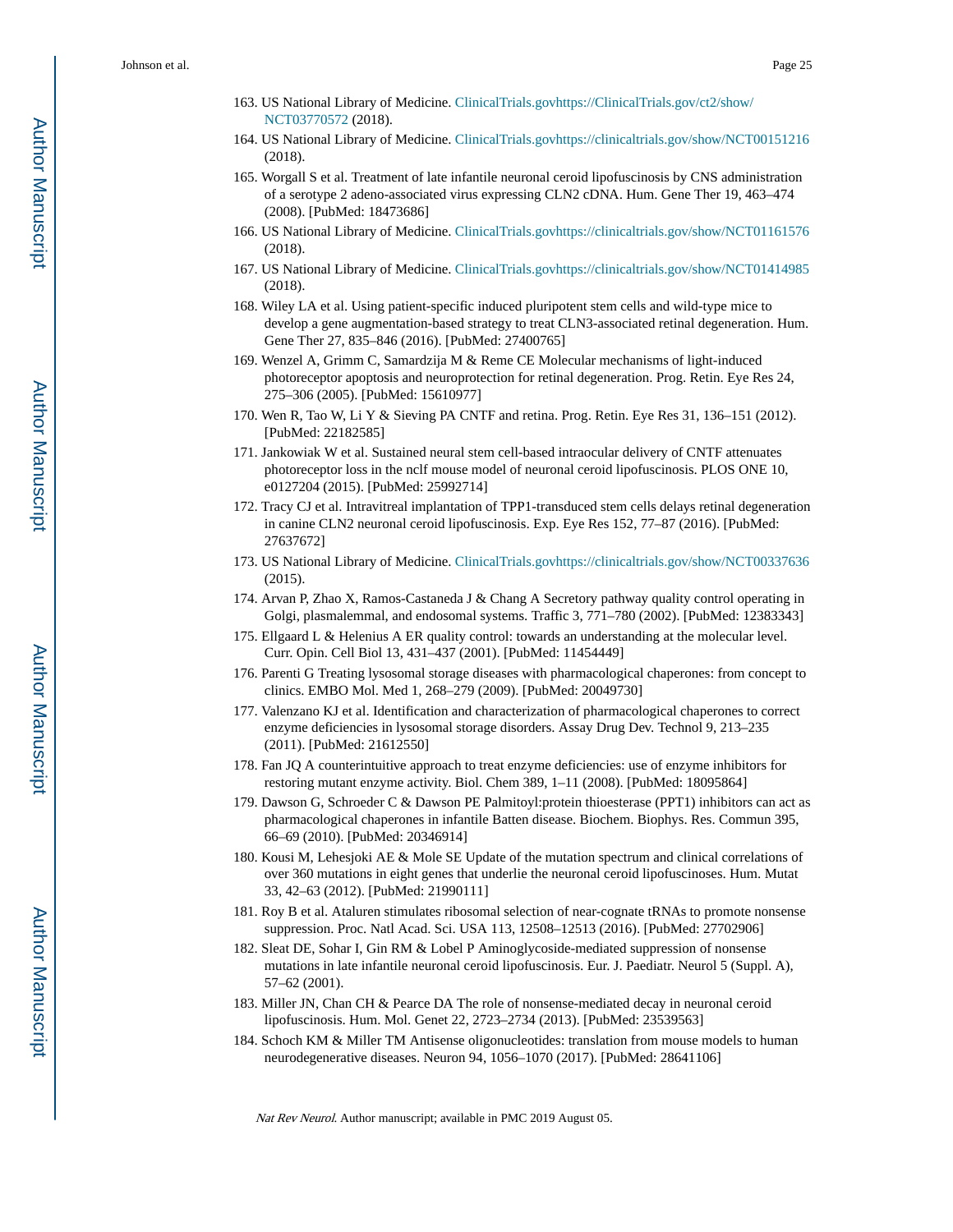163. US National Library of Medicine. ClinicalTrials.govhttps://ClinicalTrials.gov/ct2/show/NCT03770572 (2018).
164. US National Library of Medicine. ClinicalTrials.govhttps://clinicaltrials.gov/show/NCT00151216 (2018).
165. Worgall S et al. Treatment of late infantile neuronal ceroid lipofuscinosis by CNS administration of a serotype 2 adeno-associated virus expressing CLN2 cDNA. Hum. Gene Ther 19, 463–474 (2008). [PubMed: 18473686]
166. US National Library of Medicine. ClinicalTrials.govhttps://clinicaltrials.gov/show/NCT01161576 (2018).
167. US National Library of Medicine. ClinicalTrials.govhttps://clinicaltrials.gov/show/NCT01414985 (2018).
168. Wiley LA et al. Using patient-specific induced pluripotent stem cells and wild-type mice to develop a gene augmentation-based strategy to treat CLN3-associated retinal degeneration. Hum. Gene Ther 27, 835–846 (2016). [PubMed: 27400765]
169. Wenzel A, Grimm C, Samardzija M & Reme CE Molecular mechanisms of light-induced photoreceptor apoptosis and neuroprotection for retinal degeneration. Prog. Retin. Eye Res 24, 275–306 (2005). [PubMed: 15610977]
170. Wen R, Tao W, Li Y & Sieving PA CNTF and retina. Prog. Retin. Eye Res 31, 136–151 (2012). [PubMed: 22182585]
171. Jankowiak W et al. Sustained neural stem cell-based intraocular delivery of CNTF attenuates photoreceptor loss in the nclf mouse model of neuronal ceroid lipofuscinosis. PLOS ONE 10, e0127204 (2015). [PubMed: 25992714]
172. Tracy CJ et al. Intravitreal implantation of TPP1-transduced stem cells delays retinal degeneration in canine CLN2 neuronal ceroid lipofuscinosis. Exp. Eye Res 152, 77–87 (2016). [PubMed: 27637672]
173. US National Library of Medicine. ClinicalTrials.govhttps://clinicaltrials.gov/show/NCT00337636 (2015).
174. Arvan P, Zhao X, Ramos-Castaneda J & Chang A Secretory pathway quality control operating in Golgi, plasmalemmal, and endosomal systems. Traffic 3, 771–780 (2002). [PubMed: 12383343]
175. Ellgaard L & Helenius A ER quality control: towards an understanding at the molecular level. Curr. Opin. Cell Biol 13, 431–437 (2001). [PubMed: 11454449]
176. Parenti G Treating lysosomal storage diseases with pharmacological chaperones: from concept to clinics. EMBO Mol. Med 1, 268–279 (2009). [PubMed: 20049730]
177. Valenzano KJ et al. Identification and characterization of pharmacological chaperones to correct enzyme deficiencies in lysosomal storage disorders. Assay Drug Dev. Technol 9, 213–235 (2011). [PubMed: 21612550]
178. Fan JQ A counterintuitive approach to treat enzyme deficiencies: use of enzyme inhibitors for restoring mutant enzyme activity. Biol. Chem 389, 1–11 (2008). [PubMed: 18095864]
179. Dawson G, Schroeder C & Dawson PE Palmitoyl:protein thioesterase (PPT1) inhibitors can act as pharmacological chaperones in infantile Batten disease. Biochem. Biophys. Res. Commun 395, 66–69 (2010). [PubMed: 20346914]
180. Kousi M, Lehesjoki AE & Mole SE Update of the mutation spectrum and clinical correlations of over 360 mutations in eight genes that underlie the neuronal ceroid lipofuscinoses. Hum. Mutat 33, 42–63 (2012). [PubMed: 21990111]
181. Roy B et al. Ataluren stimulates ribosomal selection of near-cognate tRNAs to promote nonsense suppression. Proc. Natl Acad. Sci. USA 113, 12508–12513 (2016). [PubMed: 27702906]
182. Sleat DE, Sohar I, Gin RM & Lobel P Aminoglycoside-mediated suppression of nonsense mutations in late infantile neuronal ceroid lipofuscinosis. Eur. J. Paediatr. Neurol 5 (Suppl. A), 57–62 (2001).
183. Miller JN, Chan CH & Pearce DA The role of nonsense-mediated decay in neuronal ceroid lipofuscinosis. Hum. Mol. Genet 22, 2723–2734 (2013). [PubMed: 23539563]
184. Schoch KM & Miller TM Antisense oligonucleotides: translation from mouse models to human neurodegenerative diseases. Neuron 94, 1056–1070 (2017). [PubMed: 28641106]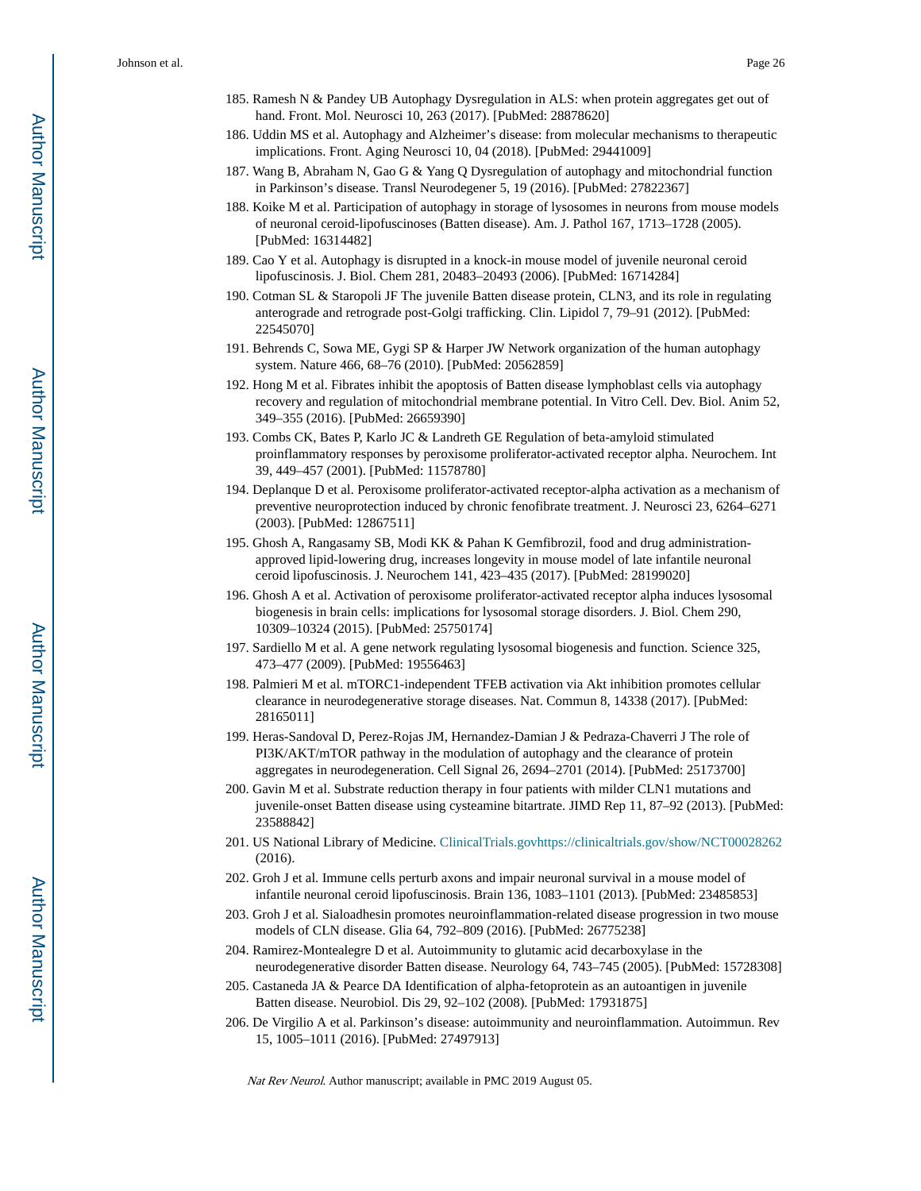185. Ramesh N & Pandey UB Autophagy Dysregulation in ALS: when protein aggregates get out of hand. Front. Mol. Neurosci 10, 263 (2017). [PubMed: 28878620]
186. Uddin MS et al. Autophagy and Alzheimer's disease: from molecular mechanisms to therapeutic implications. Front. Aging Neurosci 10, 04 (2018). [PubMed: 29441009]
187. Wang B, Abraham N, Gao G & Yang Q Dysregulation of autophagy and mitochondrial function in Parkinson's disease. Transl Neurodegener 5, 19 (2016). [PubMed: 27822367]
188. Koike M et al. Participation of autophagy in storage of lysosomes in neurons from mouse models of neuronal ceroid-lipofuscinoses (Batten disease). Am. J. Pathol 167, 1713–1728 (2005). [PubMed: 16314482]
189. Cao Y et al. Autophagy is disrupted in a knock-in mouse model of juvenile neuronal ceroid lipofuscinosis. J. Biol. Chem 281, 20483–20493 (2006). [PubMed: 16714284]
190. Cotman SL & Staropoli JF The juvenile Batten disease protein, CLN3, and its role in regulating anterograde and retrograde post-Golgi trafficking. Clin. Lipidol 7, 79–91 (2012). [PubMed: 22545070]
191. Behrends C, Sowa ME, Gygi SP & Harper JW Network organization of the human autophagy system. Nature 466, 68–76 (2010). [PubMed: 20562859]
192. Hong M et al. Fibrates inhibit the apoptosis of Batten disease lymphoblast cells via autophagy recovery and regulation of mitochondrial membrane potential. In Vitro Cell. Dev. Biol. Anim 52, 349–355 (2016). [PubMed: 26659390]
193. Combs CK, Bates P, Karlo JC & Landreth GE Regulation of beta-amyloid stimulated proinflammatory responses by peroxisome proliferator-activated receptor alpha. Neurochem. Int 39, 449–457 (2001). [PubMed: 11578780]
194. Deplanque D et al. Peroxisome proliferator-activated receptor-alpha activation as a mechanism of preventive neuroprotection induced by chronic fenofibrate treatment. J. Neurosci 23, 6264–6271 (2003). [PubMed: 12867511]
195. Ghosh A, Rangasamy SB, Modi KK & Pahan K Gemfibrozil, food and drug administration-approved lipid-lowering drug, increases longevity in mouse model of late infantile neuronal ceroid lipofuscinosis. J. Neurochem 141, 423–435 (2017). [PubMed: 28199020]
196. Ghosh A et al. Activation of peroxisome proliferator-activated receptor alpha induces lysosomal biogenesis in brain cells: implications for lysosomal storage disorders. J. Biol. Chem 290, 10309–10324 (2015). [PubMed: 25750174]
197. Sardiello M et al. A gene network regulating lysosomal biogenesis and function. Science 325, 473–477 (2009). [PubMed: 19556463]
198. Palmieri M et al. mTORC1-independent TFEB activation via Akt inhibition promotes cellular clearance in neurodegenerative storage diseases. Nat. Commun 8, 14338 (2017). [PubMed: 28165011]
199. Heras-Sandoval D, Perez-Rojas JM, Hernandez-Damian J & Pedraza-Chaverri J The role of PI3K/AKT/mTOR pathway in the modulation of autophagy and the clearance of protein aggregates in neurodegeneration. Cell Signal 26, 2694–2701 (2014). [PubMed: 25173700]
200. Gavin M et al. Substrate reduction therapy in four patients with milder CLN1 mutations and juvenile-onset Batten disease using cysteamine bitartrate. JIMD Rep 11, 87–92 (2013). [PubMed: 23588842]
201. US National Library of Medicine. ClinicalTrials.govhttps://clinicaltrials.gov/show/NCT00028262 (2016).
202. Groh J et al. Immune cells perturb axons and impair neuronal survival in a mouse model of infantile neuronal ceroid lipofuscinosis. Brain 136, 1083–1101 (2013). [PubMed: 23485853]
203. Groh J et al. Sialoadhesin promotes neuroinflammation-related disease progression in two mouse models of CLN disease. Glia 64, 792–809 (2016). [PubMed: 26775238]
204. Ramirez-Montealegre D et al. Autoimmunity to glutamic acid decarboxylase in the neurodegenerative disorder Batten disease. Neurology 64, 743–745 (2005). [PubMed: 15728308]
205. Castaneda JA & Pearce DA Identification of alpha-fetoprotein as an autoantigen in juvenile Batten disease. Neurobiol. Dis 29, 92–102 (2008). [PubMed: 17931875]
206. De Virgilio A et al. Parkinson's disease: autoimmunity and neuroinflammation. Autoimmun. Rev 15, 1005–1011 (2016). [PubMed: 27497913]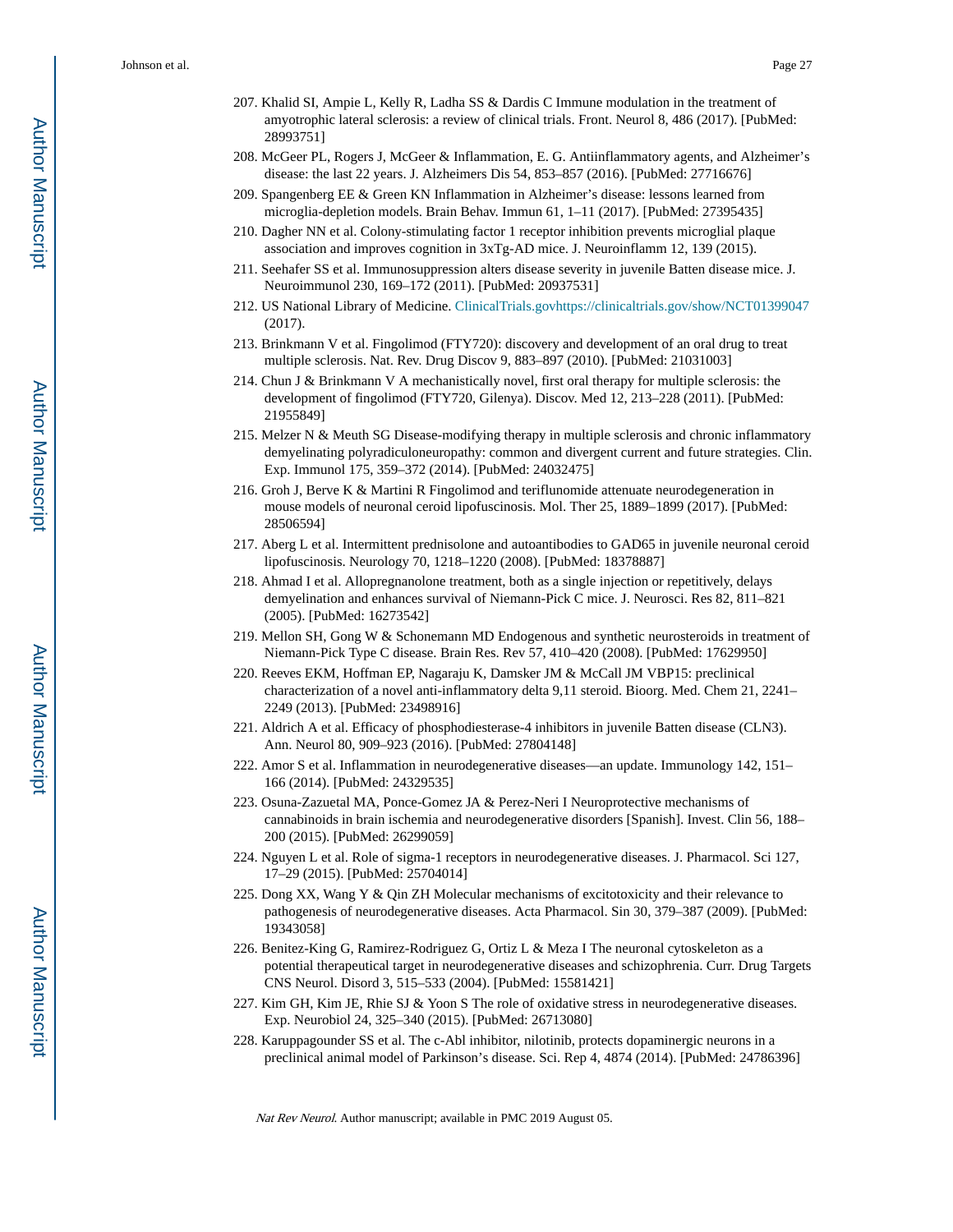207. Khalid SI, Ampie L, Kelly R, Ladha SS & Dardis C Immune modulation in the treatment of amyotrophic lateral sclerosis: a review of clinical trials. Front. Neurol 8, 486 (2017). [PubMed: 28993751]
208. McGeer PL, Rogers J, McGeer & Inflammation, E. G. Antiinflammatory agents, and Alzheimer's disease: the last 22 years. J. Alzheimers Dis 54, 853–857 (2016). [PubMed: 27716676]
209. Spangenberg EE & Green KN Inflammation in Alzheimer's disease: lessons learned from microglia-depletion models. Brain Behav. Immun 61, 1–11 (2017). [PubMed: 27395435]
210. Dagher NN et al. Colony-stimulating factor 1 receptor inhibition prevents microglial plaque association and improves cognition in 3xTg-AD mice. J. Neuroinflamm 12, 139 (2015).
211. Seehafer SS et al. Immunosuppression alters disease severity in juvenile Batten disease mice. J. Neuroimmunol 230, 169–172 (2011). [PubMed: 20937531]
212. US National Library of Medicine. ClinicalTrials.govhttps://clinicaltrials.gov/show/NCT01399047 (2017).
213. Brinkmann V et al. Fingolimod (FTY720): discovery and development of an oral drug to treat multiple sclerosis. Nat. Rev. Drug Discov 9, 883–897 (2010). [PubMed: 21031003]
214. Chun J & Brinkmann V A mechanistically novel, first oral therapy for multiple sclerosis: the development of fingolimod (FTY720, Gilenya). Discov. Med 12, 213–228 (2011). [PubMed: 21955849]
215. Melzer N & Meuth SG Disease-modifying therapy in multiple sclerosis and chronic inflammatory demyelinating polyradiculoneuropathy: common and divergent current and future strategies. Clin. Exp. Immunol 175, 359–372 (2014). [PubMed: 24032475]
216. Groh J, Berve K & Martini R Fingolimod and teriflunomide attenuate neurodegeneration in mouse models of neuronal ceroid lipofuscinosis. Mol. Ther 25, 1889–1899 (2017). [PubMed: 28506594]
217. Aberg L et al. Intermittent prednisolone and autoantibodies to GAD65 in juvenile neuronal ceroid lipofuscinosis. Neurology 70, 1218–1220 (2008). [PubMed: 18378887]
218. Ahmad I et al. Allopregnanolone treatment, both as a single injection or repetitively, delays demyelination and enhances survival of Niemann-Pick C mice. J. Neurosci. Res 82, 811–821 (2005). [PubMed: 16273542]
219. Mellon SH, Gong W & Schonemann MD Endogenous and synthetic neurosteroids in treatment of Niemann-Pick Type C disease. Brain Res. Rev 57, 410–420 (2008). [PubMed: 17629950]
220. Reeves EKM, Hoffman EP, Nagaraju K, Damsker JM & McCall JM VBP15: preclinical characterization of a novel anti-inflammatory delta 9,11 steroid. Bioorg. Med. Chem 21, 2241–2249 (2013). [PubMed: 23498916]
221. Aldrich A et al. Efficacy of phosphodiesterase-4 inhibitors in juvenile Batten disease (CLN3). Ann. Neurol 80, 909–923 (2016). [PubMed: 27804148]
222. Amor S et al. Inflammation in neurodegenerative diseases—an update. Immunology 142, 151–166 (2014). [PubMed: 24329535]
223. Osuna-Zazuetal MA, Ponce-Gomez JA & Perez-Neri I Neuroprotective mechanisms of cannabinoids in brain ischemia and neurodegenerative disorders [Spanish]. Invest. Clin 56, 188–200 (2015). [PubMed: 26299059]
224. Nguyen L et al. Role of sigma-1 receptors in neurodegenerative diseases. J. Pharmacol. Sci 127, 17–29 (2015). [PubMed: 25704014]
225. Dong XX, Wang Y & Qin ZH Molecular mechanisms of excitotoxicity and their relevance to pathogenesis of neurodegenerative diseases. Acta Pharmacol. Sin 30, 379–387 (2009). [PubMed: 19343058]
226. Benitez-King G, Ramirez-Rodriguez G, Ortiz L & Meza I The neuronal cytoskeleton as a potential therapeutical target in neurodegenerative diseases and schizophrenia. Curr. Drug Targets CNS Neurol. Disord 3, 515–533 (2004). [PubMed: 15581421]
227. Kim GH, Kim JE, Rhie SJ & Yoon S The role of oxidative stress in neurodegenerative diseases. Exp. Neurobiol 24, 325–340 (2015). [PubMed: 26713080]
228. Karuppagounder SS et al. The c-Abl inhibitor, nilotinib, protects dopaminergic neurons in a preclinical animal model of Parkinson's disease. Sci. Rep 4, 4874 (2014). [PubMed: 24786396]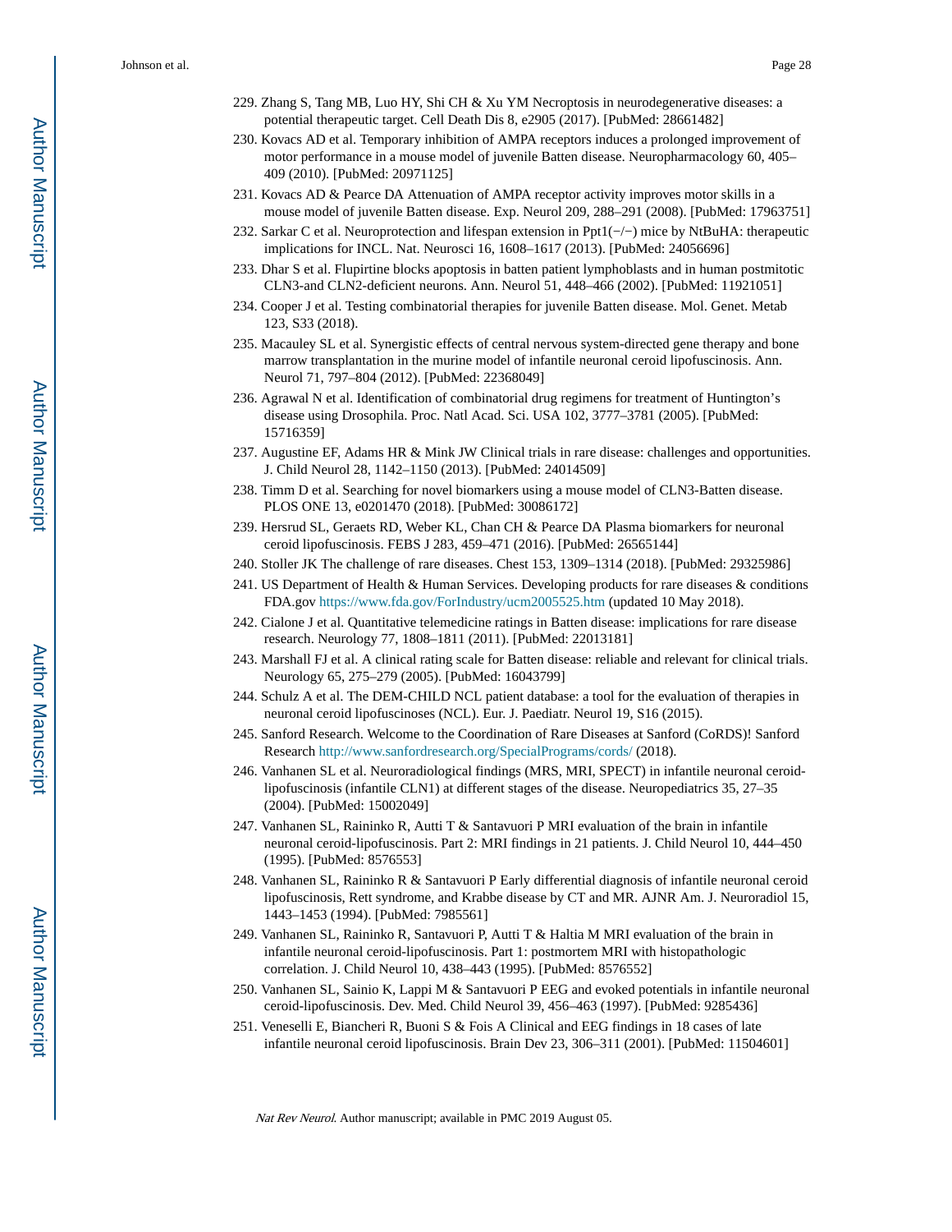229. Zhang S, Tang MB, Luo HY, Shi CH & Xu YM Necroptosis in neurodegenerative diseases: a potential therapeutic target. Cell Death Dis 8, e2905 (2017). [PubMed: 28661482]
230. Kovacs AD et al. Temporary inhibition of AMPA receptors induces a prolonged improvement of motor performance in a mouse model of juvenile Batten disease. Neuropharmacology 60, 405–409 (2010). [PubMed: 20971125]
231. Kovacs AD & Pearce DA Attenuation of AMPA receptor activity improves motor skills in a mouse model of juvenile Batten disease. Exp. Neurol 209, 288–291 (2008). [PubMed: 17963751]
232. Sarkar C et al. Neuroprotection and lifespan extension in Ppt1(−/−) mice by NtBuHA: therapeutic implications for INCL. Nat. Neurosci 16, 1608–1617 (2013). [PubMed: 24056696]
233. Dhar S et al. Flupirtine blocks apoptosis in batten patient lymphoblasts and in human postmitotic CLN3-and CLN2-deficient neurons. Ann. Neurol 51, 448–466 (2002). [PubMed: 11921051]
234. Cooper J et al. Testing combinatorial therapies for juvenile Batten disease. Mol. Genet. Metab 123, S33 (2018).
235. Macauley SL et al. Synergistic effects of central nervous system-directed gene therapy and bone marrow transplantation in the murine model of infantile neuronal ceroid lipofuscinosis. Ann. Neurol 71, 797–804 (2012). [PubMed: 22368049]
236. Agrawal N et al. Identification of combinatorial drug regimens for treatment of Huntington's disease using Drosophila. Proc. Natl Acad. Sci. USA 102, 3777–3781 (2005). [PubMed: 15716359]
237. Augustine EF, Adams HR & Mink JW Clinical trials in rare disease: challenges and opportunities. J. Child Neurol 28, 1142–1150 (2013). [PubMed: 24014509]
238. Timm D et al. Searching for novel biomarkers using a mouse model of CLN3-Batten disease. PLOS ONE 13, e0201470 (2018). [PubMed: 30086172]
239. Hersrud SL, Geraets RD, Weber KL, Chan CH & Pearce DA Plasma biomarkers for neuronal ceroid lipofuscinosis. FEBS J 283, 459–471 (2016). [PubMed: 26565144]
240. Stoller JK The challenge of rare diseases. Chest 153, 1309–1314 (2018). [PubMed: 29325986]
241. US Department of Health & Human Services. Developing products for rare diseases & conditions FDA.gov https://www.fda.gov/ForIndustry/ucm2005525.htm (updated 10 May 2018).
242. Cialone J et al. Quantitative telemedicine ratings in Batten disease: implications for rare disease research. Neurology 77, 1808–1811 (2011). [PubMed: 22013181]
243. Marshall FJ et al. A clinical rating scale for Batten disease: reliable and relevant for clinical trials. Neurology 65, 275–279 (2005). [PubMed: 16043799]
244. Schulz A et al. The DEM-CHILD NCL patient database: a tool for the evaluation of therapies in neuronal ceroid lipofuscinoses (NCL). Eur. J. Paediatr. Neurol 19, S16 (2015).
245. Sanford Research. Welcome to the Coordination of Rare Diseases at Sanford (CoRDS)! Sanford Research http://www.sanfordresearch.org/SpecialPrograms/cords/ (2018).
246. Vanhanen SL et al. Neuroradiological findings (MRS, MRI, SPECT) in infantile neuronal ceroid-lipofuscinosis (infantile CLN1) at different stages of the disease. Neuropediatrics 35, 27–35 (2004). [PubMed: 15002049]
247. Vanhanen SL, Raininko R, Autti T & Santavuori P MRI evaluation of the brain in infantile neuronal ceroid-lipofuscinosis. Part 2: MRI findings in 21 patients. J. Child Neurol 10, 444–450 (1995). [PubMed: 8576553]
248. Vanhanen SL, Raininko R & Santavuori P Early differential diagnosis of infantile neuronal ceroid lipofuscinosis, Rett syndrome, and Krabbe disease by CT and MR. AJNR Am. J. Neuroradiol 15, 1443–1453 (1994). [PubMed: 7985561]
249. Vanhanen SL, Raininko R, Santavuori P, Autti T & Haltia M MRI evaluation of the brain in infantile neuronal ceroid-lipofuscinosis. Part 1: postmortem MRI with histopathologic correlation. J. Child Neurol 10, 438–443 (1995). [PubMed: 8576552]
250. Vanhanen SL, Sainio K, Lappi M & Santavuori P EEG and evoked potentials in infantile neuronal ceroid-lipofuscinosis. Dev. Med. Child Neurol 39, 456–463 (1997). [PubMed: 9285436]
251. Veneselli E, Biancheri R, Buoni S & Fois A Clinical and EEG findings in 18 cases of late infantile neuronal ceroid lipofuscinosis. Brain Dev 23, 306–311 (2001). [PubMed: 11504601]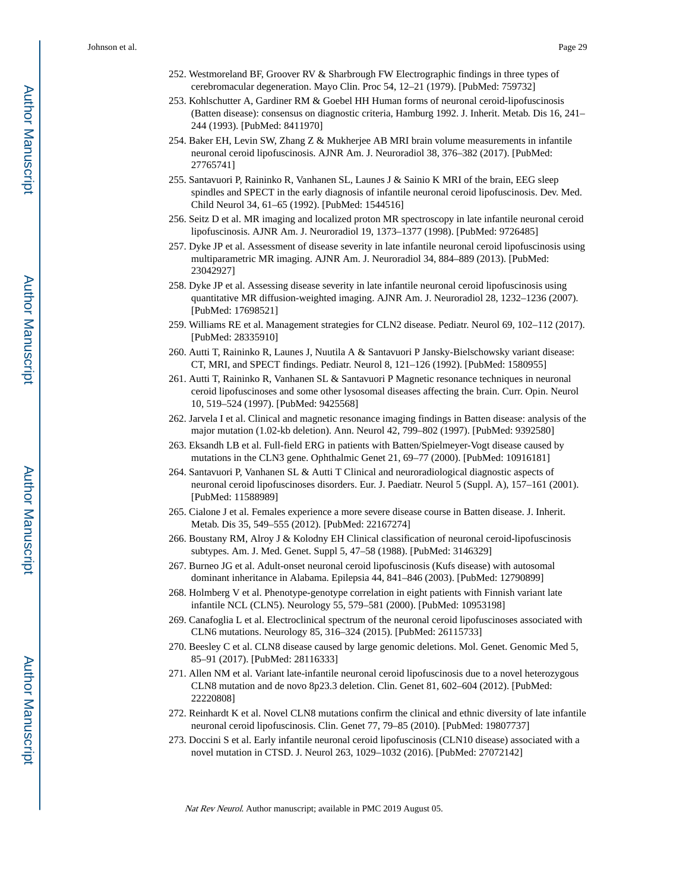252. Westmoreland BF, Groover RV & Sharbrough FW Electrographic findings in three types of cerebromacular degeneration. Mayo Clin. Proc 54, 12–21 (1979). [PubMed: 759732]
253. Kohlschutter A, Gardiner RM & Goebel HH Human forms of neuronal ceroid-lipofuscinosis (Batten disease): consensus on diagnostic criteria, Hamburg 1992. J. Inherit. Metab. Dis 16, 241–244 (1993). [PubMed: 8411970]
254. Baker EH, Levin SW, Zhang Z & Mukherjee AB MRI brain volume measurements in infantile neuronal ceroid lipofuscinosis. AJNR Am. J. Neuroradiol 38, 376–382 (2017). [PubMed: 27765741]
255. Santavuori P, Raininko R, Vanhanen SL, Launes J & Sainio K MRI of the brain, EEG sleep spindles and SPECT in the early diagnosis of infantile neuronal ceroid lipofuscinosis. Dev. Med. Child Neurol 34, 61–65 (1992). [PubMed: 1544516]
256. Seitz D et al. MR imaging and localized proton MR spectroscopy in late infantile neuronal ceroid lipofuscinosis. AJNR Am. J. Neuroradiol 19, 1373–1377 (1998). [PubMed: 9726485]
257. Dyke JP et al. Assessment of disease severity in late infantile neuronal ceroid lipofuscinosis using multiparametric MR imaging. AJNR Am. J. Neuroradiol 34, 884–889 (2013). [PubMed: 23042927]
258. Dyke JP et al. Assessing disease severity in late infantile neuronal ceroid lipofuscinosis using quantitative MR diffusion-weighted imaging. AJNR Am. J. Neuroradiol 28, 1232–1236 (2007). [PubMed: 17698521]
259. Williams RE et al. Management strategies for CLN2 disease. Pediatr. Neurol 69, 102–112 (2017). [PubMed: 28335910]
260. Autti T, Raininko R, Launes J, Nuutila A & Santavuori P Jansky-Bielschowsky variant disease: CT, MRI, and SPECT findings. Pediatr. Neurol 8, 121–126 (1992). [PubMed: 1580955]
261. Autti T, Raininko R, Vanhanen SL & Santavuori P Magnetic resonance techniques in neuronal ceroid lipofuscinoses and some other lysosomal diseases affecting the brain. Curr. Opin. Neurol 10, 519–524 (1997). [PubMed: 9425568]
262. Jarvela I et al. Clinical and magnetic resonance imaging findings in Batten disease: analysis of the major mutation (1.02-kb deletion). Ann. Neurol 42, 799–802 (1997). [PubMed: 9392580]
263. Eksandh LB et al. Full-field ERG in patients with Batten/Spielmeyer-Vogt disease caused by mutations in the CLN3 gene. Ophthalmic Genet 21, 69–77 (2000). [PubMed: 10916181]
264. Santavuori P, Vanhanen SL & Autti T Clinical and neuroradiological diagnostic aspects of neuronal ceroid lipofuscinoses disorders. Eur. J. Paediatr. Neurol 5 (Suppl. A), 157–161 (2001). [PubMed: 11588989]
265. Cialone J et al. Females experience a more severe disease course in Batten disease. J. Inherit. Metab. Dis 35, 549–555 (2012). [PubMed: 22167274]
266. Boustany RM, Alroy J & Kolodny EH Clinical classification of neuronal ceroid-lipofuscinosis subtypes. Am. J. Med. Genet. Suppl 5, 47–58 (1988). [PubMed: 3146329]
267. Burneo JG et al. Adult-onset neuronal ceroid lipofuscinosis (Kufs disease) with autosomal dominant inheritance in Alabama. Epilepsia 44, 841–846 (2003). [PubMed: 12790899]
268. Holmberg V et al. Phenotype-genotype correlation in eight patients with Finnish variant late infantile NCL (CLN5). Neurology 55, 579–581 (2000). [PubMed: 10953198]
269. Canafoglia L et al. Electroclinical spectrum of the neuronal ceroid lipofuscinoses associated with CLN6 mutations. Neurology 85, 316–324 (2015). [PubMed: 26115733]
270. Beesley C et al. CLN8 disease caused by large genomic deletions. Mol. Genet. Genomic Med 5, 85–91 (2017). [PubMed: 28116333]
271. Allen NM et al. Variant late-infantile neuronal ceroid lipofuscinosis due to a novel heterozygous CLN8 mutation and de novo 8p23.3 deletion. Clin. Genet 81, 602–604 (2012). [PubMed: 22220808]
272. Reinhardt K et al. Novel CLN8 mutations confirm the clinical and ethnic diversity of late infantile neuronal ceroid lipofuscinosis. Clin. Genet 77, 79–85 (2010). [PubMed: 19807737]
273. Doccini S et al. Early infantile neuronal ceroid lipofuscinosis (CLN10 disease) associated with a novel mutation in CTSD. J. Neurol 263, 1029–1032 (2016). [PubMed: 27072142]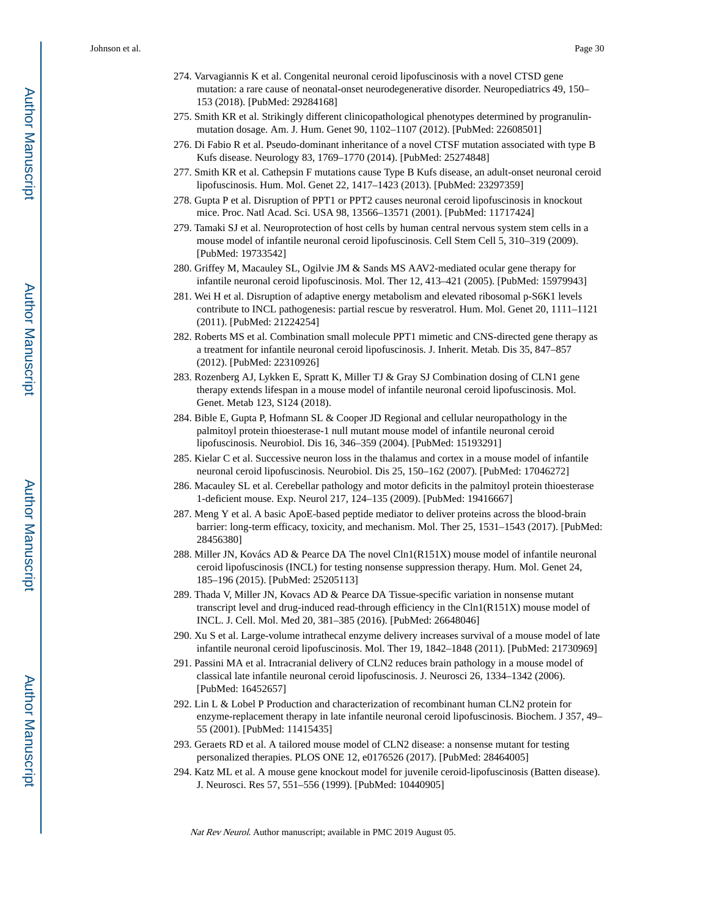274. Varvagiannis K et al. Congenital neuronal ceroid lipofuscinosis with a novel CTSD gene mutation: a rare cause of neonatal-onset neurodegenerative disorder. Neuropediatrics 49, 150–153 (2018). [PubMed: 29284168]

275. Smith KR et al. Strikingly different clinicopathological phenotypes determined by progranulin-mutation dosage. Am. J. Hum. Genet 90, 1102–1107 (2012). [PubMed: 22608501]

276. Di Fabio R et al. Pseudo-dominant inheritance of a novel CTSF mutation associated with type B Kufs disease. Neurology 83, 1769–1770 (2014). [PubMed: 25274848]

277. Smith KR et al. Cathepsin F mutations cause Type B Kufs disease, an adult-onset neuronal ceroid lipofuscinosis. Hum. Mol. Genet 22, 1417–1423 (2013). [PubMed: 23297359]

278. Gupta P et al. Disruption of PPT1 or PPT2 causes neuronal ceroid lipofuscinosis in knockout mice. Proc. Natl Acad. Sci. USA 98, 13566–13571 (2001). [PubMed: 11717424]

279. Tamaki SJ et al. Neuroprotection of host cells by human central nervous system stem cells in a mouse model of infantile neuronal ceroid lipofuscinosis. Cell Stem Cell 5, 310–319 (2009). [PubMed: 19733542]

280. Griffey M, Macauley SL, Ogilvie JM & Sands MS AAV2-mediated ocular gene therapy for infantile neuronal ceroid lipofuscinosis. Mol. Ther 12, 413–421 (2005). [PubMed: 15979943]

281. Wei H et al. Disruption of adaptive energy metabolism and elevated ribosomal p-S6K1 levels contribute to INCL pathogenesis: partial rescue by resveratrol. Hum. Mol. Genet 20, 1111–1121 (2011). [PubMed: 21224254]

282. Roberts MS et al. Combination small molecule PPT1 mimetic and CNS-directed gene therapy as a treatment for infantile neuronal ceroid lipofuscinosis. J. Inherit. Metab. Dis 35, 847–857 (2012). [PubMed: 22310926]

283. Rozenberg AJ, Lykken E, Spratt K, Miller TJ & Gray SJ Combination dosing of CLN1 gene therapy extends lifespan in a mouse model of infantile neuronal ceroid lipofuscinosis. Mol. Genet. Metab 123, S124 (2018).

284. Bible E, Gupta P, Hofmann SL & Cooper JD Regional and cellular neuropathology in the palmitoyl protein thioesterase-1 null mutant mouse model of infantile neuronal ceroid lipofuscinosis. Neurobiol. Dis 16, 346–359 (2004). [PubMed: 15193291]

285. Kielar C et al. Successive neuron loss in the thalamus and cortex in a mouse model of infantile neuronal ceroid lipofuscinosis. Neurobiol. Dis 25, 150–162 (2007). [PubMed: 17046272]

286. Macauley SL et al. Cerebellar pathology and motor deficits in the palmitoyl protein thioesterase 1-deficient mouse. Exp. Neurol 217, 124–135 (2009). [PubMed: 19416667]

287. Meng Y et al. A basic ApoE-based peptide mediator to deliver proteins across the blood-brain barrier: long-term efficacy, toxicity, and mechanism. Mol. Ther 25, 1531–1543 (2017). [PubMed: 28456380]

288. Miller JN, Kovács AD & Pearce DA The novel Cln1(R151X) mouse model of infantile neuronal ceroid lipofuscinosis (INCL) for testing nonsense suppression therapy. Hum. Mol. Genet 24, 185–196 (2015). [PubMed: 25205113]

289. Thada V, Miller JN, Kovacs AD & Pearce DA Tissue-specific variation in nonsense mutant transcript level and drug-induced read-through efficiency in the Cln1(R151X) mouse model of INCL. J. Cell. Mol. Med 20, 381–385 (2016). [PubMed: 26648046]

290. Xu S et al. Large-volume intrathecal enzyme delivery increases survival of a mouse model of late infantile neuronal ceroid lipofuscinosis. Mol. Ther 19, 1842–1848 (2011). [PubMed: 21730969]

291. Passini MA et al. Intracranial delivery of CLN2 reduces brain pathology in a mouse model of classical late infantile neuronal ceroid lipofuscinosis. J. Neurosci 26, 1334–1342 (2006). [PubMed: 16452657]

292. Lin L & Lobel P Production and characterization of recombinant human CLN2 protein for enzyme-replacement therapy in late infantile neuronal ceroid lipofuscinosis. Biochem. J 357, 49–55 (2001). [PubMed: 11415435]

293. Geraets RD et al. A tailored mouse model of CLN2 disease: a nonsense mutant for testing personalized therapies. PLOS ONE 12, e0176526 (2017). [PubMed: 28464005]

294. Katz ML et al. A mouse gene knockout model for juvenile ceroid-lipofuscinosis (Batten disease). J. Neurosci. Res 57, 551–556 (1999). [PubMed: 10440905]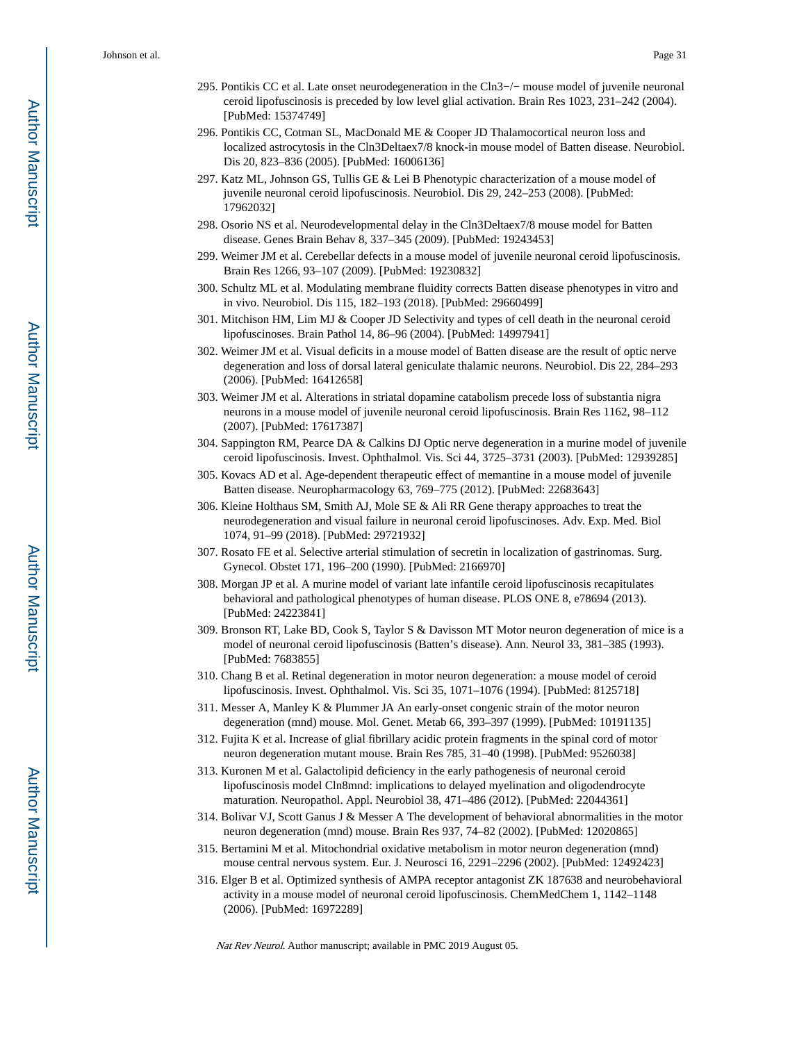295. Pontikis CC et al. Late onset neurodegeneration in the Cln3−/− mouse model of juvenile neuronal ceroid lipofuscinosis is preceded by low level glial activation. Brain Res 1023, 231–242 (2004). [PubMed: 15374749]

296. Pontikis CC, Cotman SL, MacDonald ME & Cooper JD Thalamocortical neuron loss and localized astrocytosis in the Cln3Deltaex7/8 knock-in mouse model of Batten disease. Neurobiol. Dis 20, 823–836 (2005). [PubMed: 16006136]

297. Katz ML, Johnson GS, Tullis GE & Lei B Phenotypic characterization of a mouse model of juvenile neuronal ceroid lipofuscinosis. Neurobiol. Dis 29, 242–253 (2008). [PubMed: 17962032]

298. Osorio NS et al. Neurodevelopmental delay in the Cln3Deltaex7/8 mouse model for Batten disease. Genes Brain Behav 8, 337–345 (2009). [PubMed: 19243453]

299. Weimer JM et al. Cerebellar defects in a mouse model of juvenile neuronal ceroid lipofuscinosis. Brain Res 1266, 93–107 (2009). [PubMed: 19230832]

300. Schultz ML et al. Modulating membrane fluidity corrects Batten disease phenotypes in vitro and in vivo. Neurobiol. Dis 115, 182–193 (2018). [PubMed: 29660499]

301. Mitchison HM, Lim MJ & Cooper JD Selectivity and types of cell death in the neuronal ceroid lipofuscinoses. Brain Pathol 14, 86–96 (2004). [PubMed: 14997941]

302. Weimer JM et al. Visual deficits in a mouse model of Batten disease are the result of optic nerve degeneration and loss of dorsal lateral geniculate thalamic neurons. Neurobiol. Dis 22, 284–293 (2006). [PubMed: 16412658]

303. Weimer JM et al. Alterations in striatal dopamine catabolism precede loss of substantia nigra neurons in a mouse model of juvenile neuronal ceroid lipofuscinosis. Brain Res 1162, 98–112 (2007). [PubMed: 17617387]

304. Sappington RM, Pearce DA & Calkins DJ Optic nerve degeneration in a murine model of juvenile ceroid lipofuscinosis. Invest. Ophthalmol. Vis. Sci 44, 3725–3731 (2003). [PubMed: 12939285]

305. Kovacs AD et al. Age-dependent therapeutic effect of memantine in a mouse model of juvenile Batten disease. Neuropharmacology 63, 769–775 (2012). [PubMed: 22683643]

306. Kleine Holthaus SM, Smith AJ, Mole SE & Ali RR Gene therapy approaches to treat the neurodegeneration and visual failure in neuronal ceroid lipofuscinoses. Adv. Exp. Med. Biol 1074, 91–99 (2018). [PubMed: 29721932]

307. Rosato FE et al. Selective arterial stimulation of secretin in localization of gastrinomas. Surg. Gynecol. Obstet 171, 196–200 (1990). [PubMed: 2166970]

308. Morgan JP et al. A murine model of variant late infantile ceroid lipofuscinosis recapitulates behavioral and pathological phenotypes of human disease. PLOS ONE 8, e78694 (2013). [PubMed: 24223841]

309. Bronson RT, Lake BD, Cook S, Taylor S & Davisson MT Motor neuron degeneration of mice is a model of neuronal ceroid lipofuscinosis (Batten's disease). Ann. Neurol 33, 381–385 (1993). [PubMed: 7683855]

310. Chang B et al. Retinal degeneration in motor neuron degeneration: a mouse model of ceroid lipofuscinosis. Invest. Ophthalmol. Vis. Sci 35, 1071–1076 (1994). [PubMed: 8125718]

311. Messer A, Manley K & Plummer JA An early-onset congenic strain of the motor neuron degeneration (mnd) mouse. Mol. Genet. Metab 66, 393–397 (1999). [PubMed: 10191135]

312. Fujita K et al. Increase of glial fibrillary acidic protein fragments in the spinal cord of motor neuron degeneration mutant mouse. Brain Res 785, 31–40 (1998). [PubMed: 9526038]

313. Kuronen M et al. Galactolipid deficiency in the early pathogenesis of neuronal ceroid lipofuscinosis model Cln8mnd: implications to delayed myelination and oligodendrocyte maturation. Neuropathol. Appl. Neurobiol 38, 471–486 (2012). [PubMed: 22044361]

314. Bolivar VJ, Scott Ganus J & Messer A The development of behavioral abnormalities in the motor neuron degeneration (mnd) mouse. Brain Res 937, 74–82 (2002). [PubMed: 12020865]

315. Bertamini M et al. Mitochondrial oxidative metabolism in motor neuron degeneration (mnd) mouse central nervous system. Eur. J. Neurosci 16, 2291–2296 (2002). [PubMed: 12492423]

316. Elger B et al. Optimized synthesis of AMPA receptor antagonist ZK 187638 and neurobehavioral activity in a mouse model of neuronal ceroid lipofuscinosis. ChemMedChem 1, 1142–1148 (2006). [PubMed: 16972289]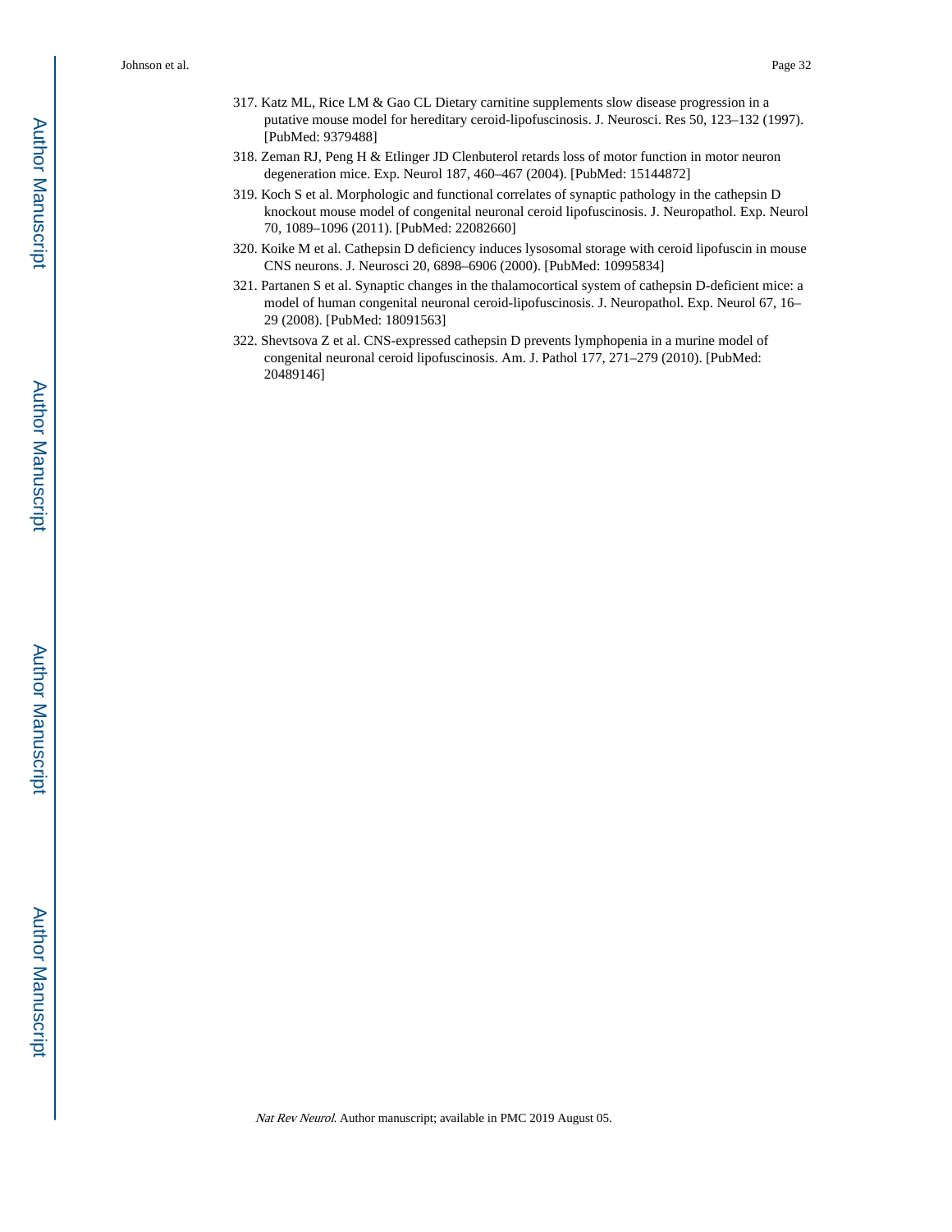317. Katz ML, Rice LM & Gao CL Dietary carnitine supplements slow disease progression in a putative mouse model for hereditary ceroid-lipofuscinosis. J. Neurosci. Res 50, 123–132 (1997). [PubMed: 9379488]
318. Zeman RJ, Peng H & Etlinger JD Clenbuterol retards loss of motor function in motor neuron degeneration mice. Exp. Neurol 187, 460–467 (2004). [PubMed: 15144872]
319. Koch S et al. Morphologic and functional correlates of synaptic pathology in the cathepsin D knockout mouse model of congenital neuronal ceroid lipofuscinosis. J. Neuropathol. Exp. Neurol 70, 1089–1096 (2011). [PubMed: 22082660]
320. Koike M et al. Cathepsin D deficiency induces lysosomal storage with ceroid lipofuscin in mouse CNS neurons. J. Neurosci 20, 6898–6906 (2000). [PubMed: 10995834]
321. Partanen S et al. Synaptic changes in the thalamocortical system of cathepsin D-deficient mice: a model of human congenital neuronal ceroid-lipofuscinosis. J. Neuropathol. Exp. Neurol 67, 16–29 (2008). [PubMed: 18091563]
322. Shevtsova Z et al. CNS-expressed cathepsin D prevents lymphopenia in a murine model of congenital neuronal ceroid lipofuscinosis. Am. J. Pathol 177, 271–279 (2010). [PubMed: 20489146]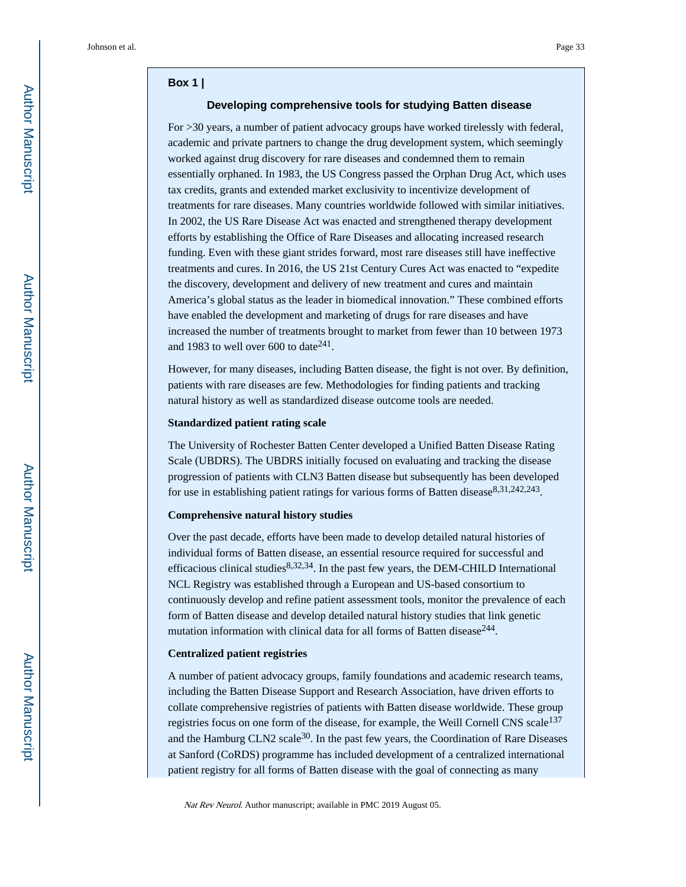## Box 1 |

### Developing comprehensive tools for studying Batten disease

For >30 years, a number of patient advocacy groups have worked tirelessly with federal, academic and private partners to change the drug development system, which seemingly worked against drug discovery for rare diseases and condemned them to remain essentially orphaned. In 1983, the US Congress passed the Orphan Drug Act, which uses tax credits, grants and extended market exclusivity to incentivize development of treatments for rare diseases. Many countries worldwide followed with similar initiatives. In 2002, the US Rare Disease Act was enacted and strengthened therapy development efforts by establishing the Office of Rare Diseases and allocating increased research funding. Even with these giant strides forward, most rare diseases still have ineffective treatments and cures. In 2016, the US 21st Century Cures Act was enacted to "expedite the discovery, development and delivery of new treatment and cures and maintain America's global status as the leader in biomedical innovation." These combined efforts have enabled the development and marketing of drugs for rare diseases and have increased the number of treatments brought to market from fewer than 10 between 1973 and 1983 to well over 600 to date[241].

However, for many diseases, including Batten disease, the fight is not over. By definition, patients with rare diseases are few. Methodologies for finding patients and tracking natural history as well as standardized disease outcome tools are needed.

**Standardized patient rating scale**

The University of Rochester Batten Center developed a Unified Batten Disease Rating Scale (UBDRS). The UBDRS initially focused on evaluating and tracking the disease progression of patients with CLN3 Batten disease but subsequently has been developed for use in establishing patient ratings for various forms of Batten disease[8,31,242,243].

**Comprehensive natural history studies**

Over the past decade, efforts have been made to develop detailed natural histories of individual forms of Batten disease, an essential resource required for successful and efficacious clinical studies[8,32,34]. In the past few years, the DEM-CHILD International NCL Registry was established through a European and US-based consortium to continuously develop and refine patient assessment tools, monitor the prevalence of each form of Batten disease and develop detailed natural history studies that link genetic mutation information with clinical data for all forms of Batten disease[244].

**Centralized patient registries**

A number of patient advocacy groups, family foundations and academic research teams, including the Batten Disease Support and Research Association, have driven efforts to collate comprehensive registries of patients with Batten disease worldwide. These group registries focus on one form of the disease, for example, the Weill Cornell CNS scale[137] and the Hamburg CLN2 scale[30]. In the past few years, the Coordination of Rare Diseases at Sanford (CoRDS) programme has included development of a centralized international patient registry for all forms of Batten disease with the goal of connecting as many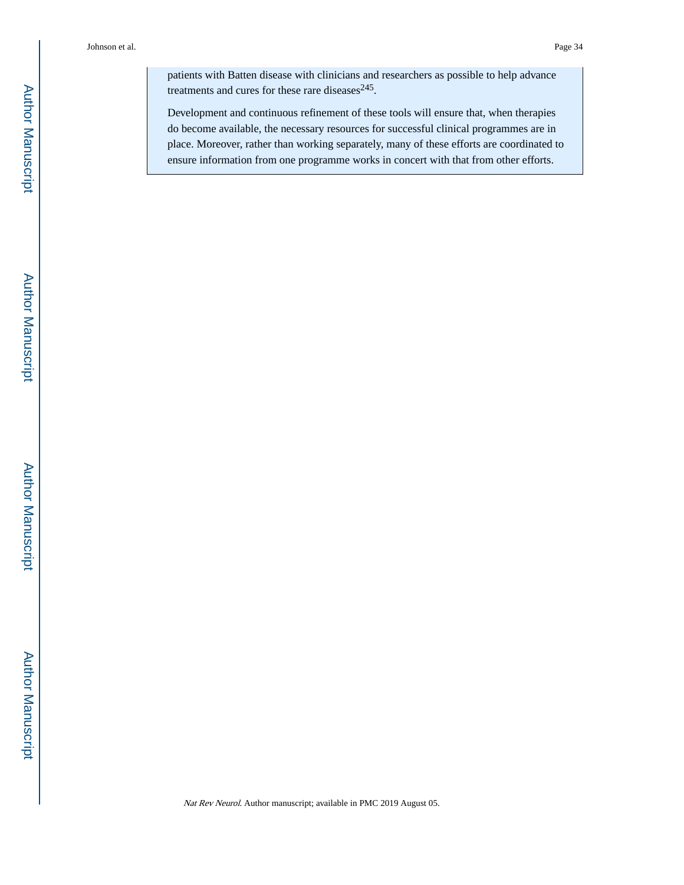patients with Batten disease with clinicians and researchers as possible to help advance treatments and cures for these rare diseases[245].

Development and continuous refinement of these tools will ensure that, when therapies do become available, the necessary resources for successful clinical programmes are in place. Moreover, rather than working separately, many of these efforts are coordinated to ensure information from one programme works in concert with that from other efforts.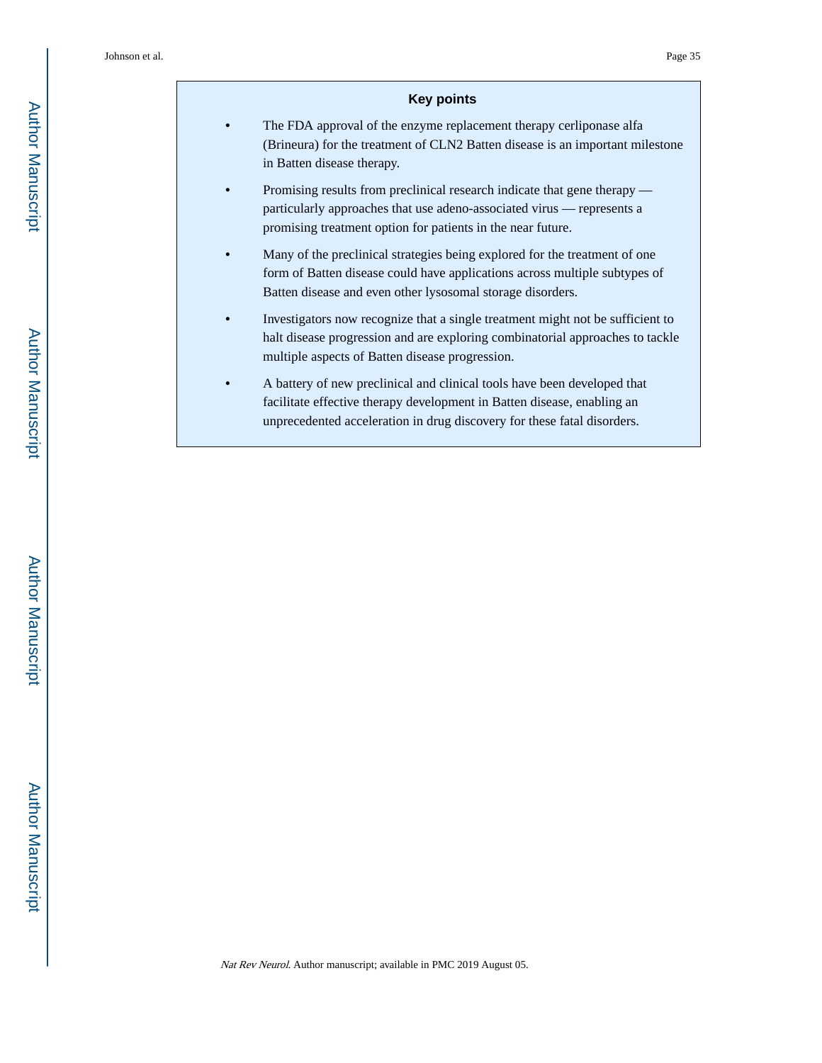## Key points

- The FDA approval of the enzyme replacement therapy cerliponase alfa (Brineura) for the treatment of CLN2 Batten disease is an important milestone in Batten disease therapy.
- Promising results from preclinical research indicate that gene therapy — particularly approaches that use adeno-associated virus — represents a promising treatment option for patients in the near future.
- Many of the preclinical strategies being explored for the treatment of one form of Batten disease could have applications across multiple subtypes of Batten disease and even other lysosomal storage disorders.
- Investigators now recognize that a single treatment might not be sufficient to halt disease progression and are exploring combinatorial approaches to tackle multiple aspects of Batten disease progression.
- A battery of new preclinical and clinical tools have been developed that facilitate effective therapy development in Batten disease, enabling an unprecedented acceleration in drug discovery for these fatal disorders.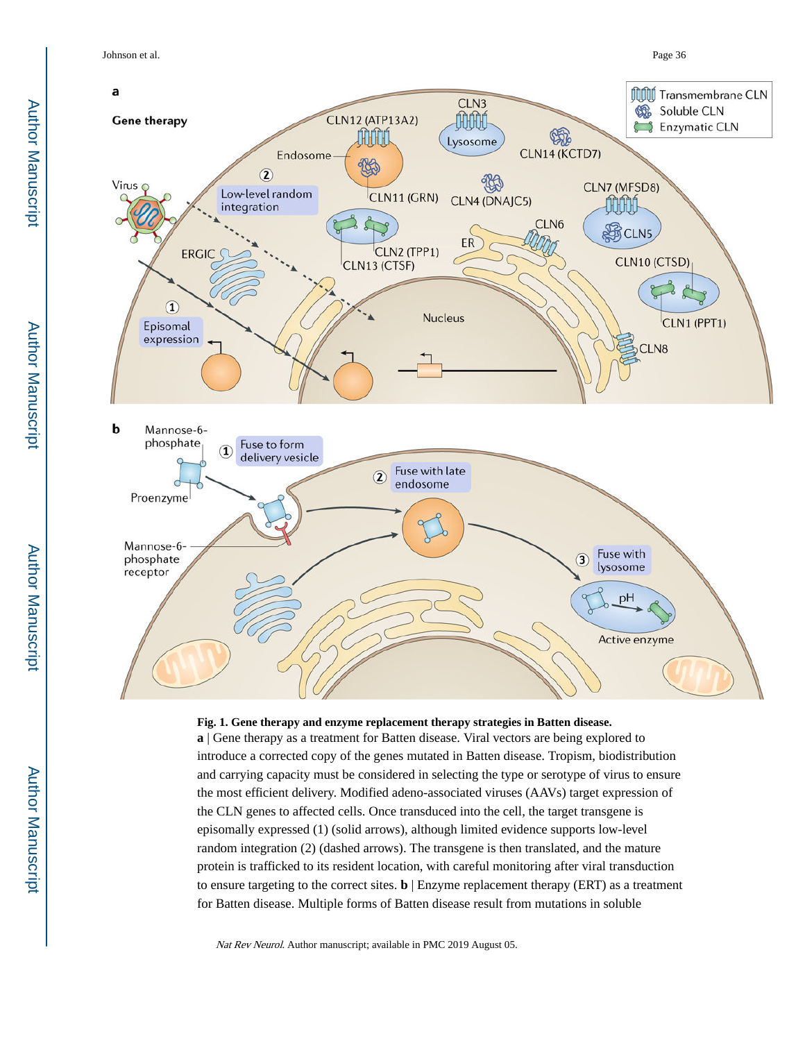**Fig. 1. Gene therapy and enzyme replacement therapy strategies in Batten disease.**

**a** | Gene therapy as a treatment for Batten disease. Viral vectors are being explored to introduce a corrected copy of the genes mutated in Batten disease. Tropism, biodistribution and carrying capacity must be considered in selecting the type or serotype of virus to ensure the most efficient delivery. Modified adeno-associated viruses (AAVs) target expression of the CLN genes to affected cells. Once transduced into the cell, the target transgene is episomally expressed (1) (solid arrows), although limited evidence supports low-level random integration (2) (dashed arrows). The transgene is then translated, and the mature protein is trafficked to its resident location, with careful monitoring after viral transduction to ensure targeting to the correct sites. **b** | Enzyme replacement therapy (ERT) as a treatment for Batten disease. Multiple forms of Batten disease result from mutations in soluble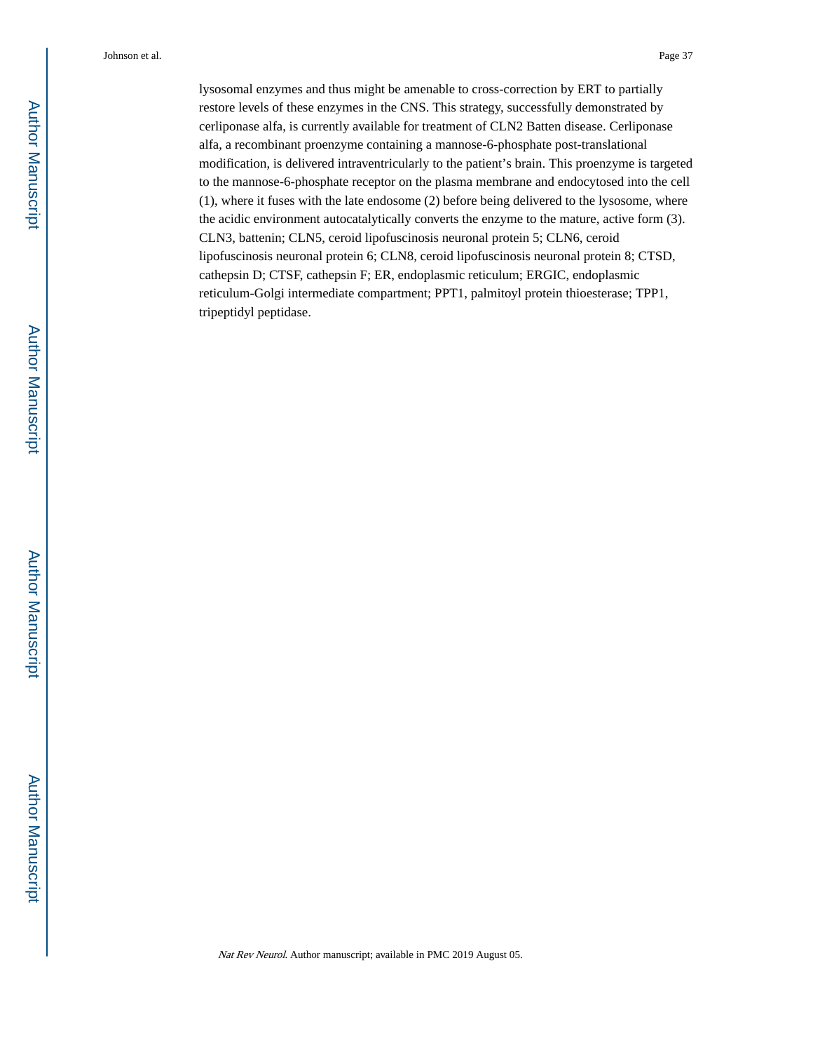lysosomal enzymes and thus might be amenable to cross-correction by ERT to partially restore levels of these enzymes in the CNS. This strategy, successfully demonstrated by cerliponase alfa, is currently available for treatment of CLN2 Batten disease. Cerliponase alfa, a recombinant proenzyme containing a mannose-6-phosphate post-translational modification, is delivered intraventricularly to the patient's brain. This proenzyme is targeted to the mannose-6-phosphate receptor on the plasma membrane and endocytosed into the cell (1), where it fuses with the late endosome (2) before being delivered to the lysosome, where the acidic environment autocatalytically converts the enzyme to the mature, active form (3). CLN3, battenin; CLN5, ceroid lipofuscinosis neuronal protein 5; CLN6, ceroid lipofuscinosis neuronal protein 6; CLN8, ceroid lipofuscinosis neuronal protein 8; CTSD, cathepsin D; CTSF, cathepsin F; ER, endoplasmic reticulum; ERGIC, endoplasmic reticulum-Golgi intermediate compartment; PPT1, palmitoyl protein thioesterase; TPP1, tripeptidyl peptidase.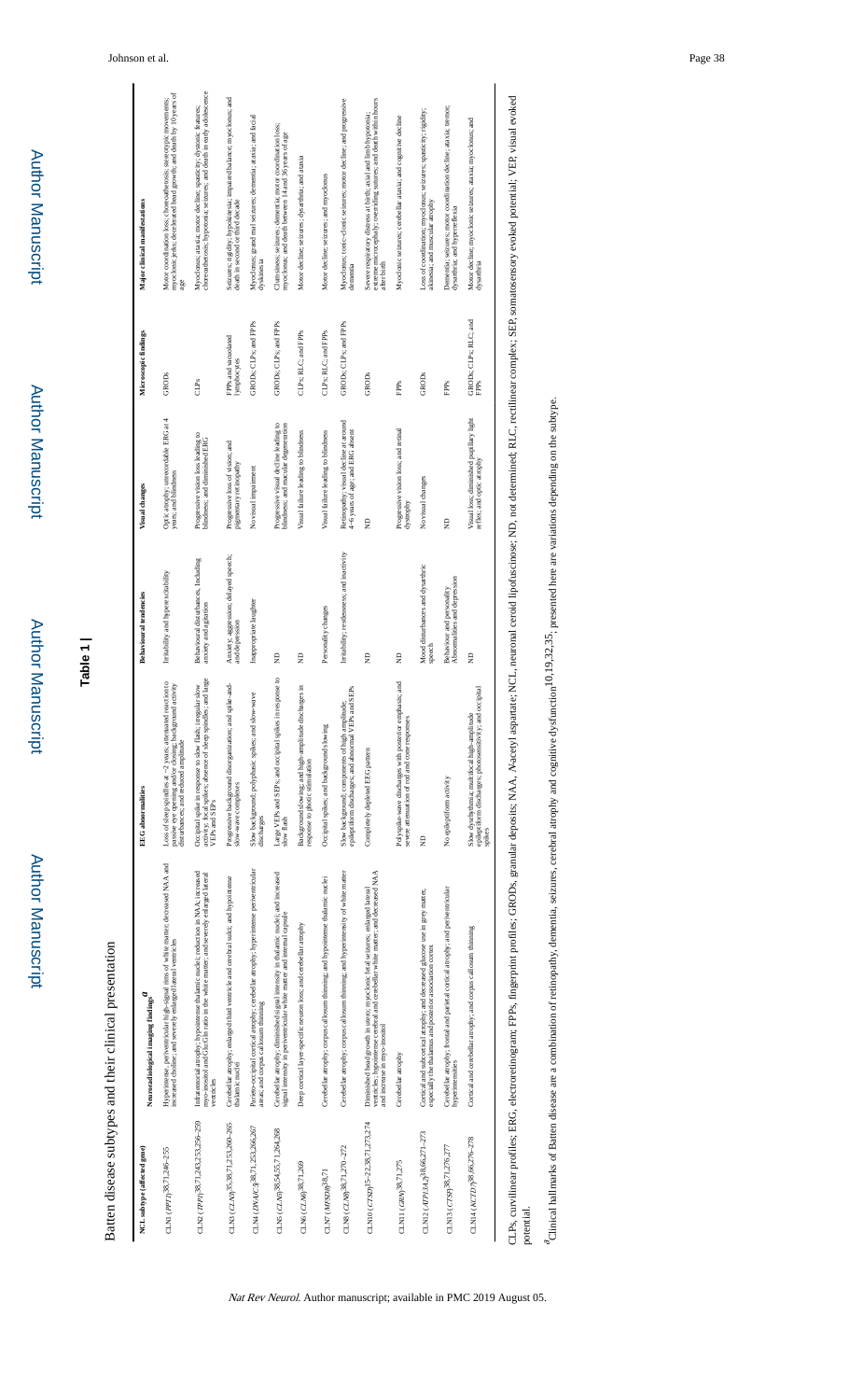**Table 1 |**

Batten disease subtypes and their clinical presentation

| NCL subtype (affected gene) | Neuroradiological imaging findings [a] | EEG abnormalities | Behavioural tendencies | Visual changes | Microscopic findings | Major clinical manifestations |
|---|---|---|---|---|---|---|
| CLN1 (*PPT1*)[38,71,246–255] | Hyperintense, periventricular high-signal rims of white matter; decreased NAA and increased choline; and severely enlarged lateral ventricles | Loss of sleep spindles at ~2 years; attenuated reaction to passive eye opening and/or closing; background activity disturbances; and reduced amplitude | Irritability and hyperexcitability | Optic atrophy; unrecordable ERG at 4 years; and blindness | GRODs | Motor coordination loss; choreoathetosis; stereotypic movements; myoclonic jerks; decelerated head growth; and death by 10 years of age |
| CLN2 (*TPP1*)[38,71,243,253,256–259] | Infratentorial atrophy; hypointense thalamic nuclei; reductions in NAA; increased myo-inositol and Glu/Gln ratio in the white matter; and severely enlarged lateral ventricles | Occipital spike in response to slow flash; irregular slow activity; focal spikes; absence of sleep spindles; and large VEPs and SEPs | Behavioural disturbances, including anxiety and agitation | Progressive vision loss leading to blindness; and diminished ERG | CLPs | Myoclonus; ataxia; motor decline; spasticity; dystonic features; choreoathetosis; hypotonia; seizures; and death in early adolescence |
| CLN3 (*CLN3*)[35,38,71,253,260–265] | Cerebellar atrophy; enlarged third ventricle and cerebral sulci; and hypointense thalamic nuclei | Progressive background disorganization; and spike-and-slow-wave complexes | Anxiety; aggression; delayed speech; and depression | Progressive loss of vision; and pigmentary retinopathy | FPPs and vacuolated lymphocytes | Seizures; rigidity; hypokinesia; impaired balance; myoclonus; and death in second or third decade |
| CLN4 (*DNAJC5*)[38,71,253,266,267] | Parieto-occipital cortical atrophy; cerebellar atrophy; hyperintense periventricular areas; and corpus callosum thinning | Slow background; polyphasic spikes; and slow-wave discharges | Inappropriate laughter | No visual impairment | GRODs; CLPs; and FPPs | Myoclonus; grand mal seizures; dementia; ataxia; and facial dyskinesia |
| CLN5 (*CLN5*)[38,54,55,71,264,268] | Cerebellar atrophy; diminished signal intensity in thalamic nuclei; and increased signal intensity in periventricular white matter and internal capsule | Large VEPs and SEPs; and occipital spikes in response to slow flash | ND | Progressive visual decline leading to blindness; and macular degeneration | GRODs; CLPs; and FPPs | Clumsiness; seizures; dementia; motor coordination loss; myoclonus; and death between 14 and 36 years of age |
| CLN6 (*CLN6*)[38,71,269] | Deep cortical layer-specific neuron loss; and cerebellar atrophy | Background slowing; and high-amplitude discharges in response to photic stimulation | ND | Visual failure leading to blindness | CLPs; RLC; and FPPs | Motor decline; seizures; dysarthria; and ataxia |
| CLN7 (*MFSD8*)[38,71] | Cerebellar atrophy; corpus callosum thinning; and hypointense thalamic nuclei | Occipital spikes; and background slowing | Personality changes | Visual failure leading to blindness | CLPs; RLC; and FPPs | Motor decline; seizures; and myoclonus |
| CLN8 (*CLN8*)[38,71,270–272] | Cerebellar atrophy; corpus callosum thinning; and hyperintensity of white matter | Slow background; components of high amplitude; epileptiform discharges; and abnormal VEPs and SEPs | Irritability; restlessness; and inactivity | Retinopathy; visual decline at around 4–6 years of age; and ERG absent | GRODs; CLPs; and FPPs | Myoclonus; tonic–clonic seizures; motor decline; and progressive dementia |
| CLN10 (*CTSD*)[5–22,38,71,273,274] | Diminished head growth in utero; myoclonic fetal seizures; enlarged lateral ventricles; hypointense cerebral and cerebellar white matter; and decreased NAA and increase in myo-inositol | Completely depleted EEG pattern | ND | ND | GRODs | Severe respiratory distress at birth; axial and limb hypotonia; extreme microcephaly; overriding sutures; and death within hours after birth |
| CLN11 (*GRN*)[38,71,275] | Cerebellar atrophy | Polyspike-wave discharges with posterior emphasis; and severe attenuation of rod and cone responses | ND | Progressive vision loss; and retinal dystrophy | FPPs | Myoclonic seizures; cerebellar ataxia; and cognitive decline |
| CLN12 (*ATP13A2*)[38,66,271–273] | Cortical and subcortical atrophy; and decreased glucose use in grey matter, especially the thalamus and posterior association cortex | ND | Mood disturbances and dysarthric speech | No visual changes | GRODs | Loss of coordination; myoclonus; seizures; spasticity; rigidity; akinesia; and muscular atrophy |
| CLN13 (*CTSF*)[38,71,276,277] | Cerebellar atrophy; frontal and parietal cortical atrophy; and periventricular hyperintensities | No epileptiform activity | Behaviour and personality abnormalities and depression | ND | FPPs | Dementia; seizures; motor coordination decline; ataxia; tremor; dysarthria; and hyperreflexia |
| CLN14 (*KCTD7*)[38,66,276–278] | Cortical and cerebellar atrophy; and corpus callosum thinning | Slow dysrhythmia; multifocal high-amplitude epileptiform discharges; photosensitivity; and occipital spikes | ND | Visual loss; diminished pupillary light reflex; and optic atrophy | GRODs; CLPs; RLC; and FPPs | Motor decline; myoclonic seizures; ataxia; myoclonus; and dysarthria |

CLPs, curvilinear profiles; ERG, electroretinogram; FPPs, fingerprint profiles; GRODs, granular deposits; NAA, *N*-acetyl aspartate; NCL, neuronal ceroid lipofuscinose; ND, not determined; RLC, rectilinear complex; SEP, somatosensory evoked potential; VEP, visual evoked potential.

[a] Clinical hallmarks of Batten disease are a combination of retinopathy, dementia, seizures, cerebral atrophy and cognitive dysfunction[10,19,32,35]; presented here are variations depending on the subtype.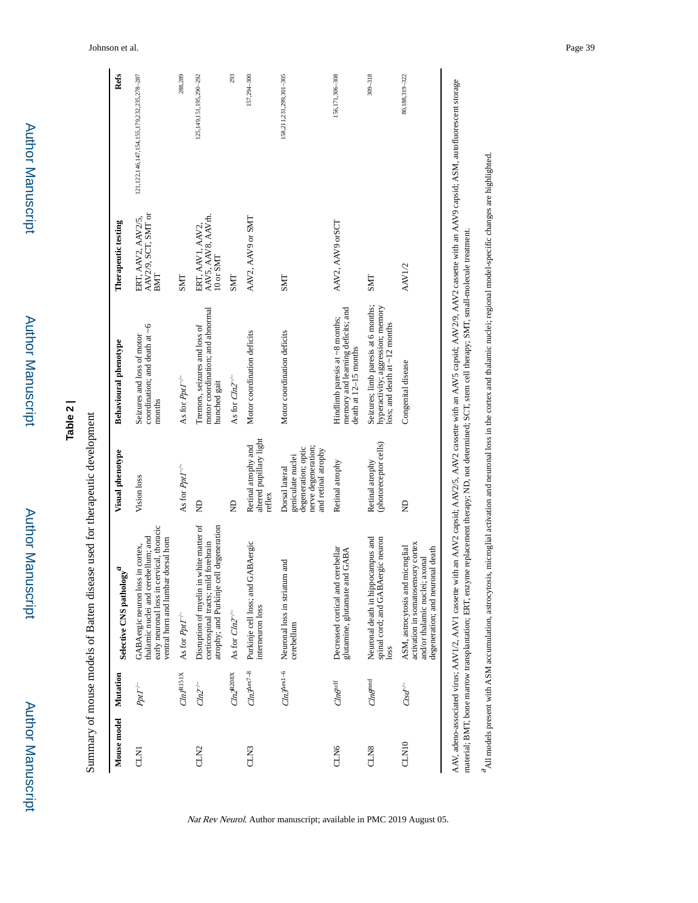## Table 2 |

Summary of mouse models of Batten disease used for therapeutic development

| Mouse model | Mutation | Selective CNS pathology[a] | Visual phenotype | Behavioural phenotype | Therapeutic testing | Refs |
|---|---|---|---|---|---|---|
| CLN1 | *Ppt1*$^{-/-}$ | GABAergic neuron loss in cortex, thalamic nuclei and cerebellum; and early neuronal loss in cervical, thoracic ventral horn and lumbar dorsal horn | Vision loss | Seizures and loss of motor coordination; and death at ~6 months | ERT, AAV2, AAV2/5, AAV2/9, SCT, SMT or BMT | 121,122,146,147,154,155,179,232,235,278–287 |
| | *Cln1*$^{R151X}$ | As for *Ppt1*$^{-/-}$ | As for *Ppt1*$^{-/-}$ | As for *Ppt1*$^{-/-}$ | SMT | 288,289 |
| CLN2 | *Cln2*$^{-/-}$ | Disruption of myelin in white matter of corticospinal tracts; mild forebrain atrophy; and Purkinje cell degeneration | ND | Tremors, seizures and loss of motor coordination; and abnormal hunched gait | ERT, AAV1, AAV2, AAV5, AAV8, AAVrh.10 or SMT | 125,149,151,195,290–292 |
| | *Cln2*$^{R208X}$ | As for *Cln2*$^{-/-}$ | ND | As for *Cln2*$^{-/-}$ | SMT | 293 |
| CLN3 | *Cln3*$^{\Delta ex7–8}$ | Purkinje cell loss; and GABAergic interneuron loss | Retinal atrophy and altered pupillary light reflex | Motor coordination deficits | AAV2, AAV9 or SMT | 157,294–300 |
| | *Cln3*$^{\Delta ex1–6}$ | Neuronal loss in striatum and cerebellum | Dorsal lateral geniculate nuclei degeneration; optic nerve degeneration; and retinal atrophy | Motor coordination deficits | SMT | 158,211,231,299,301–305 |
| CLN6 | *Cln6*$^{nclf}$ | Decreased cortical and cerebellar glutamine, glutamate and GABA | Retinal atrophy | Hindlimb paresis at ~8 months; memory and learning deficits; and death at 12–15 months | AAV2, AAV9 or SCT | 156,171,306–308 |
| CLN8 | *Cln8*$^{mnd}$ | Neuronal death in hippocampus and spinal cord; and GABAergic neuron loss | Retinal atrophy (photoreceptor cells) | Seizures; limb paresis at 6 months; hyperactivity; aggression; memory loss; and death at ~12 months | SMT | 309–318 |
| CLN10 | *Ctsd*$^{-/-}$ | ASM, astrocytosis and microglial activation in somatosensory cortex and/or thalamic nuclei; axonal degeneration; and neuronal death | ND | Congenital disease | AAV1/2 | 80,188,319–322 |

AAV, adeno-associated virus; AAV1/2, AAV1 cassette with an AAV2 capsid; AAV2/5, AAV2 cassette with an AAV5 capsid; AAV2/9, AAV2 cassette with an AAV9 capsid; ASM, autofluorescent storage material; BMT, bone marrow transplantation; ERT, enzyme replacement therapy; ND, not determined; SCT, stem cell therapy; SMT, small-molecule treatment.

[a] All models present with ASM accumulation, astrocytosis, microglial activation and neuronal loss in the cortex and thalamic nuclei; regional model-specific changes are highlighted.